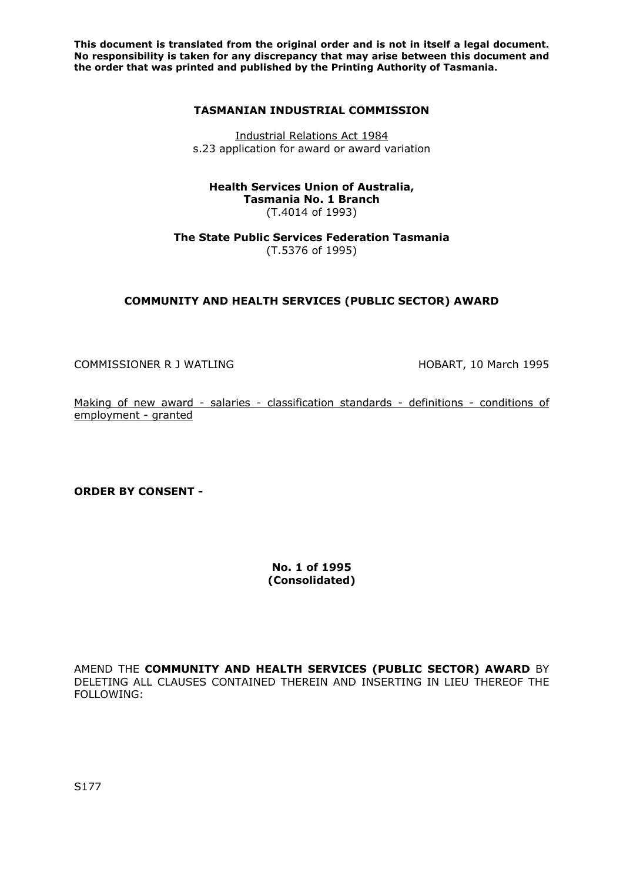**This document is translated from the original order and is not in itself a legal document. No responsibility is taken for any discrepancy that may arise between this document and the order that was printed and published by the Printing Authority of Tasmania.**

**TASMANIAN INDUSTRIAL COMMISSION**

Industrial Relations Act 1984
s.23 application for award or award variation

**Health Services Union of Australia,**
**Tasmania No. 1 Branch**
(T.4014 of 1993)

**The State Public Services Federation Tasmania**
(T.5376 of 1995)

**COMMUNITY AND HEALTH SERVICES (PUBLIC SECTOR) AWARD**

COMMISSIONER R J WATLING

HOBART, 10 March 1995

Making of new award - salaries - classification standards - definitions - conditions of employment - granted

**ORDER BY CONSENT -**

**No. 1 of 1995**
**(Consolidated)**

AMEND THE **COMMUNITY AND HEALTH SERVICES (PUBLIC SECTOR) AWARD** BY DELETING ALL CLAUSES CONTAINED THEREIN AND INSERTING IN LIEU THEREOF THE FOLLOWING:

S177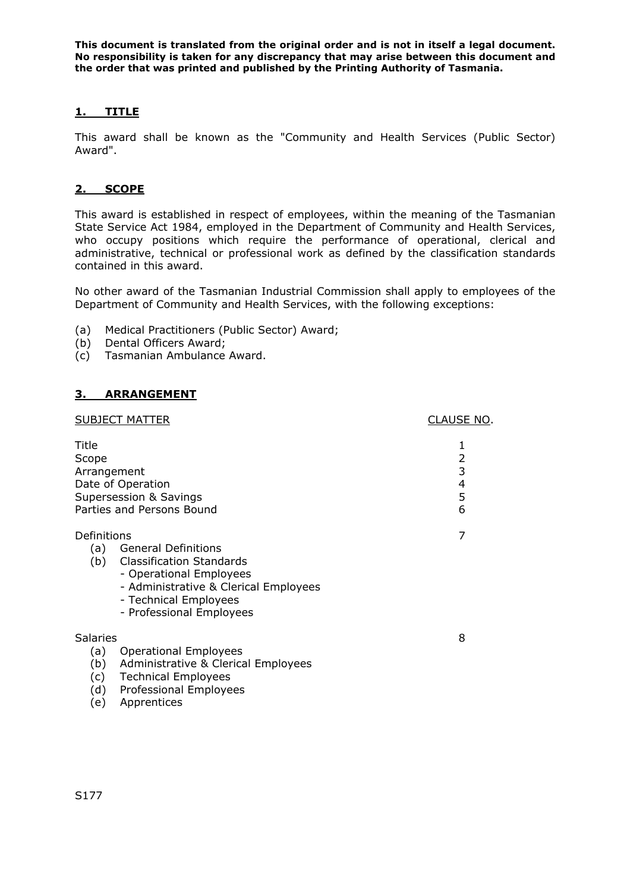**This document is translated from the original order and is not in itself a legal document. No responsibility is taken for any discrepancy that may arise between this document and the order that was printed and published by the Printing Authority of Tasmania.**

## 1. TITLE

This award shall be known as the "Community and Health Services (Public Sector) Award".

## 2. SCOPE

This award is established in respect of employees, within the meaning of the Tasmanian State Service Act 1984, employed in the Department of Community and Health Services, who occupy positions which require the performance of operational, clerical and administrative, technical or professional work as defined by the classification standards contained in this award.

No other award of the Tasmanian Industrial Commission shall apply to employees of the Department of Community and Health Services, with the following exceptions:

(a) Medical Practitioners (Public Sector) Award;
(b) Dental Officers Award;
(c) Tasmanian Ambulance Award.

## 3. ARRANGEMENT

| SUBJECT MATTER | CLAUSE NO. |
|---|---|
| Title | 1 |
| Scope | 2 |
| Arrangement | 3 |
| Date of Operation | 4 |
| Supersession & Savings | 5 |
| Parties and Persons Bound | 6 |
| Definitions | 7 |
| (a) General Definitions | |
| (b) Classification Standards | |
| - Operational Employees | |
| - Administrative & Clerical Employees | |
| - Technical Employees | |
| - Professional Employees | |
| Salaries | 8 |
| (a) Operational Employees | |
| (b) Administrative & Clerical Employees | |
| (c) Technical Employees | |
| (d) Professional Employees | |
| (e) Apprentices | |

S177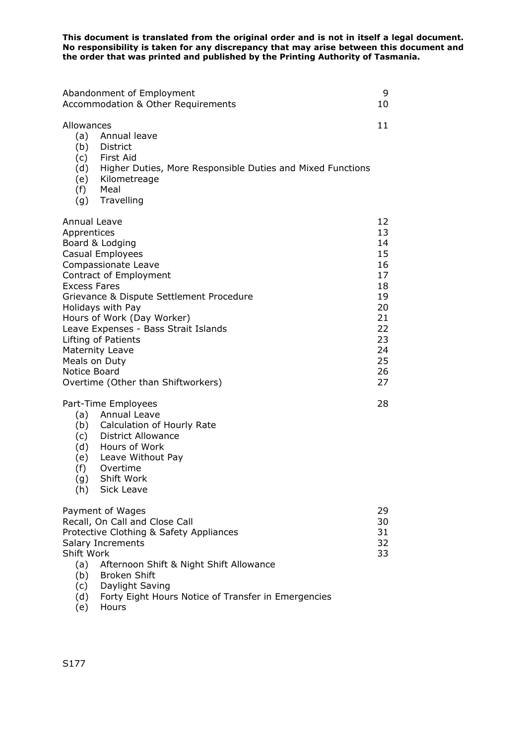**This document is translated from the original order and is not in itself a legal document. No responsibility is taken for any discrepancy that may arise between this document and the order that was printed and published by the Printing Authority of Tasmania.**

| | |
|---|---|
| Abandonment of Employment | 9 |
| Accommodation & Other Requirements | 10 |
| Allowances | 11 |
| (a) Annual leave | |
| (b) District | |
| (c) First Aid | |
| (d) Higher Duties, More Responsible Duties and Mixed Functions | |
| (e) Kilometreage | |
| (f) Meal | |
| (g) Travelling | |
| Annual Leave | 12 |
| Apprentices | 13 |
| Board & Lodging | 14 |
| Casual Employees | 15 |
| Compassionate Leave | 16 |
| Contract of Employment | 17 |
| Excess Fares | 18 |
| Grievance & Dispute Settlement Procedure | 19 |
| Holidays with Pay | 20 |
| Hours of Work (Day Worker) | 21 |
| Leave Expenses - Bass Strait Islands | 22 |
| Lifting of Patients | 23 |
| Maternity Leave | 24 |
| Meals on Duty | 25 |
| Notice Board | 26 |
| Overtime (Other than Shiftworkers) | 27 |
| Part-Time Employees | 28 |
| (a) Annual Leave | |
| (b) Calculation of Hourly Rate | |
| (c) District Allowance | |
| (d) Hours of Work | |
| (e) Leave Without Pay | |
| (f) Overtime | |
| (g) Shift Work | |
| (h) Sick Leave | |
| Payment of Wages | 29 |
| Recall, On Call and Close Call | 30 |
| Protective Clothing & Safety Appliances | 31 |
| Salary Increments | 32 |
| Shift Work | 33 |
| (a) Afternoon Shift & Night Shift Allowance | |
| (b) Broken Shift | |
| (c) Daylight Saving | |
| (d) Forty Eight Hours Notice of Transfer in Emergencies | |
| (e) Hours | |

S177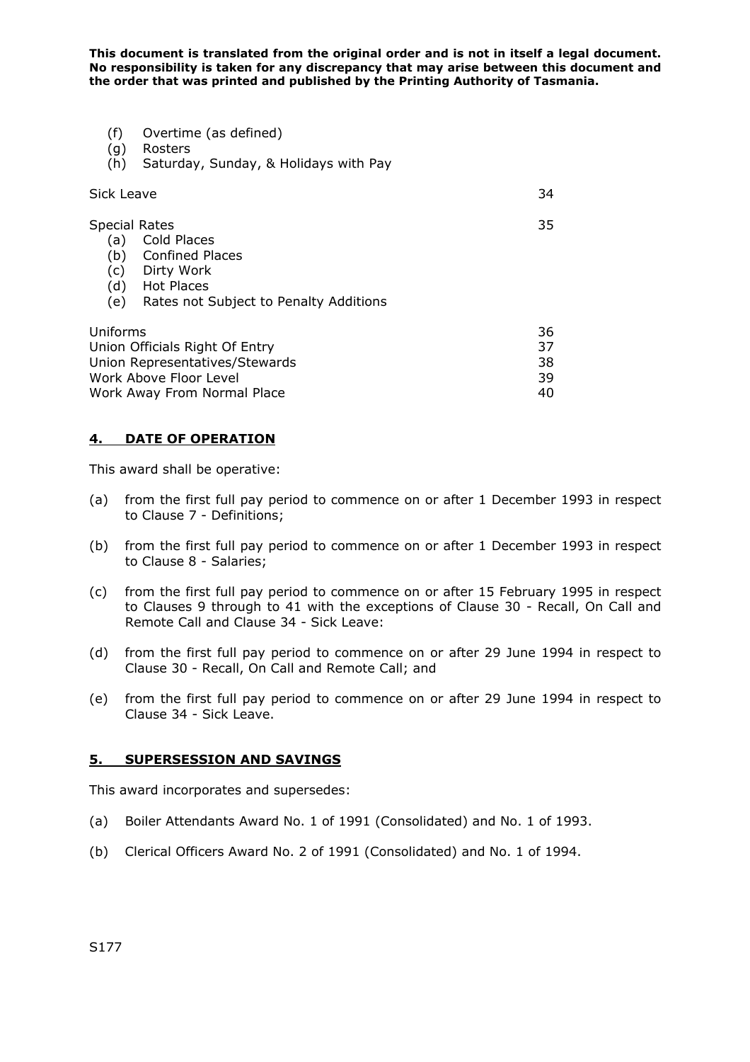This document is translated from the original order and is not in itself a legal document. No responsibility is taken for any discrepancy that may arise between this document and the order that was printed and published by the Printing Authority of Tasmania.

| | |
|---|---|
| (f) Overtime (as defined) | |
| (g) Rosters | |
| (h) Saturday, Sunday, & Holidays with Pay | |
| Sick Leave | 34 |
| Special Rates | 35 |
| (a) Cold Places | |
| (b) Confined Places | |
| (c) Dirty Work | |
| (d) Hot Places | |
| (e) Rates not Subject to Penalty Additions | |
| Uniforms | 36 |
| Union Officials Right Of Entry | 37 |
| Union Representatives/Stewards | 38 |
| Work Above Floor Level | 39 |
| Work Away From Normal Place | 40 |

## 4. DATE OF OPERATION

This award shall be operative:

(a) from the first full pay period to commence on or after 1 December 1993 in respect to Clause 7 - Definitions;

(b) from the first full pay period to commence on or after 1 December 1993 in respect to Clause 8 - Salaries;

(c) from the first full pay period to commence on or after 15 February 1995 in respect to Clauses 9 through to 41 with the exceptions of Clause 30 - Recall, On Call and Remote Call and Clause 34 - Sick Leave:

(d) from the first full pay period to commence on or after 29 June 1994 in respect to Clause 30 - Recall, On Call and Remote Call; and

(e) from the first full pay period to commence on or after 29 June 1994 in respect to Clause 34 - Sick Leave.

## 5. SUPERSESSION AND SAVINGS

This award incorporates and supersedes:

(a) Boiler Attendants Award No. 1 of 1991 (Consolidated) and No. 1 of 1993.

(b) Clerical Officers Award No. 2 of 1991 (Consolidated) and No. 1 of 1994.

S177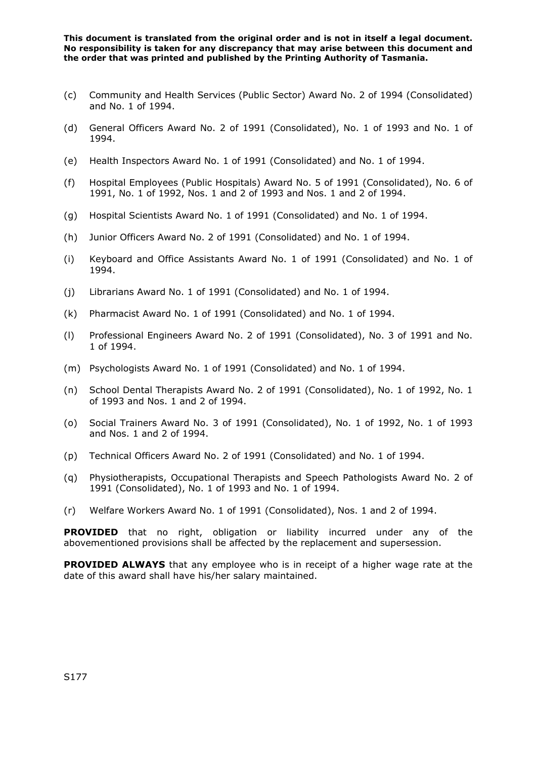**This document is translated from the original order and is not in itself a legal document. No responsibility is taken for any discrepancy that may arise between this document and the order that was printed and published by the Printing Authority of Tasmania.**

(c) Community and Health Services (Public Sector) Award No. 2 of 1994 (Consolidated) and No. 1 of 1994.

(d) General Officers Award No. 2 of 1991 (Consolidated), No. 1 of 1993 and No. 1 of 1994.

(e) Health Inspectors Award No. 1 of 1991 (Consolidated) and No. 1 of 1994.

(f) Hospital Employees (Public Hospitals) Award No. 5 of 1991 (Consolidated), No. 6 of 1991, No. 1 of 1992, Nos. 1 and 2 of 1993 and Nos. 1 and 2 of 1994.

(g) Hospital Scientists Award No. 1 of 1991 (Consolidated) and No. 1 of 1994.

(h) Junior Officers Award No. 2 of 1991 (Consolidated) and No. 1 of 1994.

(i) Keyboard and Office Assistants Award No. 1 of 1991 (Consolidated) and No. 1 of 1994.

(j) Librarians Award No. 1 of 1991 (Consolidated) and No. 1 of 1994.

(k) Pharmacist Award No. 1 of 1991 (Consolidated) and No. 1 of 1994.

(l) Professional Engineers Award No. 2 of 1991 (Consolidated), No. 3 of 1991 and No. 1 of 1994.

(m) Psychologists Award No. 1 of 1991 (Consolidated) and No. 1 of 1994.

(n) School Dental Therapists Award No. 2 of 1991 (Consolidated), No. 1 of 1992, No. 1 of 1993 and Nos. 1 and 2 of 1994.

(o) Social Trainers Award No. 3 of 1991 (Consolidated), No. 1 of 1992, No. 1 of 1993 and Nos. 1 and 2 of 1994.

(p) Technical Officers Award No. 2 of 1991 (Consolidated) and No. 1 of 1994.

(q) Physiotherapists, Occupational Therapists and Speech Pathologists Award No. 2 of 1991 (Consolidated), No. 1 of 1993 and No. 1 of 1994.

(r) Welfare Workers Award No. 1 of 1991 (Consolidated), Nos. 1 and 2 of 1994.

**PROVIDED** that no right, obligation or liability incurred under any of the abovementioned provisions shall be affected by the replacement and supersession.

**PROVIDED ALWAYS** that any employee who is in receipt of a higher wage rate at the date of this award shall have his/her salary maintained.

S177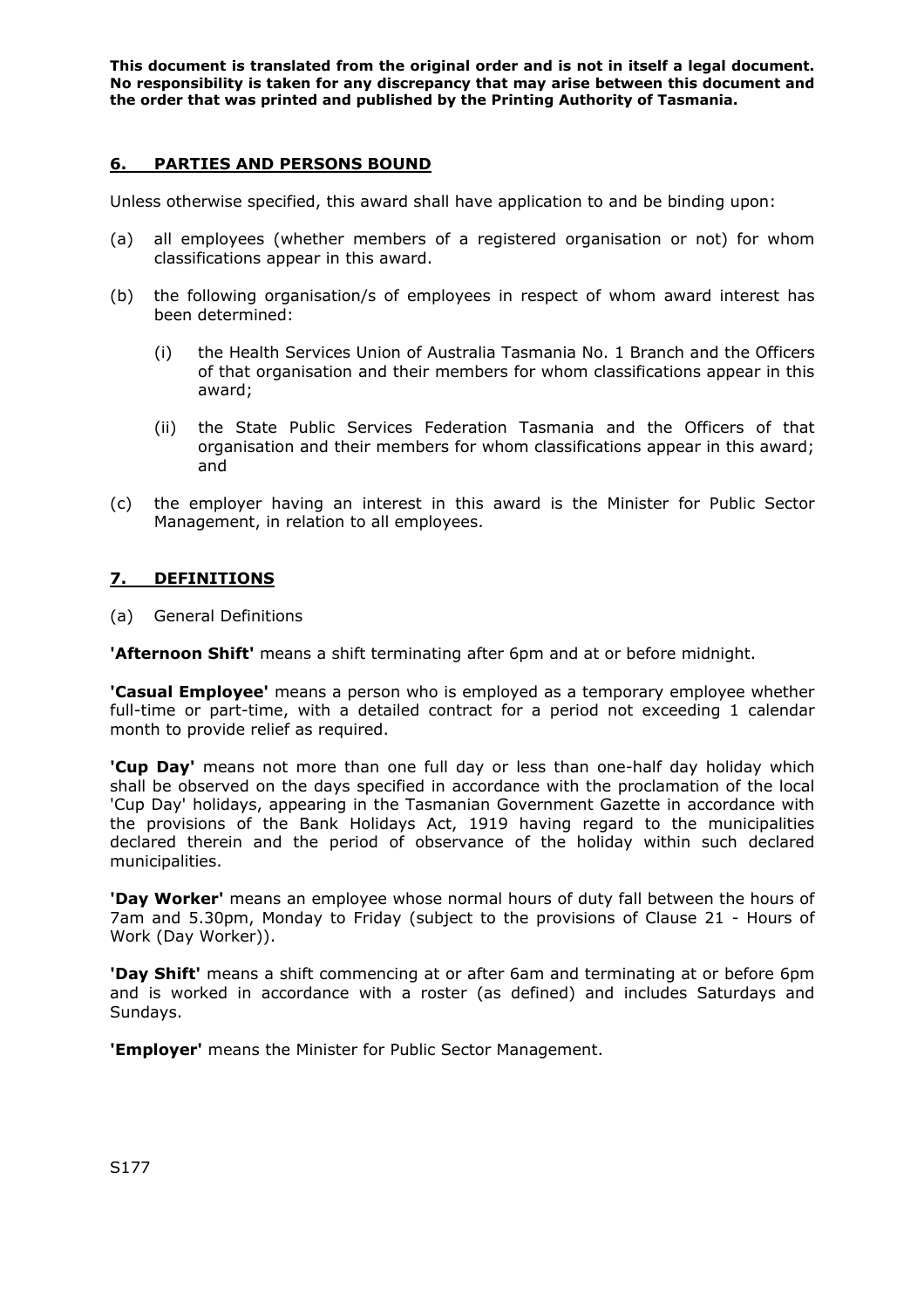**This document is translated from the original order and is not in itself a legal document. No responsibility is taken for any discrepancy that may arise between this document and the order that was printed and published by the Printing Authority of Tasmania.**

## 6. PARTIES AND PERSONS BOUND

Unless otherwise specified, this award shall have application to and be binding upon:

(a) all employees (whether members of a registered organisation or not) for whom classifications appear in this award.

(b) the following organisation/s of employees in respect of whom award interest has been determined:

(i) the Health Services Union of Australia Tasmania No. 1 Branch and the Officers of that organisation and their members for whom classifications appear in this award;

(ii) the State Public Services Federation Tasmania and the Officers of that organisation and their members for whom classifications appear in this award; and

(c) the employer having an interest in this award is the Minister for Public Sector Management, in relation to all employees.

## 7. DEFINITIONS

(a) General Definitions

**'Afternoon Shift'** means a shift terminating after 6pm and at or before midnight.

**'Casual Employee'** means a person who is employed as a temporary employee whether full-time or part-time, with a detailed contract for a period not exceeding 1 calendar month to provide relief as required.

**'Cup Day'** means not more than one full day or less than one-half day holiday which shall be observed on the days specified in accordance with the proclamation of the local 'Cup Day' holidays, appearing in the Tasmanian Government Gazette in accordance with the provisions of the Bank Holidays Act, 1919 having regard to the municipalities declared therein and the period of observance of the holiday within such declared municipalities.

**'Day Worker'** means an employee whose normal hours of duty fall between the hours of 7am and 5.30pm, Monday to Friday (subject to the provisions of Clause 21 - Hours of Work (Day Worker)).

**'Day Shift'** means a shift commencing at or after 6am and terminating at or before 6pm and is worked in accordance with a roster (as defined) and includes Saturdays and Sundays.

**'Employer'** means the Minister for Public Sector Management.

S177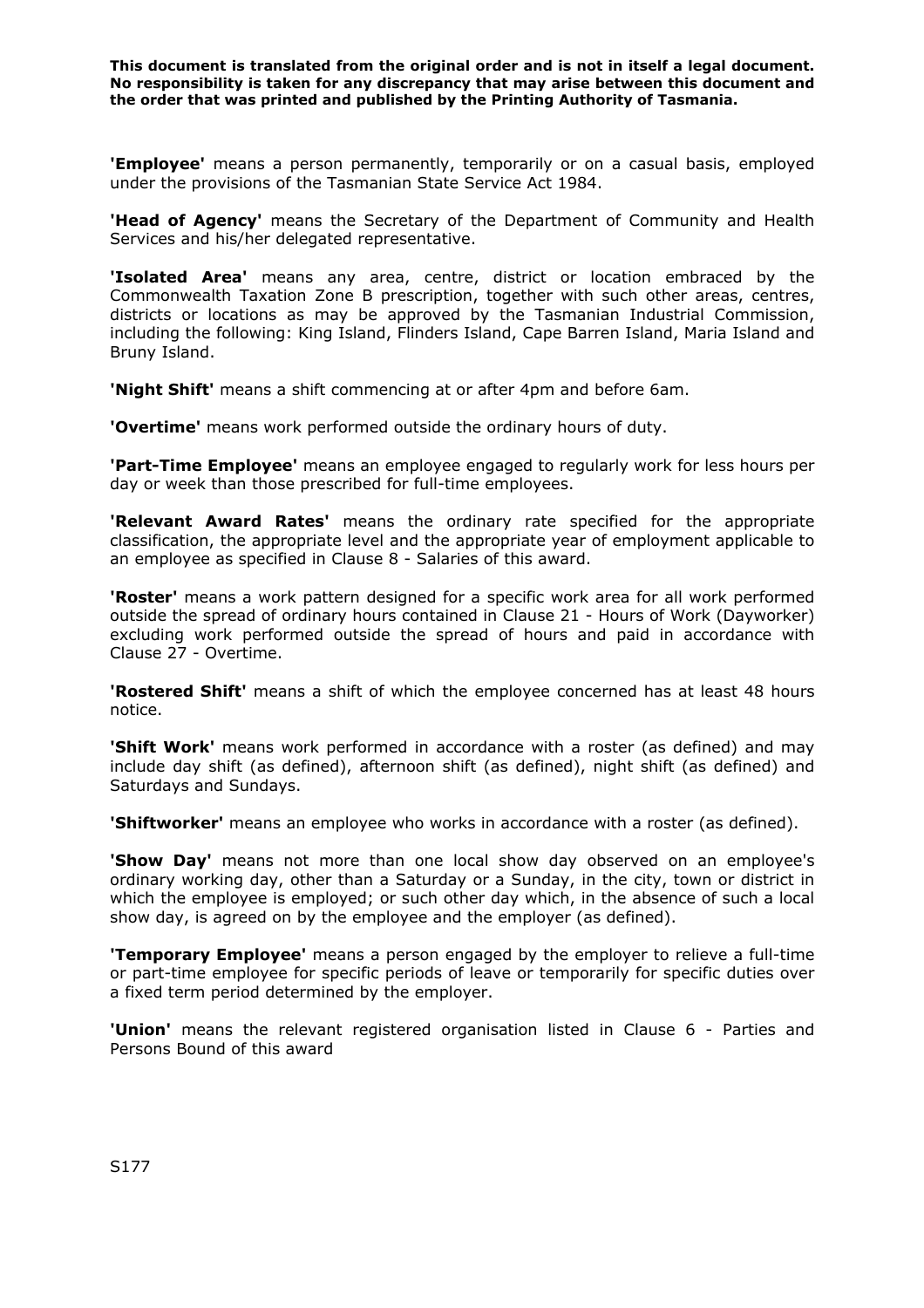**'Employee'** means a person permanently, temporarily or on a casual basis, employed under the provisions of the Tasmanian State Service Act 1984.

**'Head of Agency'** means the Secretary of the Department of Community and Health Services and his/her delegated representative.

**'Isolated Area'** means any area, centre, district or location embraced by the Commonwealth Taxation Zone B prescription, together with such other areas, centres, districts or locations as may be approved by the Tasmanian Industrial Commission, including the following: King Island, Flinders Island, Cape Barren Island, Maria Island and Bruny Island.

**'Night Shift'** means a shift commencing at or after 4pm and before 6am.

**'Overtime'** means work performed outside the ordinary hours of duty.

**'Part-Time Employee'** means an employee engaged to regularly work for less hours per day or week than those prescribed for full-time employees.

**'Relevant Award Rates'** means the ordinary rate specified for the appropriate classification, the appropriate level and the appropriate year of employment applicable to an employee as specified in Clause 8 - Salaries of this award.

**'Roster'** means a work pattern designed for a specific work area for all work performed outside the spread of ordinary hours contained in Clause 21 - Hours of Work (Dayworker) excluding work performed outside the spread of hours and paid in accordance with Clause 27 - Overtime.

**'Rostered Shift'** means a shift of which the employee concerned has at least 48 hours notice.

**'Shift Work'** means work performed in accordance with a roster (as defined) and may include day shift (as defined), afternoon shift (as defined), night shift (as defined) and Saturdays and Sundays.

**'Shiftworker'** means an employee who works in accordance with a roster (as defined).

**'Show Day'** means not more than one local show day observed on an employee's ordinary working day, other than a Saturday or a Sunday, in the city, town or district in which the employee is employed; or such other day which, in the absence of such a local show day, is agreed on by the employee and the employer (as defined).

**'Temporary Employee'** means a person engaged by the employer to relieve a full-time or part-time employee for specific periods of leave or temporarily for specific duties over a fixed term period determined by the employer.

**'Union'** means the relevant registered organisation listed in Clause 6 - Parties and Persons Bound of this award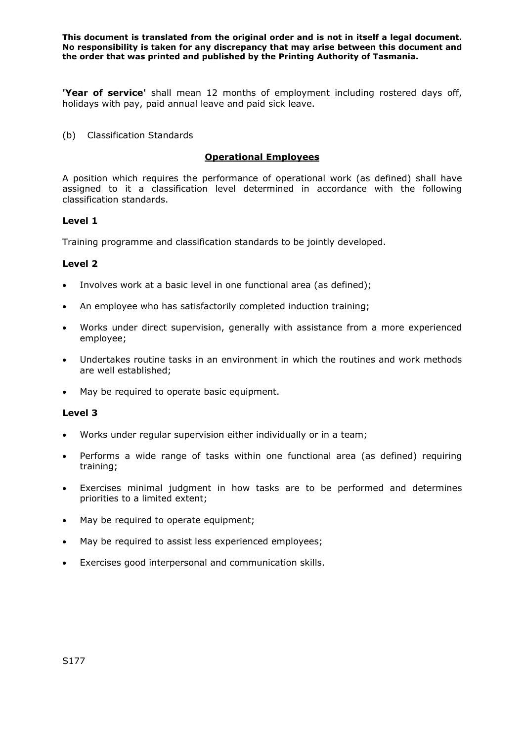**'Year of service'** shall mean 12 months of employment including rostered days off, holidays with pay, paid annual leave and paid sick leave.

(b) Classification Standards

## Operational Employees

A position which requires the performance of operational work (as defined) shall have assigned to it a classification level determined in accordance with the following classification standards.

### Level 1

Training programme and classification standards to be jointly developed.

### Level 2

- Involves work at a basic level in one functional area (as defined);
- An employee who has satisfactorily completed induction training;
- Works under direct supervision, generally with assistance from a more experienced employee;
- Undertakes routine tasks in an environment in which the routines and work methods are well established;
- May be required to operate basic equipment.

### Level 3

- Works under regular supervision either individually or in a team;
- Performs a wide range of tasks within one functional area (as defined) requiring training;
- Exercises minimal judgment in how tasks are to be performed and determines priorities to a limited extent;
- May be required to operate equipment;
- May be required to assist less experienced employees;
- Exercises good interpersonal and communication skills.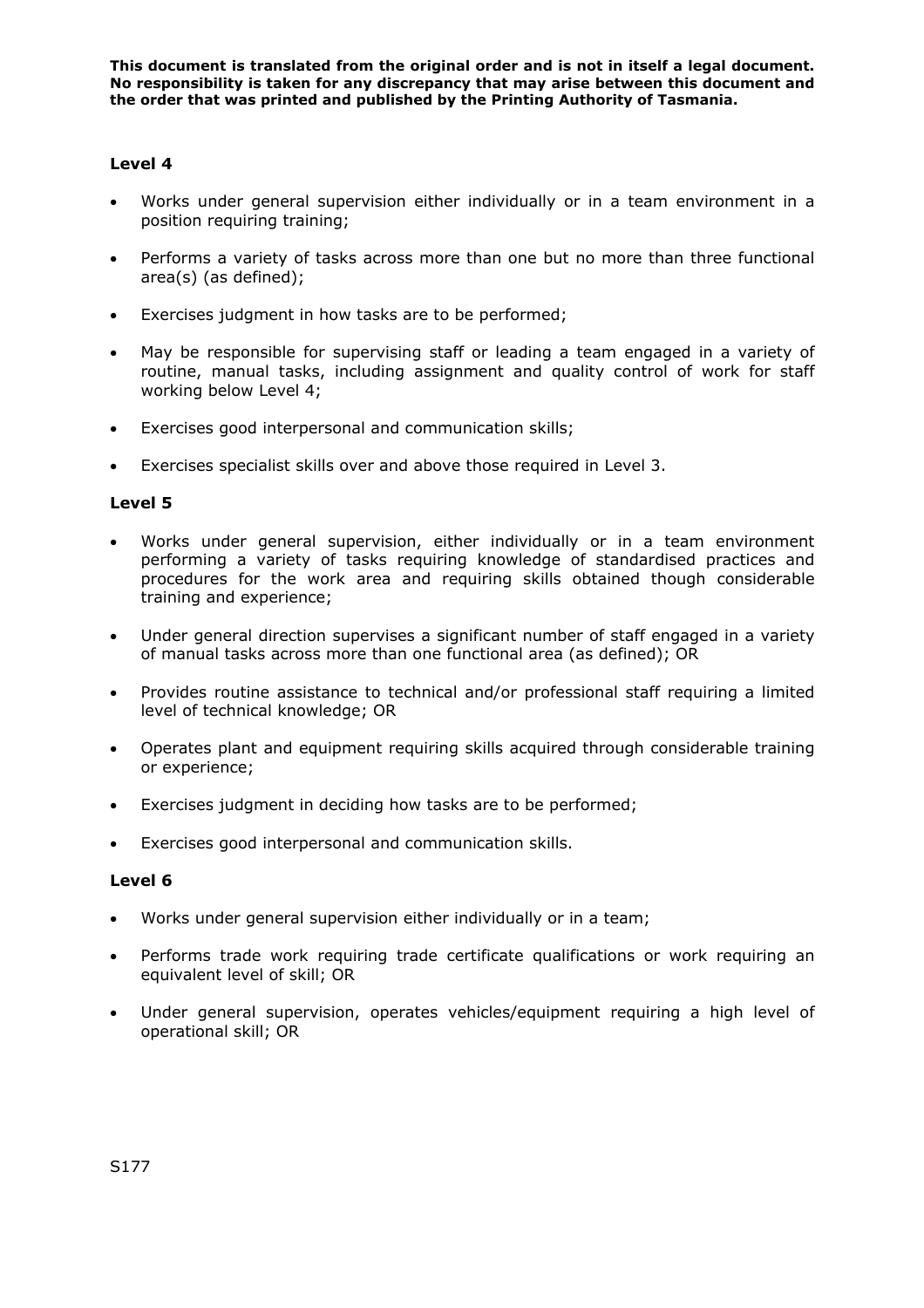### Level 4

- Works under general supervision either individually or in a team environment in a position requiring training;
- Performs a variety of tasks across more than one but no more than three functional area(s) (as defined);
- Exercises judgment in how tasks are to be performed;
- May be responsible for supervising staff or leading a team engaged in a variety of routine, manual tasks, including assignment and quality control of work for staff working below Level 4;
- Exercises good interpersonal and communication skills;
- Exercises specialist skills over and above those required in Level 3.

### Level 5

- Works under general supervision, either individually or in a team environment performing a variety of tasks requiring knowledge of standardised practices and procedures for the work area and requiring skills obtained though considerable training and experience;
- Under general direction supervises a significant number of staff engaged in a variety of manual tasks across more than one functional area (as defined); OR
- Provides routine assistance to technical and/or professional staff requiring a limited level of technical knowledge; OR
- Operates plant and equipment requiring skills acquired through considerable training or experience;
- Exercises judgment in deciding how tasks are to be performed;
- Exercises good interpersonal and communication skills.

### Level 6

- Works under general supervision either individually or in a team;
- Performs trade work requiring trade certificate qualifications or work requiring an equivalent level of skill; OR
- Under general supervision, operates vehicles/equipment requiring a high level of operational skill; OR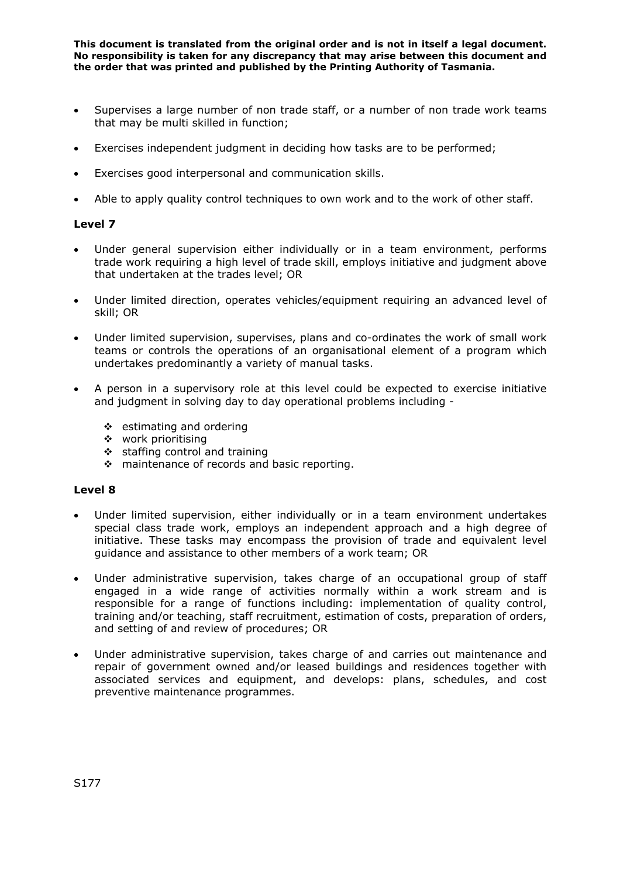**This document is translated from the original order and is not in itself a legal document. No responsibility is taken for any discrepancy that may arise between this document and the order that was printed and published by the Printing Authority of Tasmania.**

- Supervises a large number of non trade staff, or a number of non trade work teams that may be multi skilled in function;
- Exercises independent judgment in deciding how tasks are to be performed;
- Exercises good interpersonal and communication skills.
- Able to apply quality control techniques to own work and to the work of other staff.

**Level 7**

- Under general supervision either individually or in a team environment, performs trade work requiring a high level of trade skill, employs initiative and judgment above that undertaken at the trades level; OR
- Under limited direction, operates vehicles/equipment requiring an advanced level of skill; OR
- Under limited supervision, supervises, plans and co-ordinates the work of small work teams or controls the operations of an organisational element of a program which undertakes predominantly a variety of manual tasks.
- A person in a supervisory role at this level could be expected to exercise initiative and judgment in solving day to day operational problems including -
  - estimating and ordering
  - work prioritising
  - staffing control and training
  - maintenance of records and basic reporting.

**Level 8**

- Under limited supervision, either individually or in a team environment undertakes special class trade work, employs an independent approach and a high degree of initiative. These tasks may encompass the provision of trade and equivalent level guidance and assistance to other members of a work team; OR
- Under administrative supervision, takes charge of an occupational group of staff engaged in a wide range of activities normally within a work stream and is responsible for a range of functions including: implementation of quality control, training and/or teaching, staff recruitment, estimation of costs, preparation of orders, and setting of and review of procedures; OR
- Under administrative supervision, takes charge of and carries out maintenance and repair of government owned and/or leased buildings and residences together with associated services and equipment, and develops: plans, schedules, and cost preventive maintenance programmes.

S177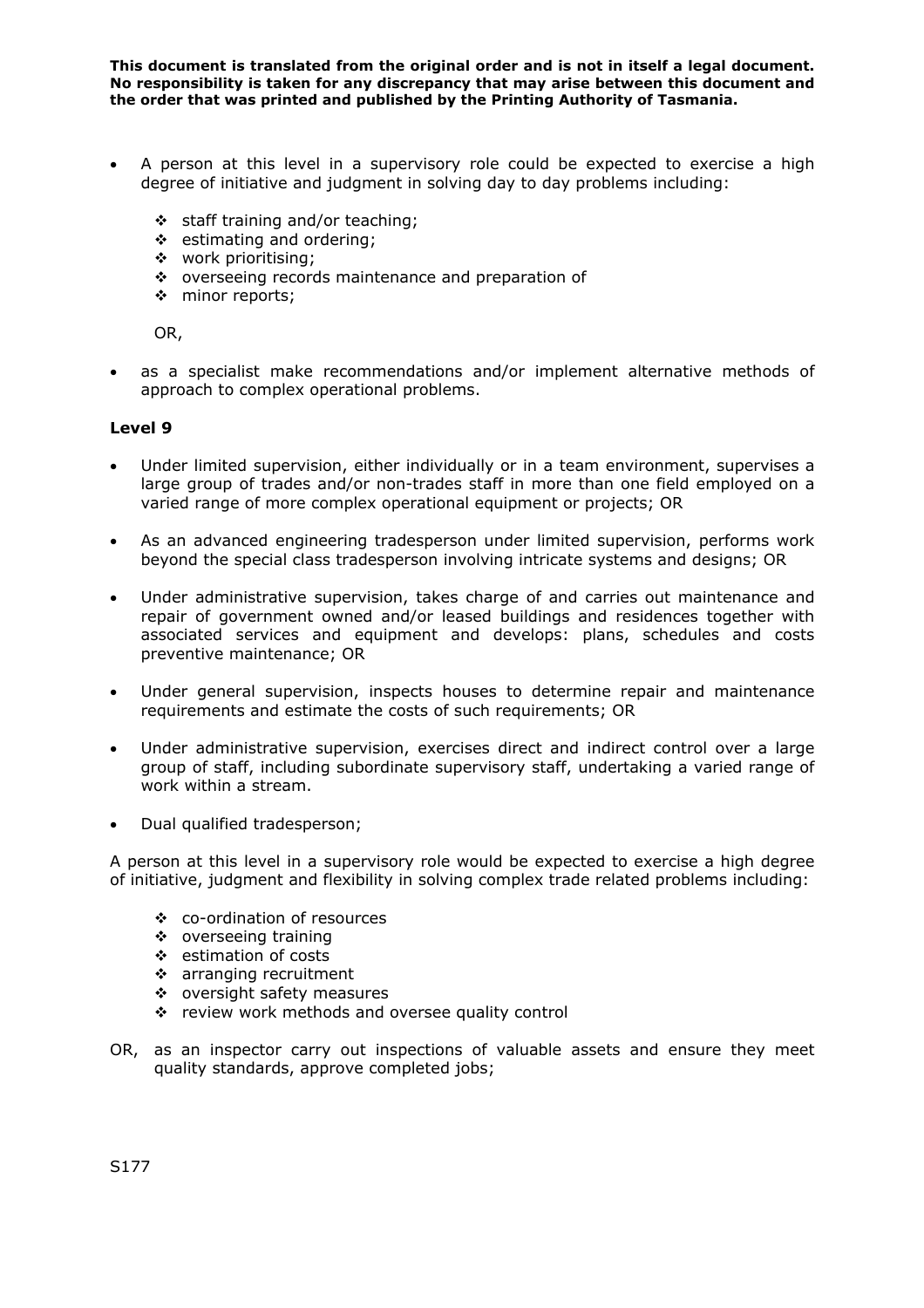**This document is translated from the original order and is not in itself a legal document. No responsibility is taken for any discrepancy that may arise between this document and the order that was printed and published by the Printing Authority of Tasmania.**

- A person at this level in a supervisory role could be expected to exercise a high degree of initiative and judgment in solving day to day problems including:
  - staff training and/or teaching;
  - estimating and ordering;
  - work prioritising;
  - overseeing records maintenance and preparation of
  - minor reports;

  OR,

- as a specialist make recommendations and/or implement alternative methods of approach to complex operational problems.

### Level 9

- Under limited supervision, either individually or in a team environment, supervises a large group of trades and/or non-trades staff in more than one field employed on a varied range of more complex operational equipment or projects; OR
- As an advanced engineering tradesperson under limited supervision, performs work beyond the special class tradesperson involving intricate systems and designs; OR
- Under administrative supervision, takes charge of and carries out maintenance and repair of government owned and/or leased buildings and residences together with associated services and equipment and develops: plans, schedules and costs preventive maintenance; OR
- Under general supervision, inspects houses to determine repair and maintenance requirements and estimate the costs of such requirements; OR
- Under administrative supervision, exercises direct and indirect control over a large group of staff, including subordinate supervisory staff, undertaking a varied range of work within a stream.
- Dual qualified tradesperson;

A person at this level in a supervisory role would be expected to exercise a high degree of initiative, judgment and flexibility in solving complex trade related problems including:

- co-ordination of resources
- overseeing training
- estimation of costs
- arranging recruitment
- oversight safety measures
- review work methods and oversee quality control

OR, as an inspector carry out inspections of valuable assets and ensure they meet quality standards, approve completed jobs;

S177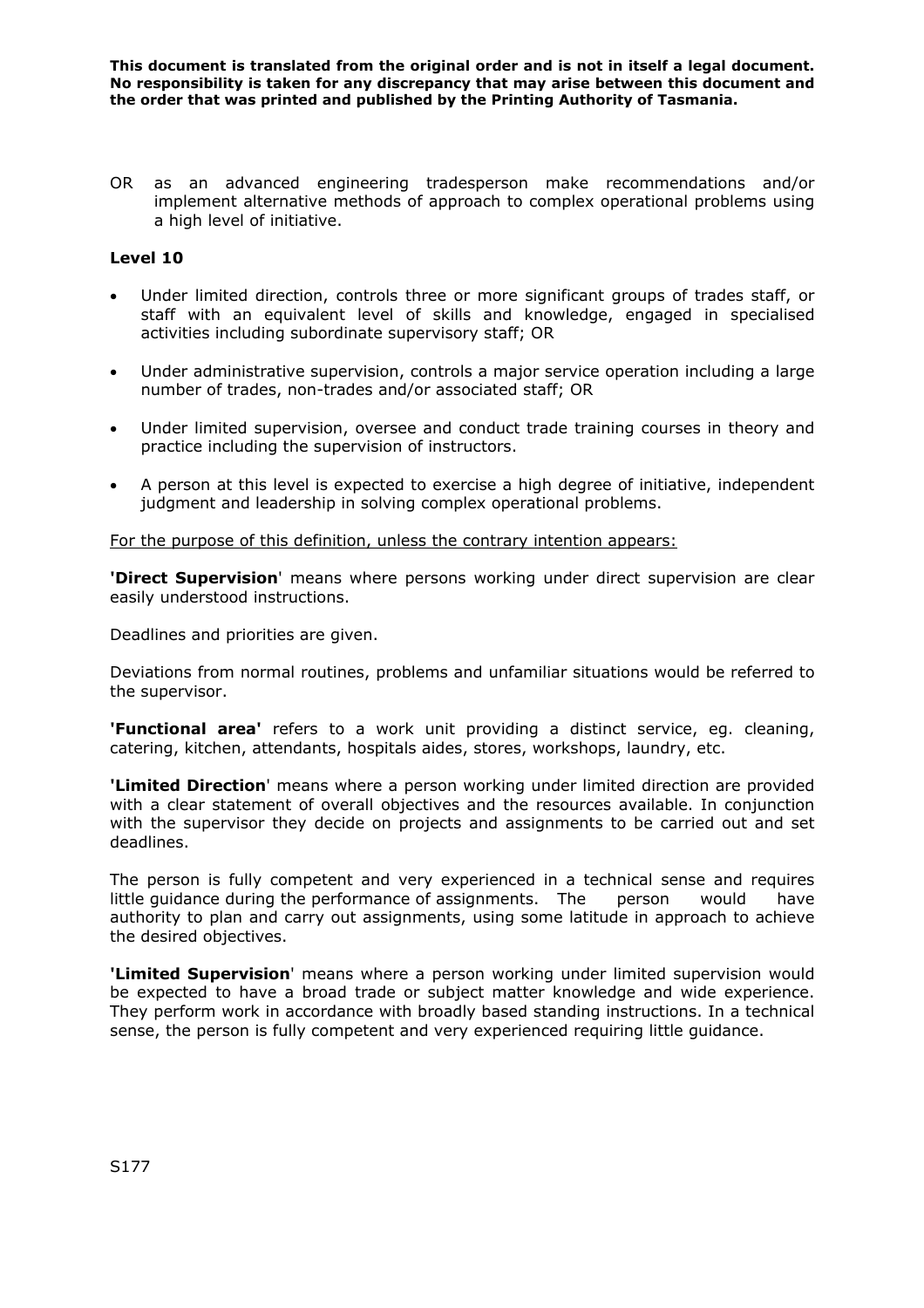OR as an advanced engineering tradesperson make recommendations and/or implement alternative methods of approach to complex operational problems using a high level of initiative.

**Level 10**

- Under limited direction, controls three or more significant groups of trades staff, or staff with an equivalent level of skills and knowledge, engaged in specialised activities including subordinate supervisory staff; OR
- Under administrative supervision, controls a major service operation including a large number of trades, non-trades and/or associated staff; OR
- Under limited supervision, oversee and conduct trade training courses in theory and practice including the supervision of instructors.
- A person at this level is expected to exercise a high degree of initiative, independent judgment and leadership in solving complex operational problems.

<u>For the purpose of this definition, unless the contrary intention appears:</u>

**'Direct Supervision**' means where persons working under direct supervision are clear easily understood instructions.

Deadlines and priorities are given.

Deviations from normal routines, problems and unfamiliar situations would be referred to the supervisor.

**'Functional area'** refers to a work unit providing a distinct service, eg. cleaning, catering, kitchen, attendants, hospitals aides, stores, workshops, laundry, etc.

**'Limited Direction**' means where a person working under limited direction are provided with a clear statement of overall objectives and the resources available. In conjunction with the supervisor they decide on projects and assignments to be carried out and set deadlines.

The person is fully competent and very experienced in a technical sense and requires little guidance during the performance of assignments. The person would have authority to plan and carry out assignments, using some latitude in approach to achieve the desired objectives.

**'Limited Supervision**' means where a person working under limited supervision would be expected to have a broad trade or subject matter knowledge and wide experience. They perform work in accordance with broadly based standing instructions. In a technical sense, the person is fully competent and very experienced requiring little guidance.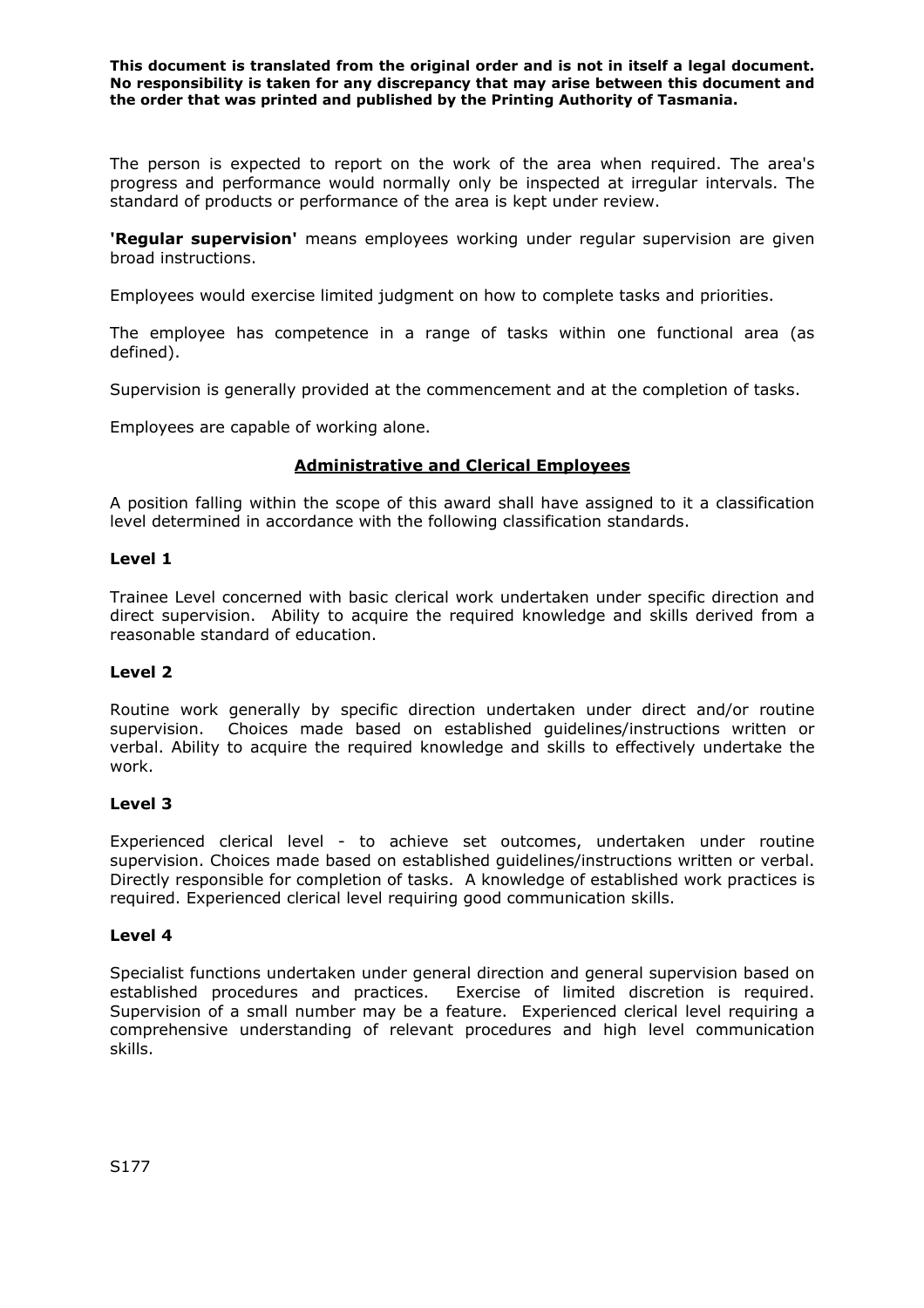**This document is translated from the original order and is not in itself a legal document. No responsibility is taken for any discrepancy that may arise between this document and the order that was printed and published by the Printing Authority of Tasmania.**

The person is expected to report on the work of the area when required. The area's progress and performance would normally only be inspected at irregular intervals. The standard of products or performance of the area is kept under review.

**'Regular supervision'** means employees working under regular supervision are given broad instructions.

Employees would exercise limited judgment on how to complete tasks and priorities.

The employee has competence in a range of tasks within one functional area (as defined).

Supervision is generally provided at the commencement and at the completion of tasks.

Employees are capable of working alone.

## Administrative and Clerical Employees

A position falling within the scope of this award shall have assigned to it a classification level determined in accordance with the following classification standards.

### Level 1

Trainee Level concerned with basic clerical work undertaken under specific direction and direct supervision. Ability to acquire the required knowledge and skills derived from a reasonable standard of education.

### Level 2

Routine work generally by specific direction undertaken under direct and/or routine supervision. Choices made based on established guidelines/instructions written or verbal. Ability to acquire the required knowledge and skills to effectively undertake the work.

### Level 3

Experienced clerical level - to achieve set outcomes, undertaken under routine supervision. Choices made based on established guidelines/instructions written or verbal. Directly responsible for completion of tasks. A knowledge of established work practices is required. Experienced clerical level requiring good communication skills.

### Level 4

Specialist functions undertaken under general direction and general supervision based on established procedures and practices. Exercise of limited discretion is required. Supervision of a small number may be a feature. Experienced clerical level requiring a comprehensive understanding of relevant procedures and high level communication skills.

S177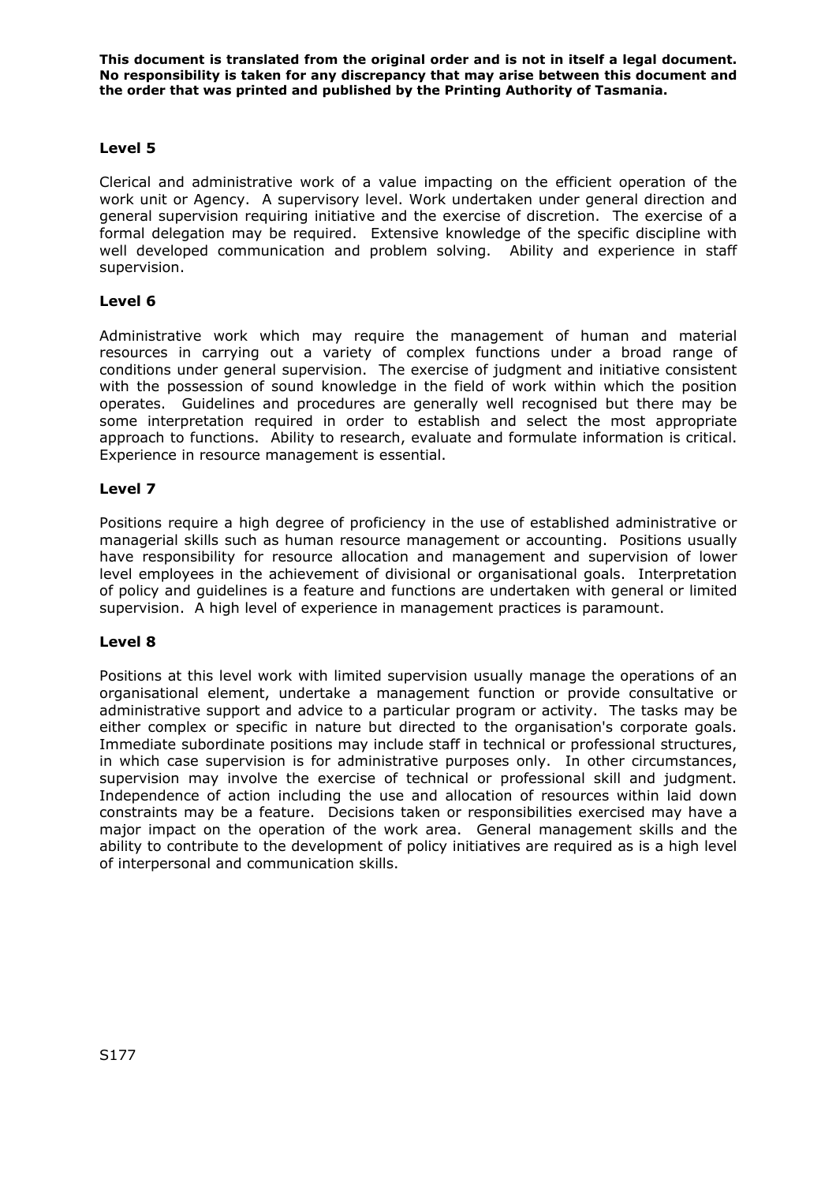**This document is translated from the original order and is not in itself a legal document. No responsibility is taken for any discrepancy that may arise between this document and the order that was printed and published by the Printing Authority of Tasmania.**

**Level 5**

Clerical and administrative work of a value impacting on the efficient operation of the work unit or Agency. A supervisory level. Work undertaken under general direction and general supervision requiring initiative and the exercise of discretion. The exercise of a formal delegation may be required. Extensive knowledge of the specific discipline with well developed communication and problem solving. Ability and experience in staff supervision.

**Level 6**

Administrative work which may require the management of human and material resources in carrying out a variety of complex functions under a broad range of conditions under general supervision. The exercise of judgment and initiative consistent with the possession of sound knowledge in the field of work within which the position operates. Guidelines and procedures are generally well recognised but there may be some interpretation required in order to establish and select the most appropriate approach to functions. Ability to research, evaluate and formulate information is critical. Experience in resource management is essential.

**Level 7**

Positions require a high degree of proficiency in the use of established administrative or managerial skills such as human resource management or accounting. Positions usually have responsibility for resource allocation and management and supervision of lower level employees in the achievement of divisional or organisational goals. Interpretation of policy and guidelines is a feature and functions are undertaken with general or limited supervision. A high level of experience in management practices is paramount.

**Level 8**

Positions at this level work with limited supervision usually manage the operations of an organisational element, undertake a management function or provide consultative or administrative support and advice to a particular program or activity. The tasks may be either complex or specific in nature but directed to the organisation's corporate goals. Immediate subordinate positions may include staff in technical or professional structures, in which case supervision is for administrative purposes only. In other circumstances, supervision may involve the exercise of technical or professional skill and judgment. Independence of action including the use and allocation of resources within laid down constraints may be a feature. Decisions taken or responsibilities exercised may have a major impact on the operation of the work area. General management skills and the ability to contribute to the development of policy initiatives are required as is a high level of interpersonal and communication skills.

S177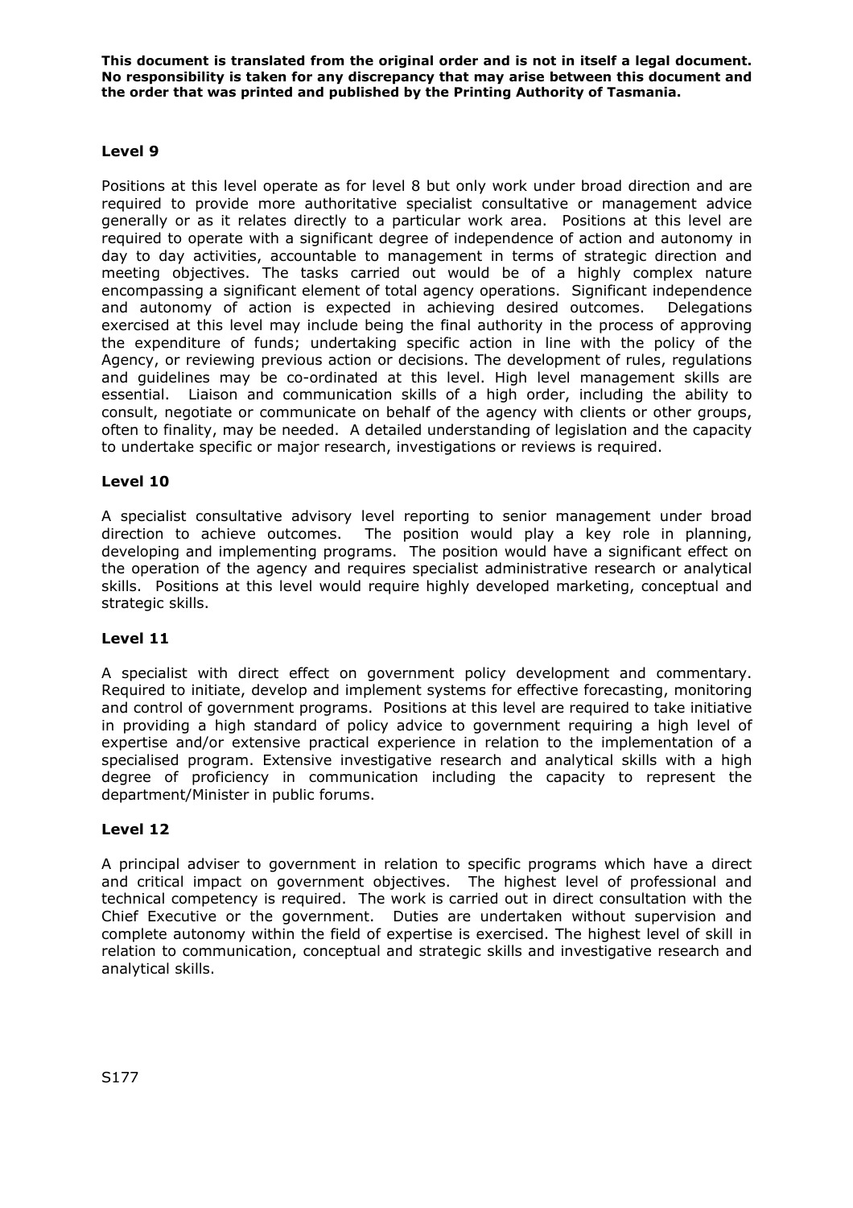### Level 9

Positions at this level operate as for level 8 but only work under broad direction and are required to provide more authoritative specialist consultative or management advice generally or as it relates directly to a particular work area. Positions at this level are required to operate with a significant degree of independence of action and autonomy in day to day activities, accountable to management in terms of strategic direction and meeting objectives. The tasks carried out would be of a highly complex nature encompassing a significant element of total agency operations. Significant independence and autonomy of action is expected in achieving desired outcomes. Delegations exercised at this level may include being the final authority in the process of approving the expenditure of funds; undertaking specific action in line with the policy of the Agency, or reviewing previous action or decisions. The development of rules, regulations and guidelines may be co-ordinated at this level. High level management skills are essential. Liaison and communication skills of a high order, including the ability to consult, negotiate or communicate on behalf of the agency with clients or other groups, often to finality, may be needed. A detailed understanding of legislation and the capacity to undertake specific or major research, investigations or reviews is required.

### Level 10

A specialist consultative advisory level reporting to senior management under broad direction to achieve outcomes. The position would play a key role in planning, developing and implementing programs. The position would have a significant effect on the operation of the agency and requires specialist administrative research or analytical skills. Positions at this level would require highly developed marketing, conceptual and strategic skills.

### Level 11

A specialist with direct effect on government policy development and commentary. Required to initiate, develop and implement systems for effective forecasting, monitoring and control of government programs. Positions at this level are required to take initiative in providing a high standard of policy advice to government requiring a high level of expertise and/or extensive practical experience in relation to the implementation of a specialised program. Extensive investigative research and analytical skills with a high degree of proficiency in communication including the capacity to represent the department/Minister in public forums.

### Level 12

A principal adviser to government in relation to specific programs which have a direct and critical impact on government objectives. The highest level of professional and technical competency is required. The work is carried out in direct consultation with the Chief Executive or the government. Duties are undertaken without supervision and complete autonomy within the field of expertise is exercised. The highest level of skill in relation to communication, conceptual and strategic skills and investigative research and analytical skills.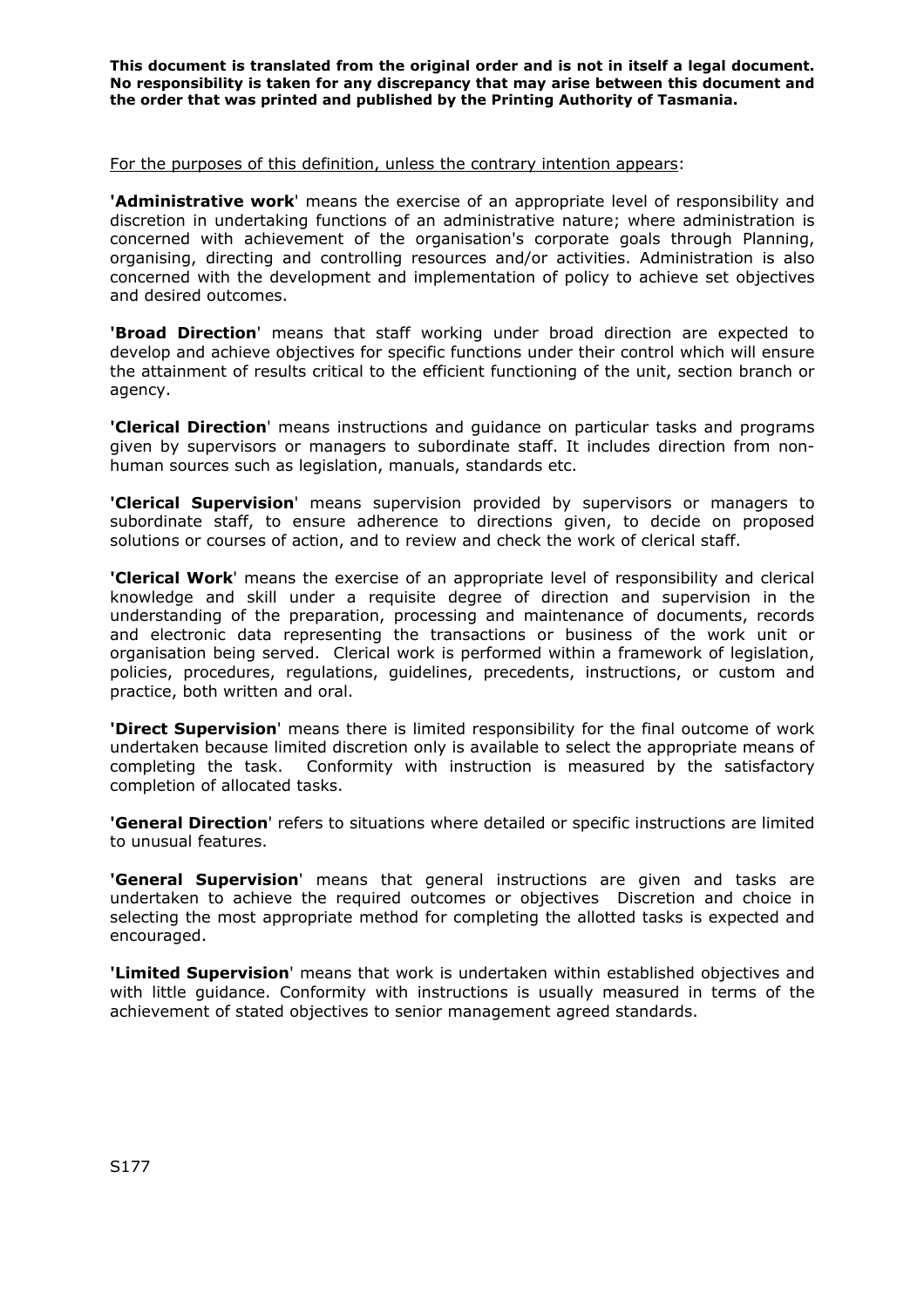**This document is translated from the original order and is not in itself a legal document. No responsibility is taken for any discrepancy that may arise between this document and the order that was printed and published by the Printing Authority of Tasmania.**

<u>For the purposes of this definition, unless the contrary intention appears</u>:

**'Administrative work**' means the exercise of an appropriate level of responsibility and discretion in undertaking functions of an administrative nature; where administration is concerned with achievement of the organisation's corporate goals through Planning, organising, directing and controlling resources and/or activities. Administration is also concerned with the development and implementation of policy to achieve set objectives and desired outcomes.

**'Broad Direction**' means that staff working under broad direction are expected to develop and achieve objectives for specific functions under their control which will ensure the attainment of results critical to the efficient functioning of the unit, section branch or agency.

**'Clerical Direction**' means instructions and guidance on particular tasks and programs given by supervisors or managers to subordinate staff. It includes direction from non-human sources such as legislation, manuals, standards etc.

**'Clerical Supervision**' means supervision provided by supervisors or managers to subordinate staff, to ensure adherence to directions given, to decide on proposed solutions or courses of action, and to review and check the work of clerical staff.

**'Clerical Work**' means the exercise of an appropriate level of responsibility and clerical knowledge and skill under a requisite degree of direction and supervision in the understanding of the preparation, processing and maintenance of documents, records and electronic data representing the transactions or business of the work unit or organisation being served. Clerical work is performed within a framework of legislation, policies, procedures, regulations, guidelines, precedents, instructions, or custom and practice, both written and oral.

**'Direct Supervision**' means there is limited responsibility for the final outcome of work undertaken because limited discretion only is available to select the appropriate means of completing the task. Conformity with instruction is measured by the satisfactory completion of allocated tasks.

**'General Direction**' refers to situations where detailed or specific instructions are limited to unusual features.

**'General Supervision**' means that general instructions are given and tasks are undertaken to achieve the required outcomes or objectives Discretion and choice in selecting the most appropriate method for completing the allotted tasks is expected and encouraged.

**'Limited Supervision**' means that work is undertaken within established objectives and with little guidance. Conformity with instructions is usually measured in terms of the achievement of stated objectives to senior management agreed standards.

S177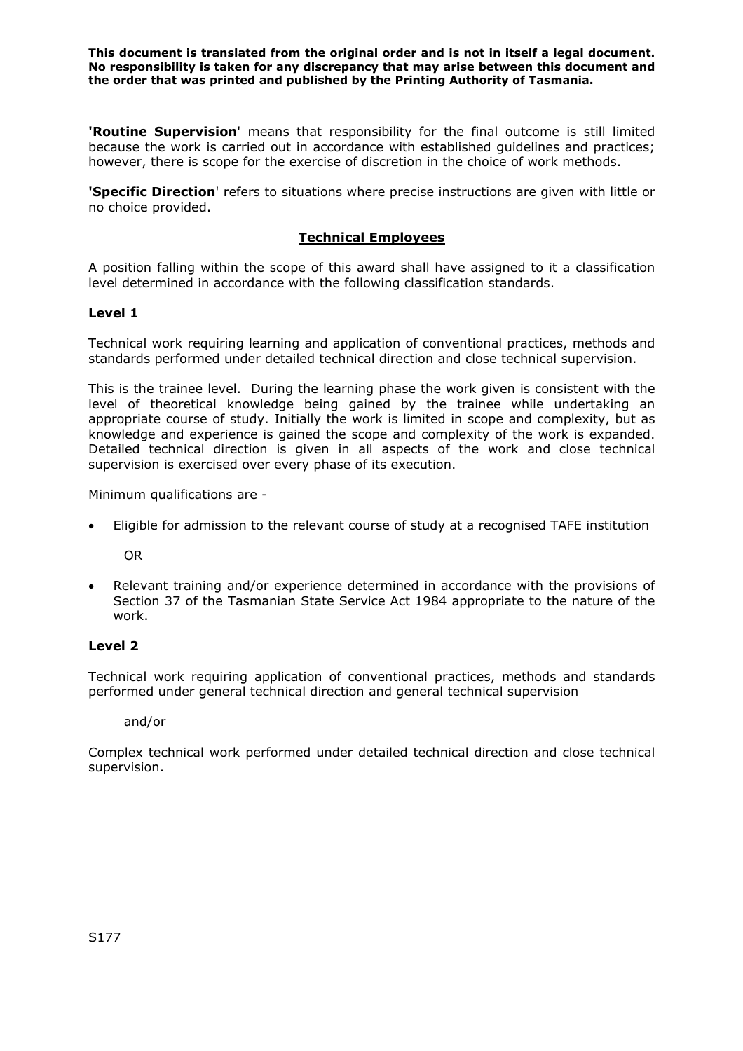**This document is translated from the original order and is not in itself a legal document. No responsibility is taken for any discrepancy that may arise between this document and the order that was printed and published by the Printing Authority of Tasmania.**

**'Routine Supervision**' means that responsibility for the final outcome is still limited because the work is carried out in accordance with established guidelines and practices; however, there is scope for the exercise of discretion in the choice of work methods.

**'Specific Direction**' refers to situations where precise instructions are given with little or no choice provided.

## Technical Employees

A position falling within the scope of this award shall have assigned to it a classification level determined in accordance with the following classification standards.

### Level 1

Technical work requiring learning and application of conventional practices, methods and standards performed under detailed technical direction and close technical supervision.

This is the trainee level. During the learning phase the work given is consistent with the level of theoretical knowledge being gained by the trainee while undertaking an appropriate course of study. Initially the work is limited in scope and complexity, but as knowledge and experience is gained the scope and complexity of the work is expanded. Detailed technical direction is given in all aspects of the work and close technical supervision is exercised over every phase of its execution.

Minimum qualifications are -

- Eligible for admission to the relevant course of study at a recognised TAFE institution

  OR

- Relevant training and/or experience determined in accordance with the provisions of Section 37 of the Tasmanian State Service Act 1984 appropriate to the nature of the work.

### Level 2

Technical work requiring application of conventional practices, methods and standards performed under general technical direction and general technical supervision

and/or

Complex technical work performed under detailed technical direction and close technical supervision.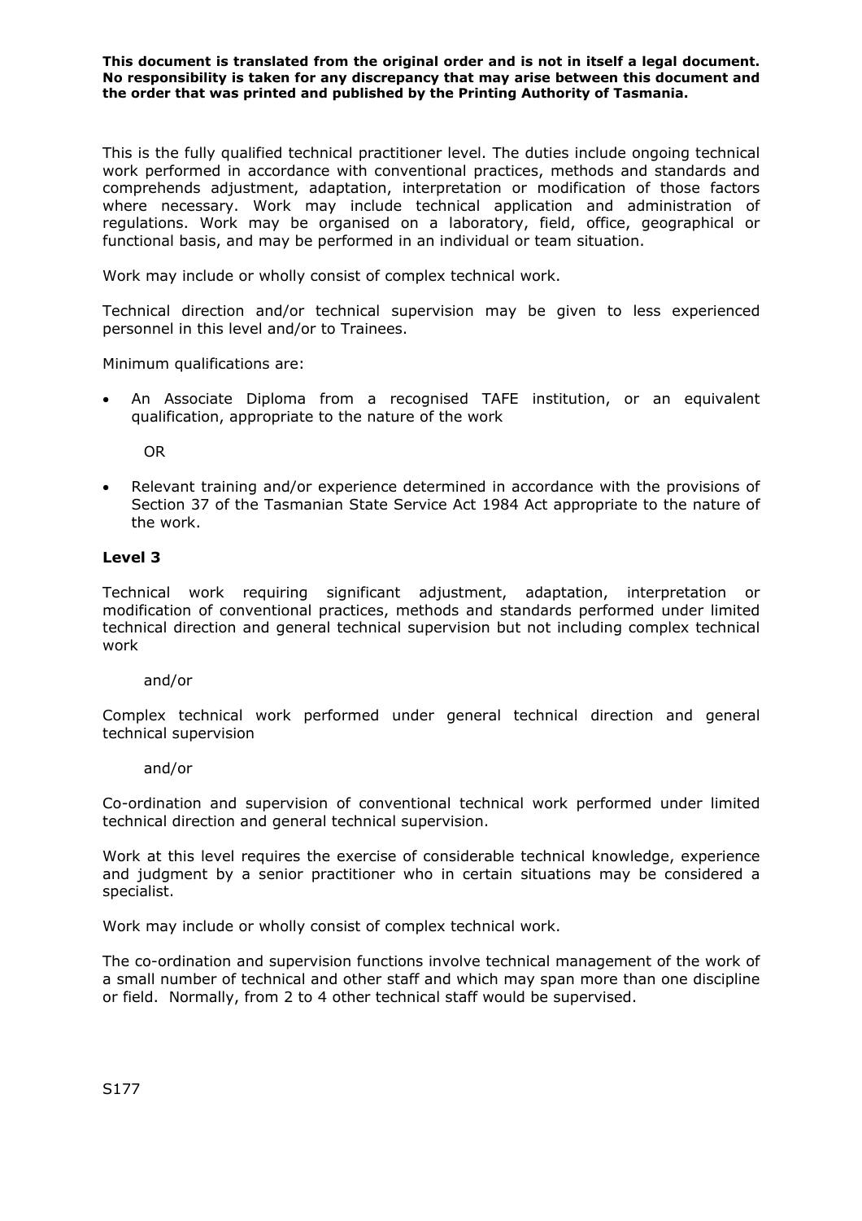This is the fully qualified technical practitioner level. The duties include ongoing technical work performed in accordance with conventional practices, methods and standards and comprehends adjustment, adaptation, interpretation or modification of those factors where necessary. Work may include technical application and administration of regulations. Work may be organised on a laboratory, field, office, geographical or functional basis, and may be performed in an individual or team situation.

Work may include or wholly consist of complex technical work.

Technical direction and/or technical supervision may be given to less experienced personnel in this level and/or to Trainees.

Minimum qualifications are:

- An Associate Diploma from a recognised TAFE institution, or an equivalent qualification, appropriate to the nature of the work

  OR

- Relevant training and/or experience determined in accordance with the provisions of Section 37 of the Tasmanian State Service Act 1984 Act appropriate to the nature of the work.

**Level 3**

Technical work requiring significant adjustment, adaptation, interpretation or modification of conventional practices, methods and standards performed under limited technical direction and general technical supervision but not including complex technical work

and/or

Complex technical work performed under general technical direction and general technical supervision

and/or

Co-ordination and supervision of conventional technical work performed under limited technical direction and general technical supervision.

Work at this level requires the exercise of considerable technical knowledge, experience and judgment by a senior practitioner who in certain situations may be considered a specialist.

Work may include or wholly consist of complex technical work.

The co-ordination and supervision functions involve technical management of the work of a small number of technical and other staff and which may span more than one discipline or field. Normally, from 2 to 4 other technical staff would be supervised.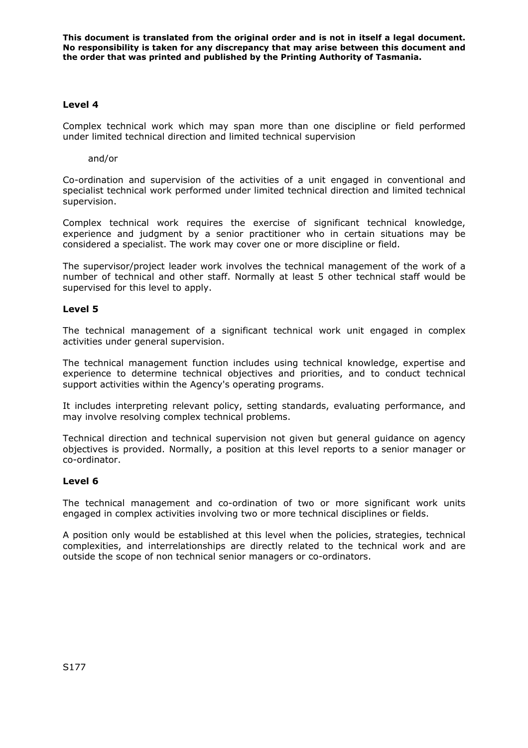**This document is translated from the original order and is not in itself a legal document. No responsibility is taken for any discrepancy that may arise between this document and the order that was printed and published by the Printing Authority of Tasmania.**

### Level 4

Complex technical work which may span more than one discipline or field performed under limited technical direction and limited technical supervision

and/or

Co-ordination and supervision of the activities of a unit engaged in conventional and specialist technical work performed under limited technical direction and limited technical supervision.

Complex technical work requires the exercise of significant technical knowledge, experience and judgment by a senior practitioner who in certain situations may be considered a specialist. The work may cover one or more discipline or field.

The supervisor/project leader work involves the technical management of the work of a number of technical and other staff. Normally at least 5 other technical staff would be supervised for this level to apply.

### Level 5

The technical management of a significant technical work unit engaged in complex activities under general supervision.

The technical management function includes using technical knowledge, expertise and experience to determine technical objectives and priorities, and to conduct technical support activities within the Agency's operating programs.

It includes interpreting relevant policy, setting standards, evaluating performance, and may involve resolving complex technical problems.

Technical direction and technical supervision not given but general guidance on agency objectives is provided. Normally, a position at this level reports to a senior manager or co-ordinator.

### Level 6

The technical management and co-ordination of two or more significant work units engaged in complex activities involving two or more technical disciplines or fields.

A position only would be established at this level when the policies, strategies, technical complexities, and interrelationships are directly related to the technical work and are outside the scope of non technical senior managers or co-ordinators.

S177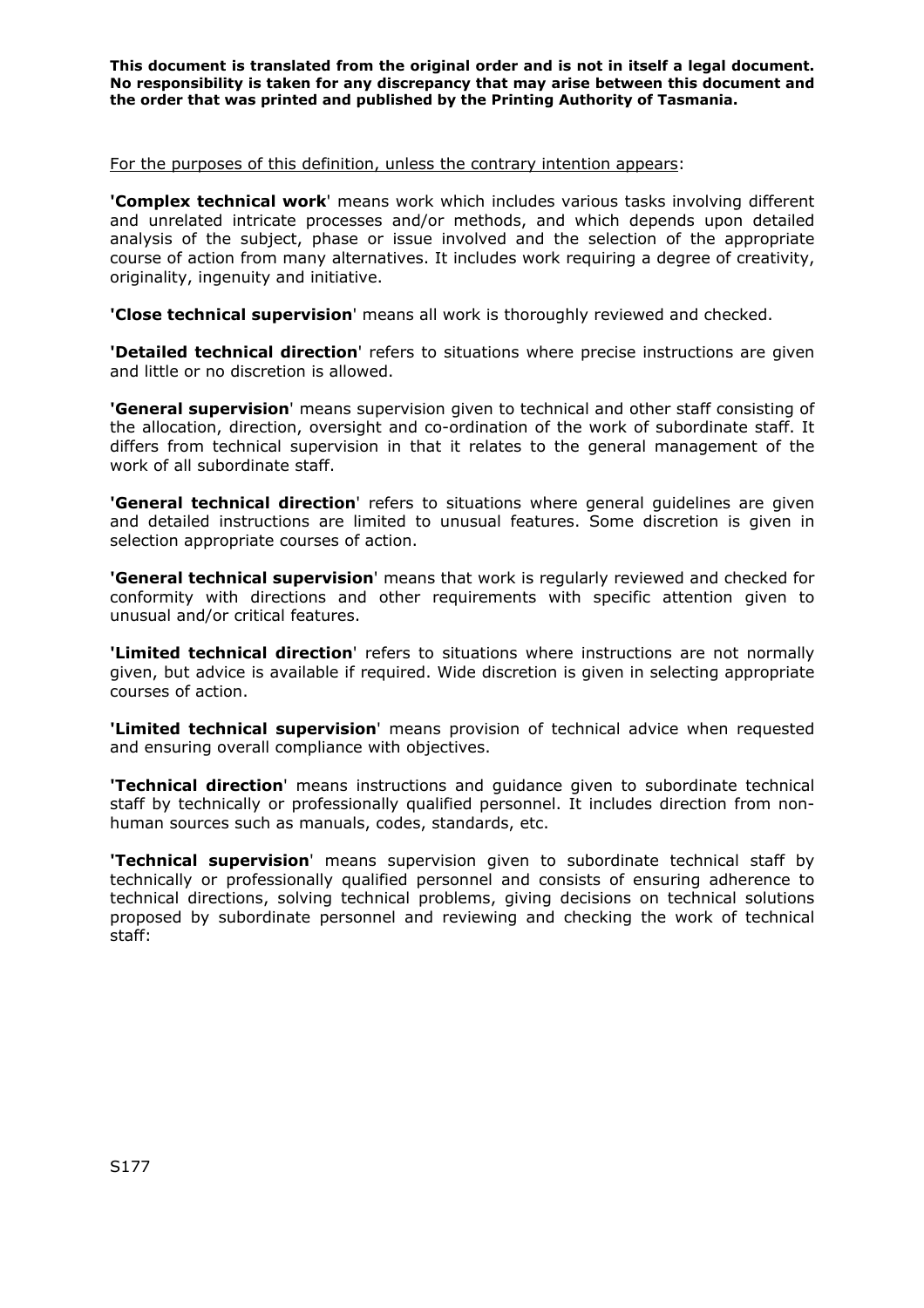**This document is translated from the original order and is not in itself a legal document. No responsibility is taken for any discrepancy that may arise between this document and the order that was printed and published by the Printing Authority of Tasmania.**

For the purposes of this definition, unless the contrary intention appears:

**'Complex technical work**' means work which includes various tasks involving different and unrelated intricate processes and/or methods, and which depends upon detailed analysis of the subject, phase or issue involved and the selection of the appropriate course of action from many alternatives. It includes work requiring a degree of creativity, originality, ingenuity and initiative.

**'Close technical supervision**' means all work is thoroughly reviewed and checked.

**'Detailed technical direction**' refers to situations where precise instructions are given and little or no discretion is allowed.

**'General supervision**' means supervision given to technical and other staff consisting of the allocation, direction, oversight and co-ordination of the work of subordinate staff. It differs from technical supervision in that it relates to the general management of the work of all subordinate staff.

**'General technical direction**' refers to situations where general guidelines are given and detailed instructions are limited to unusual features. Some discretion is given in selection appropriate courses of action.

**'General technical supervision**' means that work is regularly reviewed and checked for conformity with directions and other requirements with specific attention given to unusual and/or critical features.

**'Limited technical direction**' refers to situations where instructions are not normally given, but advice is available if required. Wide discretion is given in selecting appropriate courses of action.

**'Limited technical supervision**' means provision of technical advice when requested and ensuring overall compliance with objectives.

**'Technical direction**' means instructions and guidance given to subordinate technical staff by technically or professionally qualified personnel. It includes direction from non-human sources such as manuals, codes, standards, etc.

**'Technical supervision**' means supervision given to subordinate technical staff by technically or professionally qualified personnel and consists of ensuring adherence to technical directions, solving technical problems, giving decisions on technical solutions proposed by subordinate personnel and reviewing and checking the work of technical staff:

S177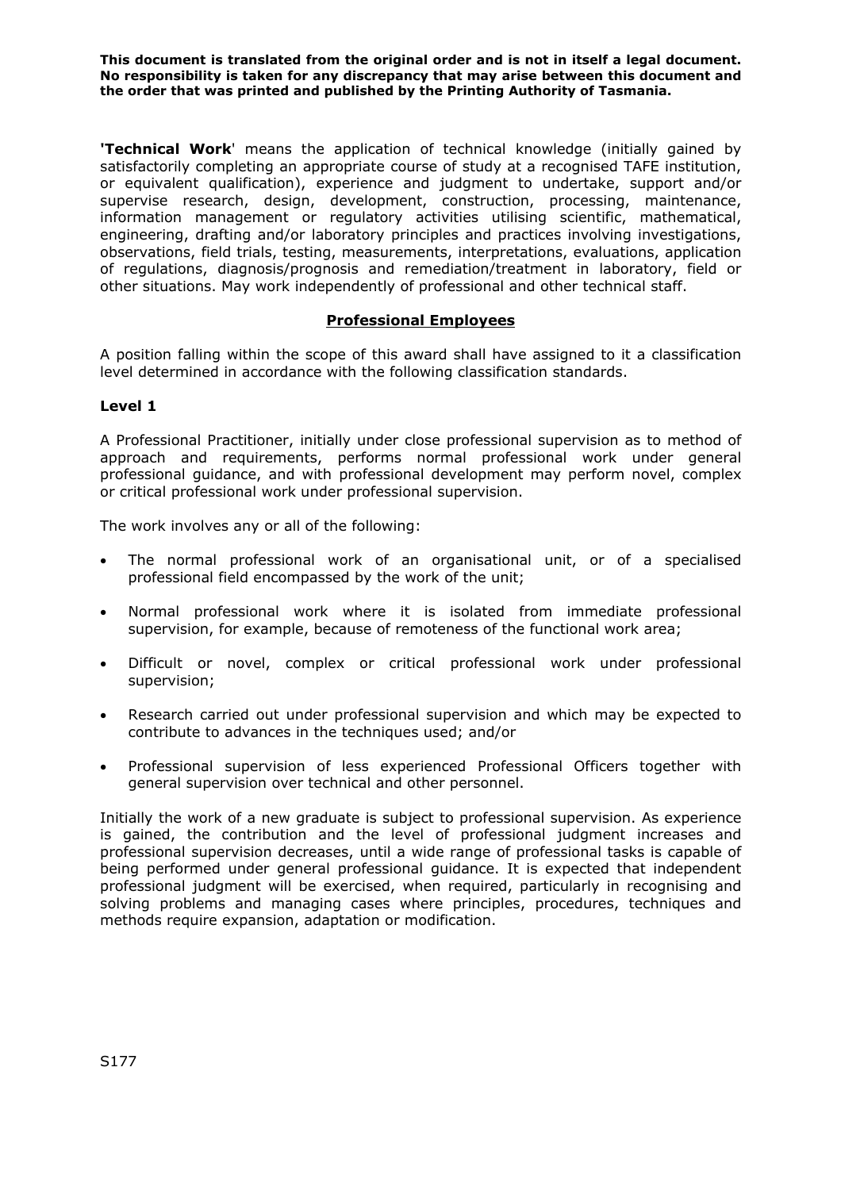'**Technical Work**' means the application of technical knowledge (initially gained by satisfactorily completing an appropriate course of study at a recognised TAFE institution, or equivalent qualification), experience and judgment to undertake, support and/or supervise research, design, development, construction, processing, maintenance, information management or regulatory activities utilising scientific, mathematical, engineering, drafting and/or laboratory principles and practices involving investigations, observations, field trials, testing, measurements, interpretations, evaluations, application of regulations, diagnosis/prognosis and remediation/treatment in laboratory, field or other situations. May work independently of professional and other technical staff.

## Professional Employees

A position falling within the scope of this award shall have assigned to it a classification level determined in accordance with the following classification standards.

### Level 1

A Professional Practitioner, initially under close professional supervision as to method of approach and requirements, performs normal professional work under general professional guidance, and with professional development may perform novel, complex or critical professional work under professional supervision.

The work involves any or all of the following:

- The normal professional work of an organisational unit, or of a specialised professional field encompassed by the work of the unit;
- Normal professional work where it is isolated from immediate professional supervision, for example, because of remoteness of the functional work area;
- Difficult or novel, complex or critical professional work under professional supervision;
- Research carried out under professional supervision and which may be expected to contribute to advances in the techniques used; and/or
- Professional supervision of less experienced Professional Officers together with general supervision over technical and other personnel.

Initially the work of a new graduate is subject to professional supervision. As experience is gained, the contribution and the level of professional judgment increases and professional supervision decreases, until a wide range of professional tasks is capable of being performed under general professional guidance. It is expected that independent professional judgment will be exercised, when required, particularly in recognising and solving problems and managing cases where principles, procedures, techniques and methods require expansion, adaptation or modification.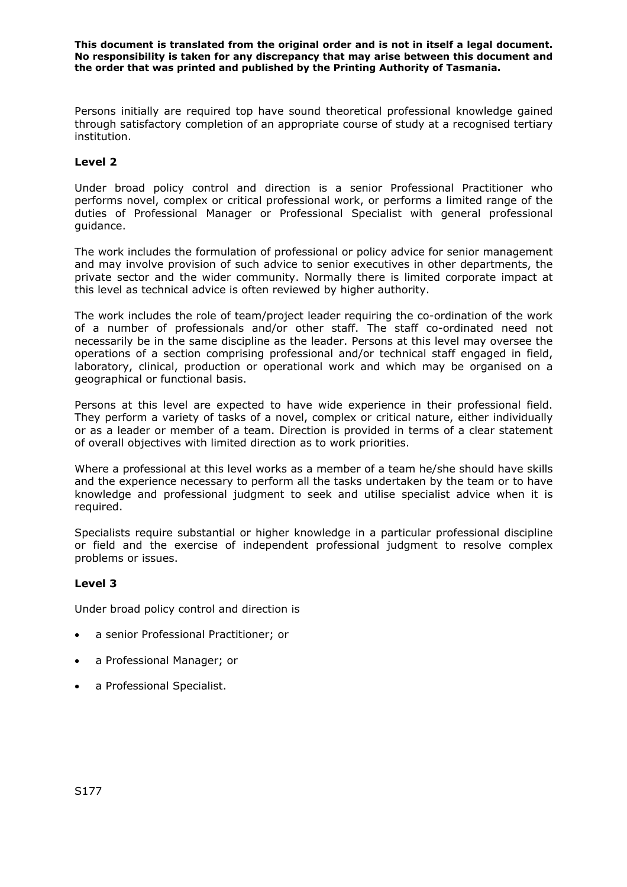Persons initially are required top have sound theoretical professional knowledge gained through satisfactory completion of an appropriate course of study at a recognised tertiary institution.

**Level 2**

Under broad policy control and direction is a senior Professional Practitioner who performs novel, complex or critical professional work, or performs a limited range of the duties of Professional Manager or Professional Specialist with general professional guidance.

The work includes the formulation of professional or policy advice for senior management and may involve provision of such advice to senior executives in other departments, the private sector and the wider community. Normally there is limited corporate impact at this level as technical advice is often reviewed by higher authority.

The work includes the role of team/project leader requiring the co-ordination of the work of a number of professionals and/or other staff. The staff co-ordinated need not necessarily be in the same discipline as the leader. Persons at this level may oversee the operations of a section comprising professional and/or technical staff engaged in field, laboratory, clinical, production or operational work and which may be organised on a geographical or functional basis.

Persons at this level are expected to have wide experience in their professional field. They perform a variety of tasks of a novel, complex or critical nature, either individually or as a leader or member of a team. Direction is provided in terms of a clear statement of overall objectives with limited direction as to work priorities.

Where a professional at this level works as a member of a team he/she should have skills and the experience necessary to perform all the tasks undertaken by the team or to have knowledge and professional judgment to seek and utilise specialist advice when it is required.

Specialists require substantial or higher knowledge in a particular professional discipline or field and the exercise of independent professional judgment to resolve complex problems or issues.

**Level 3**

Under broad policy control and direction is

- a senior Professional Practitioner; or
- a Professional Manager; or
- a Professional Specialist.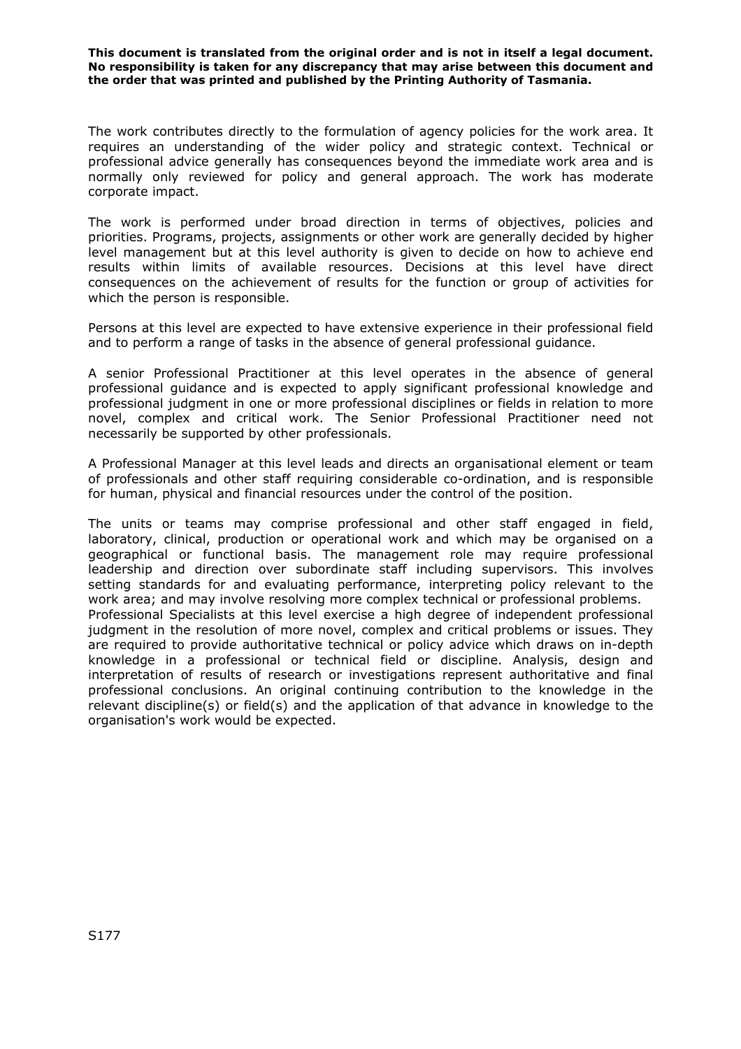**This document is translated from the original order and is not in itself a legal document. No responsibility is taken for any discrepancy that may arise between this document and the order that was printed and published by the Printing Authority of Tasmania.**

The work contributes directly to the formulation of agency policies for the work area. It requires an understanding of the wider policy and strategic context. Technical or professional advice generally has consequences beyond the immediate work area and is normally only reviewed for policy and general approach. The work has moderate corporate impact.

The work is performed under broad direction in terms of objectives, policies and priorities. Programs, projects, assignments or other work are generally decided by higher level management but at this level authority is given to decide on how to achieve end results within limits of available resources. Decisions at this level have direct consequences on the achievement of results for the function or group of activities for which the person is responsible.

Persons at this level are expected to have extensive experience in their professional field and to perform a range of tasks in the absence of general professional guidance.

A senior Professional Practitioner at this level operates in the absence of general professional guidance and is expected to apply significant professional knowledge and professional judgment in one or more professional disciplines or fields in relation to more novel, complex and critical work. The Senior Professional Practitioner need not necessarily be supported by other professionals.

A Professional Manager at this level leads and directs an organisational element or team of professionals and other staff requiring considerable co-ordination, and is responsible for human, physical and financial resources under the control of the position.

The units or teams may comprise professional and other staff engaged in field, laboratory, clinical, production or operational work and which may be organised on a geographical or functional basis. The management role may require professional leadership and direction over subordinate staff including supervisors. This involves setting standards for and evaluating performance, interpreting policy relevant to the work area; and may involve resolving more complex technical or professional problems.

Professional Specialists at this level exercise a high degree of independent professional judgment in the resolution of more novel, complex and critical problems or issues. They are required to provide authoritative technical or policy advice which draws on in-depth knowledge in a professional or technical field or discipline. Analysis, design and interpretation of results of research or investigations represent authoritative and final professional conclusions. An original continuing contribution to the knowledge in the relevant discipline(s) or field(s) and the application of that advance in knowledge to the organisation's work would be expected.

S177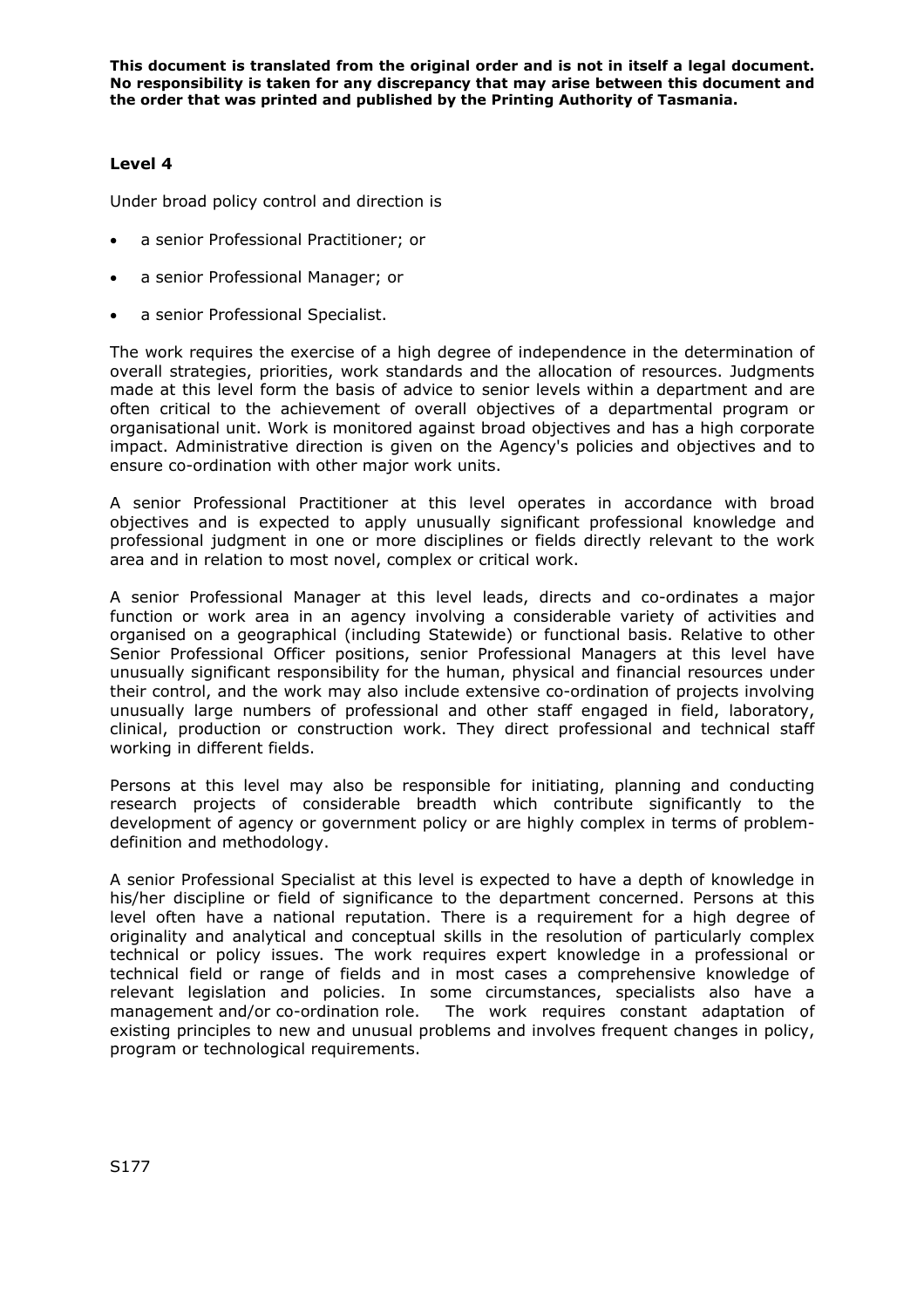**This document is translated from the original order and is not in itself a legal document. No responsibility is taken for any discrepancy that may arise between this document and the order that was printed and published by the Printing Authority of Tasmania.**

### Level 4

Under broad policy control and direction is

- a senior Professional Practitioner; or
- a senior Professional Manager; or
- a senior Professional Specialist.

The work requires the exercise of a high degree of independence in the determination of overall strategies, priorities, work standards and the allocation of resources. Judgments made at this level form the basis of advice to senior levels within a department and are often critical to the achievement of overall objectives of a departmental program or organisational unit. Work is monitored against broad objectives and has a high corporate impact. Administrative direction is given on the Agency's policies and objectives and to ensure co-ordination with other major work units.

A senior Professional Practitioner at this level operates in accordance with broad objectives and is expected to apply unusually significant professional knowledge and professional judgment in one or more disciplines or fields directly relevant to the work area and in relation to most novel, complex or critical work.

A senior Professional Manager at this level leads, directs and co-ordinates a major function or work area in an agency involving a considerable variety of activities and organised on a geographical (including Statewide) or functional basis. Relative to other Senior Professional Officer positions, senior Professional Managers at this level have unusually significant responsibility for the human, physical and financial resources under their control, and the work may also include extensive co-ordination of projects involving unusually large numbers of professional and other staff engaged in field, laboratory, clinical, production or construction work. They direct professional and technical staff working in different fields.

Persons at this level may also be responsible for initiating, planning and conducting research projects of considerable breadth which contribute significantly to the development of agency or government policy or are highly complex in terms of problem-definition and methodology.

A senior Professional Specialist at this level is expected to have a depth of knowledge in his/her discipline or field of significance to the department concerned. Persons at this level often have a national reputation. There is a requirement for a high degree of originality and analytical and conceptual skills in the resolution of particularly complex technical or policy issues. The work requires expert knowledge in a professional or technical field or range of fields and in most cases a comprehensive knowledge of relevant legislation and policies. In some circumstances, specialists also have a management and/or co-ordination role. The work requires constant adaptation of existing principles to new and unusual problems and involves frequent changes in policy, program or technological requirements.

S177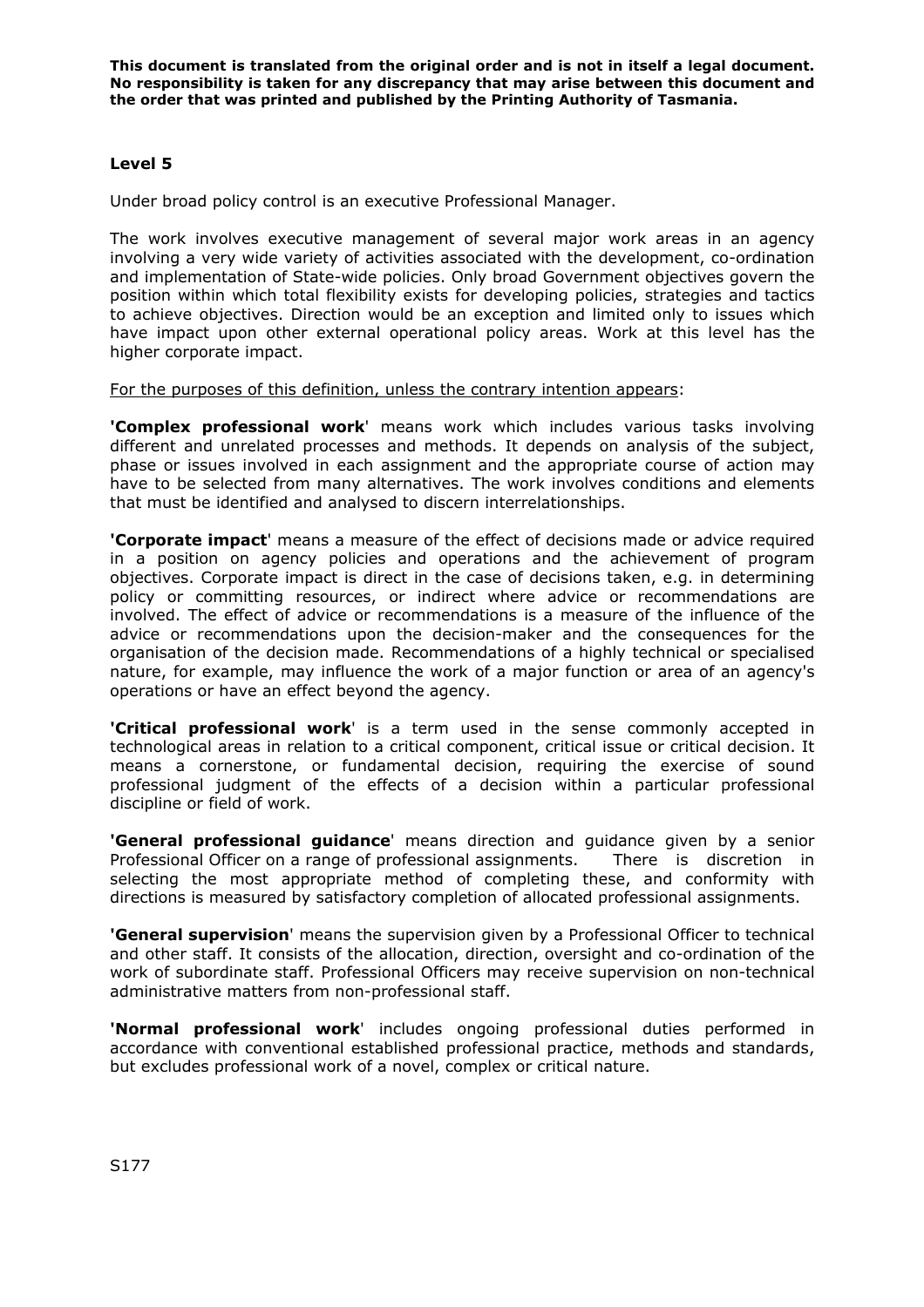**This document is translated from the original order and is not in itself a legal document. No responsibility is taken for any discrepancy that may arise between this document and the order that was printed and published by the Printing Authority of Tasmania.**

### Level 5

Under broad policy control is an executive Professional Manager.

The work involves executive management of several major work areas in an agency involving a very wide variety of activities associated with the development, co-ordination and implementation of State-wide policies. Only broad Government objectives govern the position within which total flexibility exists for developing policies, strategies and tactics to achieve objectives. Direction would be an exception and limited only to issues which have impact upon other external operational policy areas. Work at this level has the higher corporate impact.

<u>For the purposes of this definition, unless the contrary intention appears</u>:

**'Complex professional work**' means work which includes various tasks involving different and unrelated processes and methods. It depends on analysis of the subject, phase or issues involved in each assignment and the appropriate course of action may have to be selected from many alternatives. The work involves conditions and elements that must be identified and analysed to discern interrelationships.

**'Corporate impact**' means a measure of the effect of decisions made or advice required in a position on agency policies and operations and the achievement of program objectives. Corporate impact is direct in the case of decisions taken, e.g. in determining policy or committing resources, or indirect where advice or recommendations are involved. The effect of advice or recommendations is a measure of the influence of the advice or recommendations upon the decision-maker and the consequences for the organisation of the decision made. Recommendations of a highly technical or specialised nature, for example, may influence the work of a major function or area of an agency's operations or have an effect beyond the agency.

**'Critical professional work**' is a term used in the sense commonly accepted in technological areas in relation to a critical component, critical issue or critical decision. It means a cornerstone, or fundamental decision, requiring the exercise of sound professional judgment of the effects of a decision within a particular professional discipline or field of work.

**'General professional guidance**' means direction and guidance given by a senior Professional Officer on a range of professional assignments. There is discretion in selecting the most appropriate method of completing these, and conformity with directions is measured by satisfactory completion of allocated professional assignments.

**'General supervision**' means the supervision given by a Professional Officer to technical and other staff. It consists of the allocation, direction, oversight and co-ordination of the work of subordinate staff. Professional Officers may receive supervision on non-technical administrative matters from non-professional staff.

**'Normal professional work**' includes ongoing professional duties performed in accordance with conventional established professional practice, methods and standards, but excludes professional work of a novel, complex or critical nature.

S177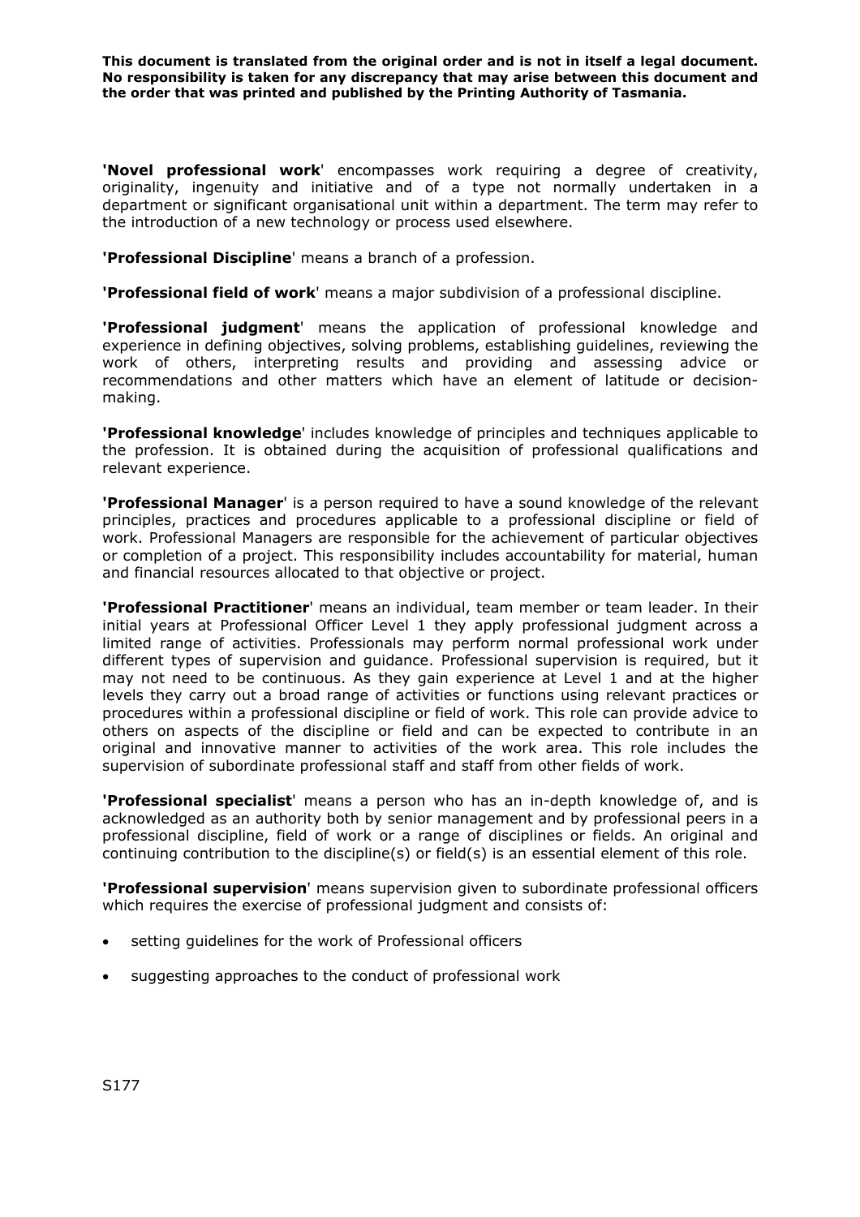'**Novel professional work**' encompasses work requiring a degree of creativity, originality, ingenuity and initiative and of a type not normally undertaken in a department or significant organisational unit within a department. The term may refer to the introduction of a new technology or process used elsewhere.

'**Professional Discipline**' means a branch of a profession.

'**Professional field of work**' means a major subdivision of a professional discipline.

'**Professional judgment**' means the application of professional knowledge and experience in defining objectives, solving problems, establishing guidelines, reviewing the work of others, interpreting results and providing and assessing advice or recommendations and other matters which have an element of latitude or decision-making.

'**Professional knowledge**' includes knowledge of principles and techniques applicable to the profession. It is obtained during the acquisition of professional qualifications and relevant experience.

'**Professional Manager**' is a person required to have a sound knowledge of the relevant principles, practices and procedures applicable to a professional discipline or field of work. Professional Managers are responsible for the achievement of particular objectives or completion of a project. This responsibility includes accountability for material, human and financial resources allocated to that objective or project.

'**Professional Practitioner**' means an individual, team member or team leader. In their initial years at Professional Officer Level 1 they apply professional judgment across a limited range of activities. Professionals may perform normal professional work under different types of supervision and guidance. Professional supervision is required, but it may not need to be continuous. As they gain experience at Level 1 and at the higher levels they carry out a broad range of activities or functions using relevant practices or procedures within a professional discipline or field of work. This role can provide advice to others on aspects of the discipline or field and can be expected to contribute in an original and innovative manner to activities of the work area. This role includes the supervision of subordinate professional staff and staff from other fields of work.

'**Professional specialist**' means a person who has an in-depth knowledge of, and is acknowledged as an authority both by senior management and by professional peers in a professional discipline, field of work or a range of disciplines or fields. An original and continuing contribution to the discipline(s) or field(s) is an essential element of this role.

'**Professional supervision**' means supervision given to subordinate professional officers which requires the exercise of professional judgment and consists of:

- setting guidelines for the work of Professional officers
- suggesting approaches to the conduct of professional work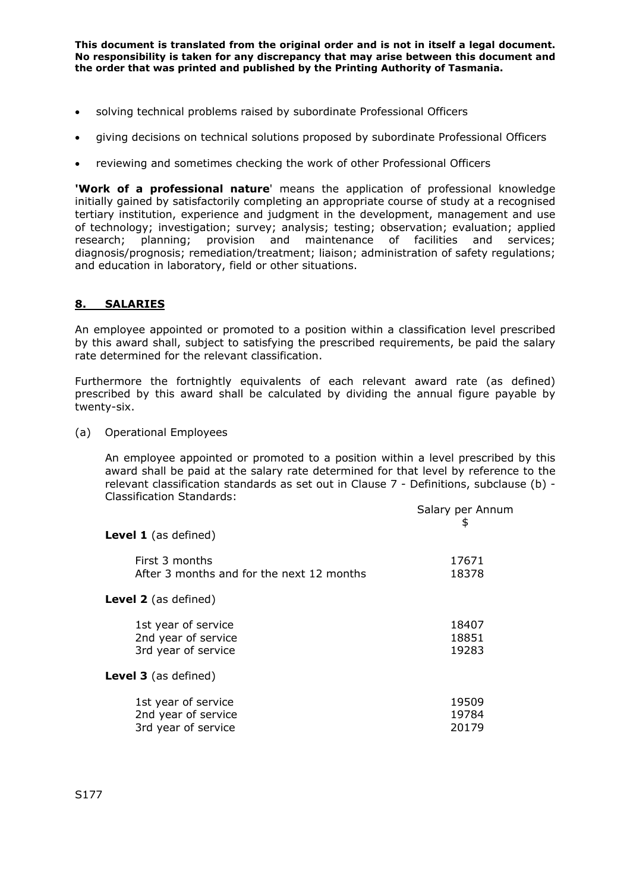- solving technical problems raised by subordinate Professional Officers
- giving decisions on technical solutions proposed by subordinate Professional Officers
- reviewing and sometimes checking the work of other Professional Officers

**'Work of a professional nature**' means the application of professional knowledge initially gained by satisfactorily completing an appropriate course of study at a recognised tertiary institution, experience and judgment in the development, management and use of technology; investigation; survey; analysis; testing; observation; evaluation; applied research; planning; provision and maintenance of facilities and services; diagnosis/prognosis; remediation/treatment; liaison; administration of safety regulations; and education in laboratory, field or other situations.

## 8. SALARIES

An employee appointed or promoted to a position within a classification level prescribed by this award shall, subject to satisfying the prescribed requirements, be paid the salary rate determined for the relevant classification.

Furthermore the fortnightly equivalents of each relevant award rate (as defined) prescribed by this award shall be calculated by dividing the annual figure payable by twenty-six.

(a) Operational Employees

An employee appointed or promoted to a position within a level prescribed by this award shall be paid at the salary rate determined for that level by reference to the relevant classification standards as set out in Clause 7 - Definitions, subclause (b) - Classification Standards:

| | Salary per Annum $ |
|---|---|
| **Level 1** (as defined) | |
| First 3 months | 17671 |
| After 3 months and for the next 12 months | 18378 |
| **Level 2** (as defined) | |
| 1st year of service | 18407 |
| 2nd year of service | 18851 |
| 3rd year of service | 19283 |
| **Level 3** (as defined) | |
| 1st year of service | 19509 |
| 2nd year of service | 19784 |
| 3rd year of service | 20179 |

S177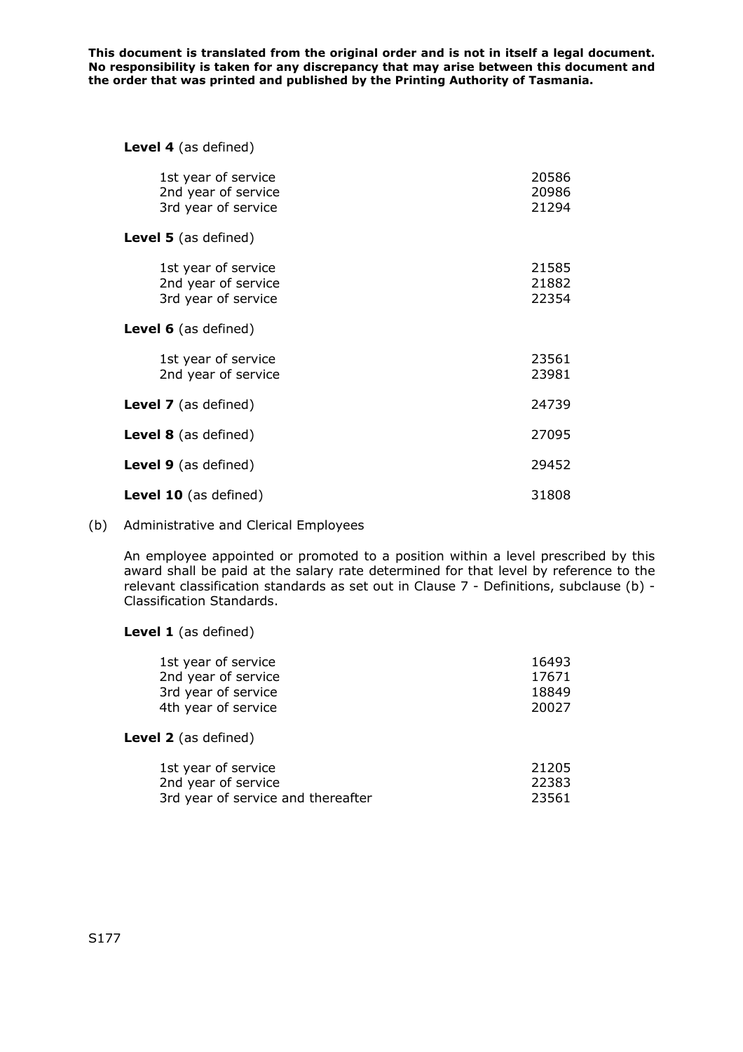**This document is translated from the original order and is not in itself a legal document. No responsibility is taken for any discrepancy that may arise between this document and the order that was printed and published by the Printing Authority of Tasmania.**

**Level 4** (as defined)

| | |
|---|---|
| 1st year of service | 20586 |
| 2nd year of service | 20986 |
| 3rd year of service | 21294 |

**Level 5** (as defined)

| | |
|---|---|
| 1st year of service | 21585 |
| 2nd year of service | 21882 |
| 3rd year of service | 22354 |

**Level 6** (as defined)

| | |
|---|---|
| 1st year of service | 23561 |
| 2nd year of service | 23981 |

| | |
|---|---|
| **Level 7** (as defined) | 24739 |
| **Level 8** (as defined) | 27095 |
| **Level 9** (as defined) | 29452 |
| **Level 10** (as defined) | 31808 |

(b) Administrative and Clerical Employees

An employee appointed or promoted to a position within a level prescribed by this award shall be paid at the salary rate determined for that level by reference to the relevant classification standards as set out in Clause 7 - Definitions, subclause (b) - Classification Standards.

**Level 1** (as defined)

| | |
|---|---|
| 1st year of service | 16493 |
| 2nd year of service | 17671 |
| 3rd year of service | 18849 |
| 4th year of service | 20027 |

**Level 2** (as defined)

| | |
|---|---|
| 1st year of service | 21205 |
| 2nd year of service | 22383 |
| 3rd year of service and thereafter | 23561 |

S177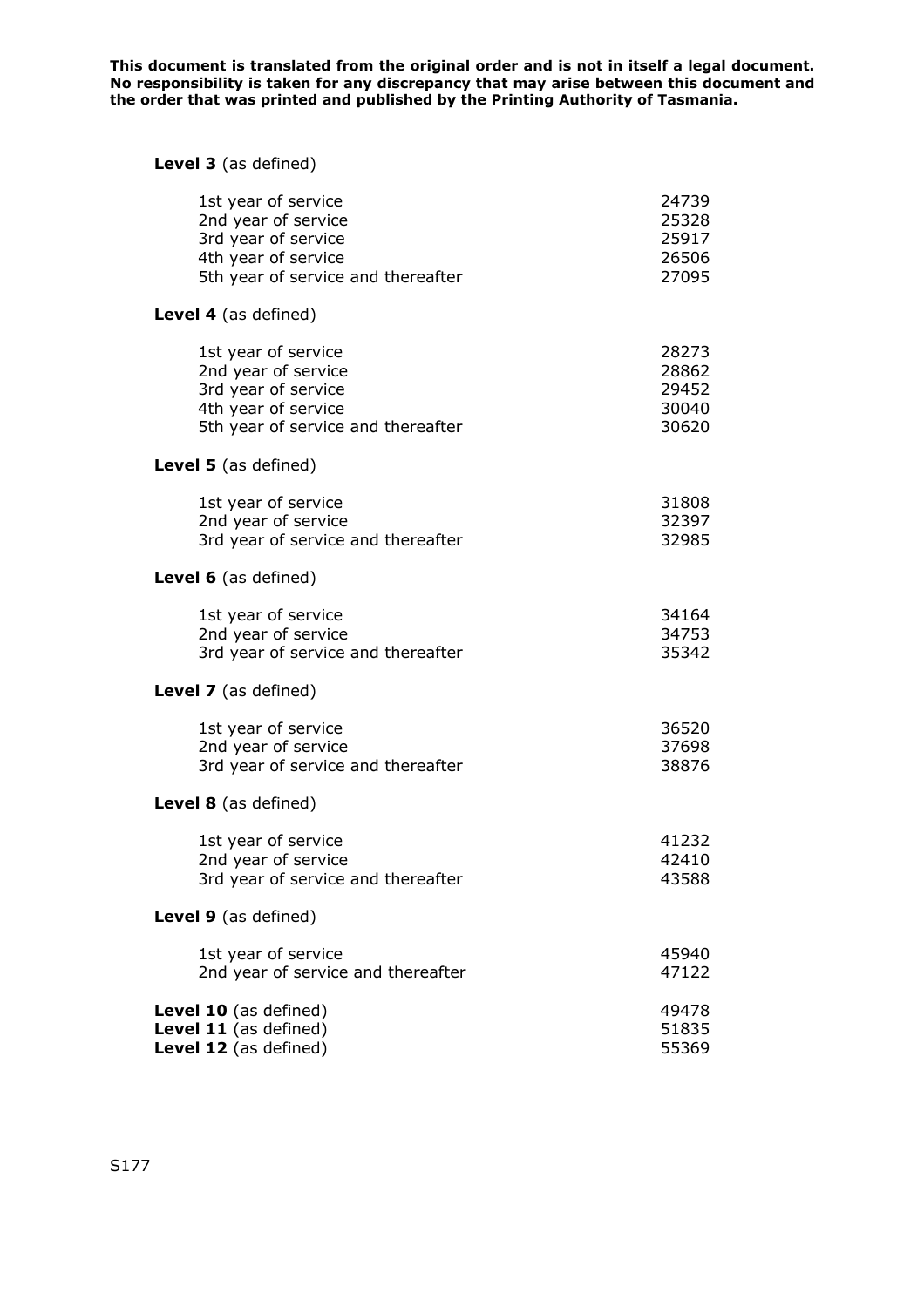**This document is translated from the original order and is not in itself a legal document. No responsibility is taken for any discrepancy that may arise between this document and the order that was printed and published by the Printing Authority of Tasmania.**

**Level 3** (as defined)

| | |
|---|---|
| 1st year of service | 24739 |
| 2nd year of service | 25328 |
| 3rd year of service | 25917 |
| 4th year of service | 26506 |
| 5th year of service and thereafter | 27095 |

**Level 4** (as defined)

| | |
|---|---|
| 1st year of service | 28273 |
| 2nd year of service | 28862 |
| 3rd year of service | 29452 |
| 4th year of service | 30040 |
| 5th year of service and thereafter | 30620 |

**Level 5** (as defined)

| | |
|---|---|
| 1st year of service | 31808 |
| 2nd year of service | 32397 |
| 3rd year of service and thereafter | 32985 |

**Level 6** (as defined)

| | |
|---|---|
| 1st year of service | 34164 |
| 2nd year of service | 34753 |
| 3rd year of service and thereafter | 35342 |

**Level 7** (as defined)

| | |
|---|---|
| 1st year of service | 36520 |
| 2nd year of service | 37698 |
| 3rd year of service and thereafter | 38876 |

**Level 8** (as defined)

| | |
|---|---|
| 1st year of service | 41232 |
| 2nd year of service | 42410 |
| 3rd year of service and thereafter | 43588 |

**Level 9** (as defined)

| | |
|---|---|
| 1st year of service | 45940 |
| 2nd year of service and thereafter | 47122 |

| | |
|---|---|
| **Level 10** (as defined) | 49478 |
| **Level 11** (as defined) | 51835 |
| **Level 12** (as defined) | 55369 |

S177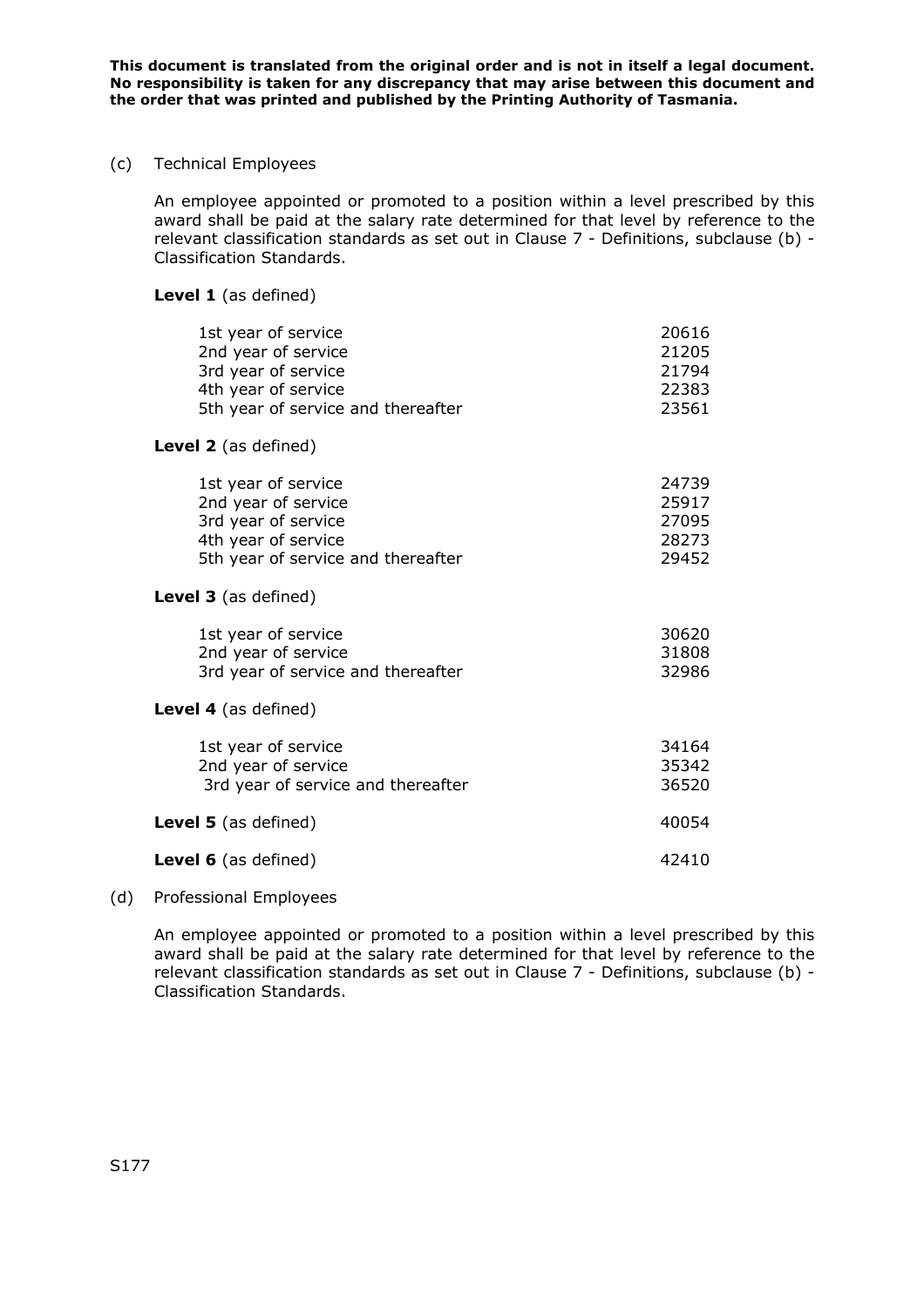**This document is translated from the original order and is not in itself a legal document. No responsibility is taken for any discrepancy that may arise between this document and the order that was printed and published by the Printing Authority of Tasmania.**

(c) Technical Employees

An employee appointed or promoted to a position within a level prescribed by this award shall be paid at the salary rate determined for that level by reference to the relevant classification standards as set out in Clause 7 - Definitions, subclause (b) - Classification Standards.

**Level 1** (as defined)

| | |
|---|---|
| 1st year of service | 20616 |
| 2nd year of service | 21205 |
| 3rd year of service | 21794 |
| 4th year of service | 22383 |
| 5th year of service and thereafter | 23561 |

**Level 2** (as defined)

| | |
|---|---|
| 1st year of service | 24739 |
| 2nd year of service | 25917 |
| 3rd year of service | 27095 |
| 4th year of service | 28273 |
| 5th year of service and thereafter | 29452 |

**Level 3** (as defined)

| | |
|---|---|
| 1st year of service | 30620 |
| 2nd year of service | 31808 |
| 3rd year of service and thereafter | 32986 |

**Level 4** (as defined)

| | |
|---|---|
| 1st year of service | 34164 |
| 2nd year of service | 35342 |
| 3rd year of service and thereafter | 36520 |

| | |
|---|---|
| **Level 5** (as defined) | 40054 |
| **Level 6** (as defined) | 42410 |

(d) Professional Employees

An employee appointed or promoted to a position within a level prescribed by this award shall be paid at the salary rate determined for that level by reference to the relevant classification standards as set out in Clause 7 - Definitions, subclause (b) - Classification Standards.

S177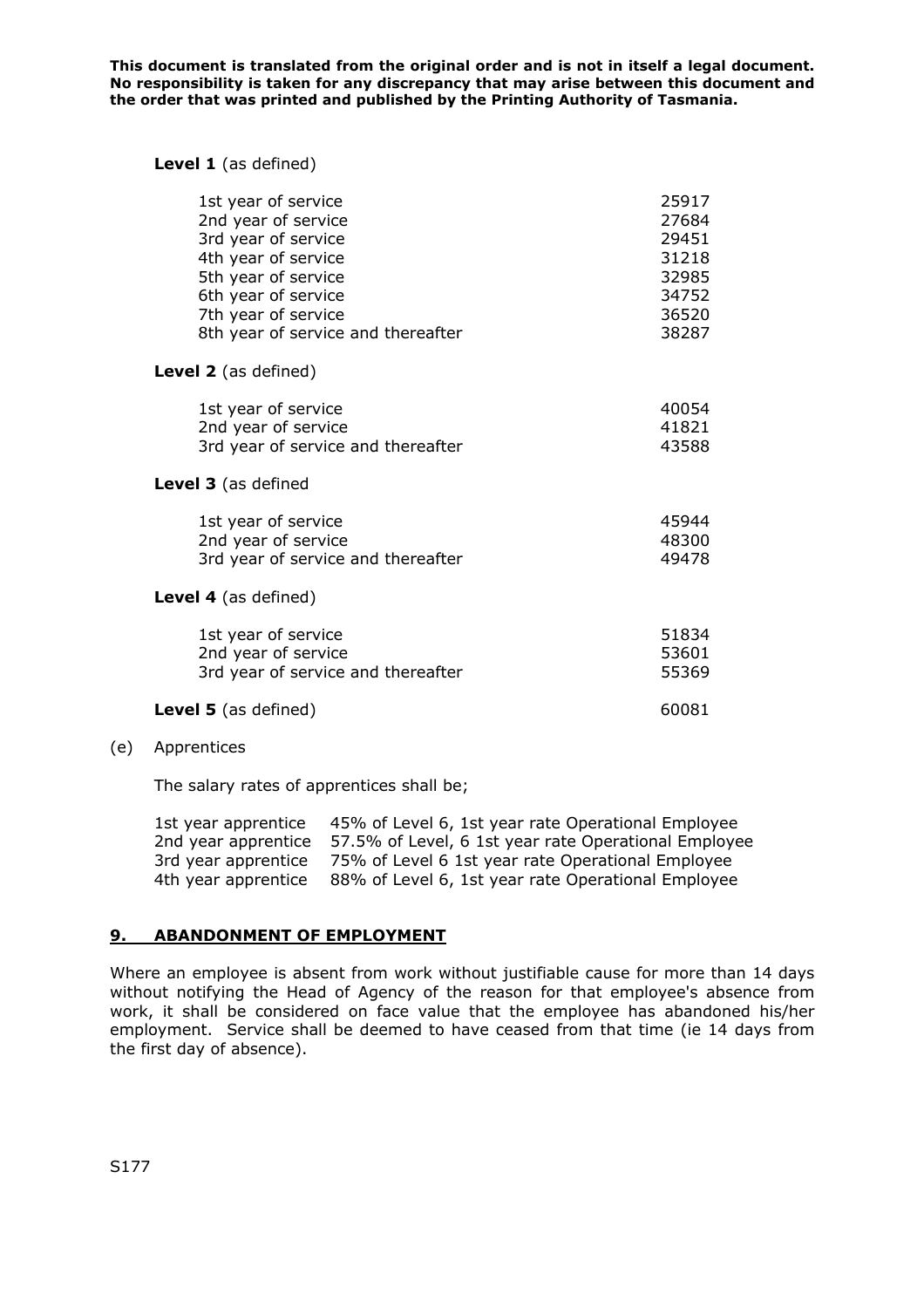**This document is translated from the original order and is not in itself a legal document. No responsibility is taken for any discrepancy that may arise between this document and the order that was printed and published by the Printing Authority of Tasmania.**

**Level 1** (as defined)

| | |
|---|---|
| 1st year of service | 25917 |
| 2nd year of service | 27684 |
| 3rd year of service | 29451 |
| 4th year of service | 31218 |
| 5th year of service | 32985 |
| 6th year of service | 34752 |
| 7th year of service | 36520 |
| 8th year of service and thereafter | 38287 |

**Level 2** (as defined)

| | |
|---|---|
| 1st year of service | 40054 |
| 2nd year of service | 41821 |
| 3rd year of service and thereafter | 43588 |

**Level 3** (as defined

| | |
|---|---|
| 1st year of service | 45944 |
| 2nd year of service | 48300 |
| 3rd year of service and thereafter | 49478 |

**Level 4** (as defined)

| | |
|---|---|
| 1st year of service | 51834 |
| 2nd year of service | 53601 |
| 3rd year of service and thereafter | 55369 |

**Level 5** (as defined) 60081

(e) Apprentices

The salary rates of apprentices shall be;

| | |
|---|---|
| 1st year apprentice | 45% of Level 6, 1st year rate Operational Employee |
| 2nd year apprentice | 57.5% of Level, 6 1st year rate Operational Employee |
| 3rd year apprentice | 75% of Level 6 1st year rate Operational Employee |
| 4th year apprentice | 88% of Level 6, 1st year rate Operational Employee |

## 9. ABANDONMENT OF EMPLOYMENT

Where an employee is absent from work without justifiable cause for more than 14 days without notifying the Head of Agency of the reason for that employee's absence from work, it shall be considered on face value that the employee has abandoned his/her employment. Service shall be deemed to have ceased from that time (ie 14 days from the first day of absence).

S177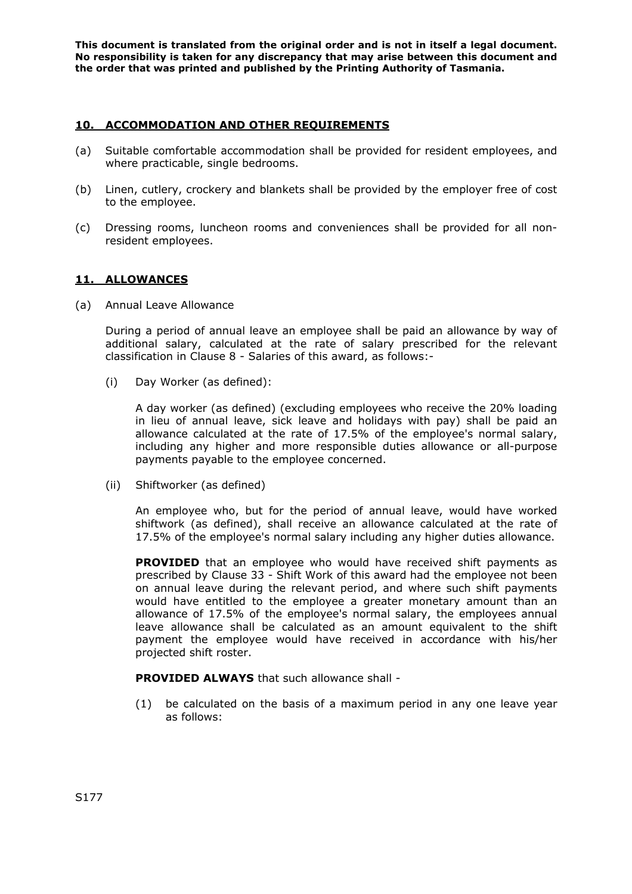**This document is translated from the original order and is not in itself a legal document. No responsibility is taken for any discrepancy that may arise between this document and the order that was printed and published by the Printing Authority of Tasmania.**

## 10. ACCOMMODATION AND OTHER REQUIREMENTS

(a) Suitable comfortable accommodation shall be provided for resident employees, and where practicable, single bedrooms.

(b) Linen, cutlery, crockery and blankets shall be provided by the employer free of cost to the employee.

(c) Dressing rooms, luncheon rooms and conveniences shall be provided for all non-resident employees.

## 11. ALLOWANCES

(a) Annual Leave Allowance

During a period of annual leave an employee shall be paid an allowance by way of additional salary, calculated at the rate of salary prescribed for the relevant classification in Clause 8 - Salaries of this award, as follows:-

(i) Day Worker (as defined):

A day worker (as defined) (excluding employees who receive the 20% loading in lieu of annual leave, sick leave and holidays with pay) shall be paid an allowance calculated at the rate of 17.5% of the employee's normal salary, including any higher and more responsible duties allowance or all-purpose payments payable to the employee concerned.

(ii) Shiftworker (as defined)

An employee who, but for the period of annual leave, would have worked shiftwork (as defined), shall receive an allowance calculated at the rate of 17.5% of the employee's normal salary including any higher duties allowance.

**PROVIDED** that an employee who would have received shift payments as prescribed by Clause 33 - Shift Work of this award had the employee not been on annual leave during the relevant period, and where such shift payments would have entitled to the employee a greater monetary amount than an allowance of 17.5% of the employee's normal salary, the employees annual leave allowance shall be calculated as an amount equivalent to the shift payment the employee would have received in accordance with his/her projected shift roster.

**PROVIDED ALWAYS** that such allowance shall -

(1) be calculated on the basis of a maximum period in any one leave year as follows:

S177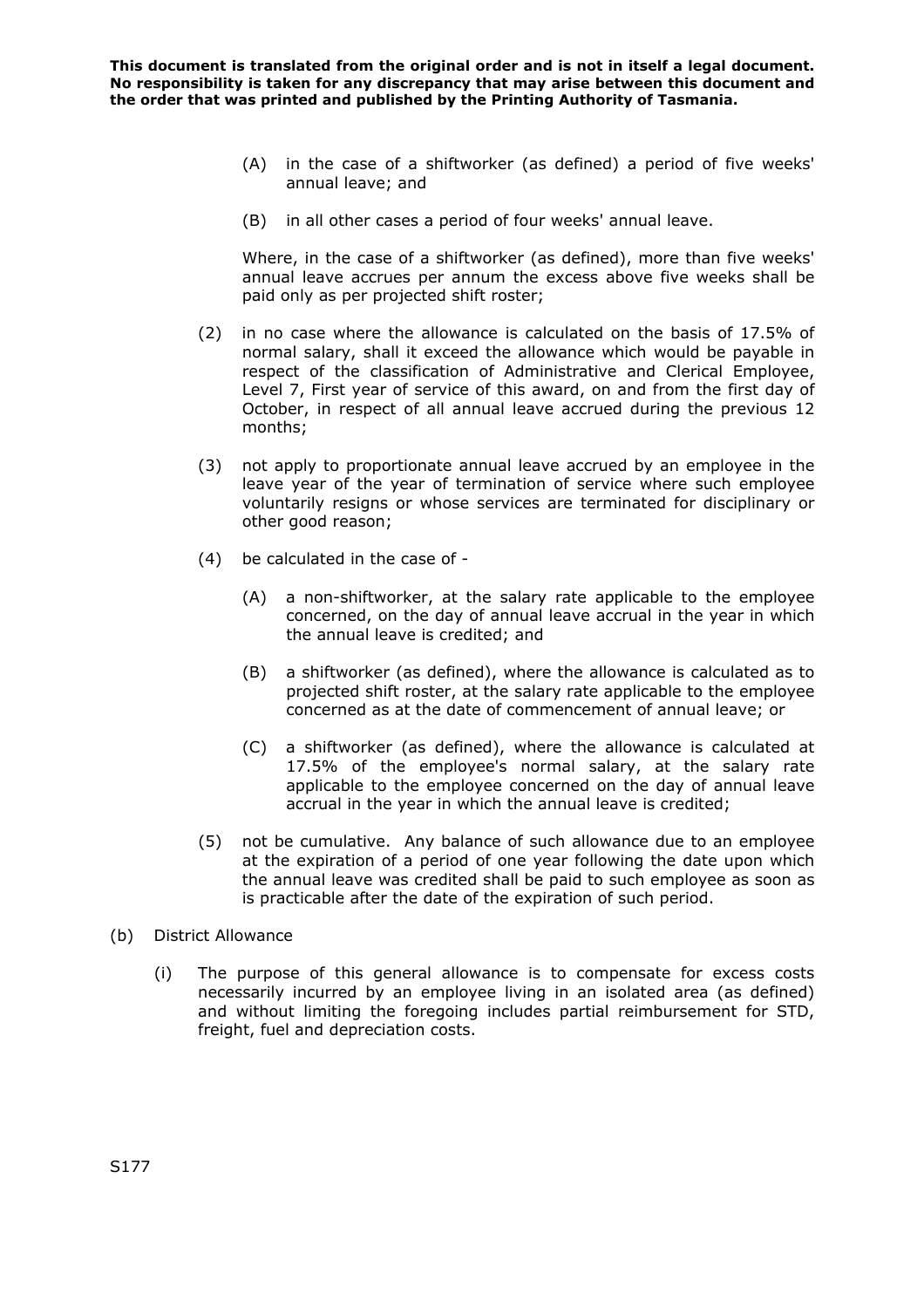(A) in the case of a shiftworker (as defined) a period of five weeks' annual leave; and

(B) in all other cases a period of four weeks' annual leave.

Where, in the case of a shiftworker (as defined), more than five weeks' annual leave accrues per annum the excess above five weeks shall be paid only as per projected shift roster;

(2) in no case where the allowance is calculated on the basis of 17.5% of normal salary, shall it exceed the allowance which would be payable in respect of the classification of Administrative and Clerical Employee, Level 7, First year of service of this award, on and from the first day of October, in respect of all annual leave accrued during the previous 12 months;

(3) not apply to proportionate annual leave accrued by an employee in the leave year of the year of termination of service where such employee voluntarily resigns or whose services are terminated for disciplinary or other good reason;

(4) be calculated in the case of -

(A) a non-shiftworker, at the salary rate applicable to the employee concerned, on the day of annual leave accrual in the year in which the annual leave is credited; and

(B) a shiftworker (as defined), where the allowance is calculated as to projected shift roster, at the salary rate applicable to the employee concerned as at the date of commencement of annual leave; or

(C) a shiftworker (as defined), where the allowance is calculated at 17.5% of the employee's normal salary, at the salary rate applicable to the employee concerned on the day of annual leave accrual in the year in which the annual leave is credited;

(5) not be cumulative. Any balance of such allowance due to an employee at the expiration of a period of one year following the date upon which the annual leave was credited shall be paid to such employee as soon as is practicable after the date of the expiration of such period.

(b) District Allowance

(i) The purpose of this general allowance is to compensate for excess costs necessarily incurred by an employee living in an isolated area (as defined) and without limiting the foregoing includes partial reimbursement for STD, freight, fuel and depreciation costs.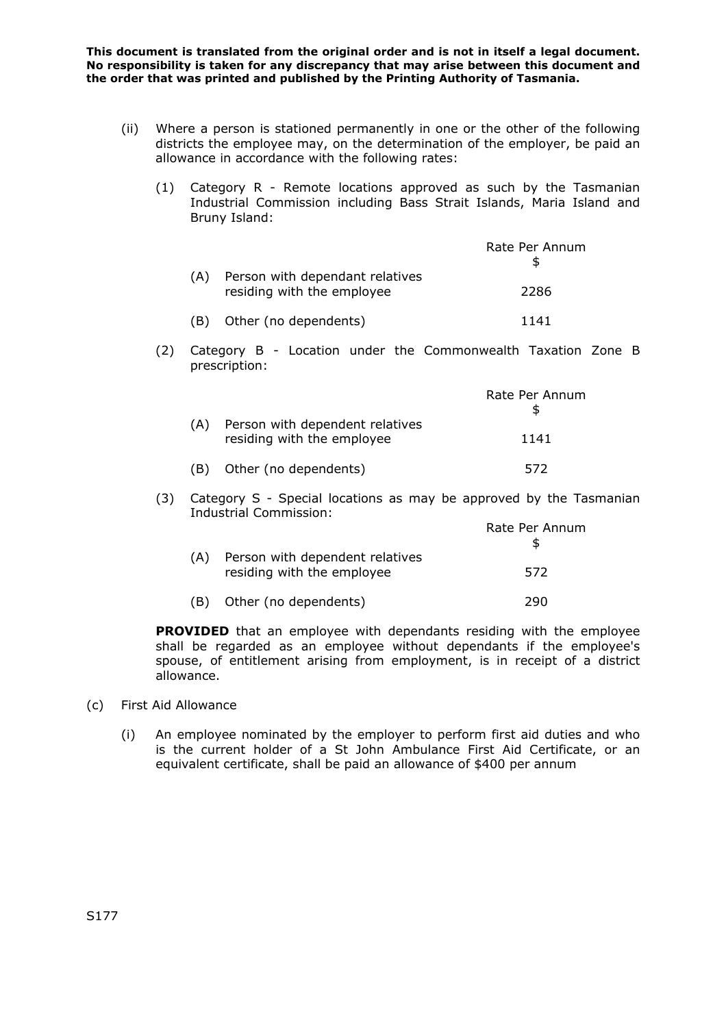**This document is translated from the original order and is not in itself a legal document. No responsibility is taken for any discrepancy that may arise between this document and the order that was printed and published by the Printing Authority of Tasmania.**

(ii) Where a person is stationed permanently in one or the other of the following districts the employee may, on the determination of the employer, be paid an allowance in accordance with the following rates:

(1) Category R - Remote locations approved as such by the Tasmanian Industrial Commission including Bass Strait Islands, Maria Island and Bruny Island:

| | | Rate Per Annum $ |
|---|---|---|
| (A) | Person with dependant relatives residing with the employee | 2286 |
| (B) | Other (no dependents) | 1141 |

(2) Category B - Location under the Commonwealth Taxation Zone B prescription:

| | | Rate Per Annum $ |
|---|---|---|
| (A) | Person with dependent relatives residing with the employee | 1141 |
| (B) | Other (no dependents) | 572 |

(3) Category S - Special locations as may be approved by the Tasmanian Industrial Commission:

| | | Rate Per Annum $ |
|---|---|---|
| (A) | Person with dependent relatives residing with the employee | 572 |
| (B) | Other (no dependents) | 290 |

**PROVIDED** that an employee with dependants residing with the employee shall be regarded as an employee without dependants if the employee's spouse, of entitlement arising from employment, is in receipt of a district allowance.

(c) First Aid Allowance

(i) An employee nominated by the employer to perform first aid duties and who is the current holder of a St John Ambulance First Aid Certificate, or an equivalent certificate, shall be paid an allowance of $400 per annum

S177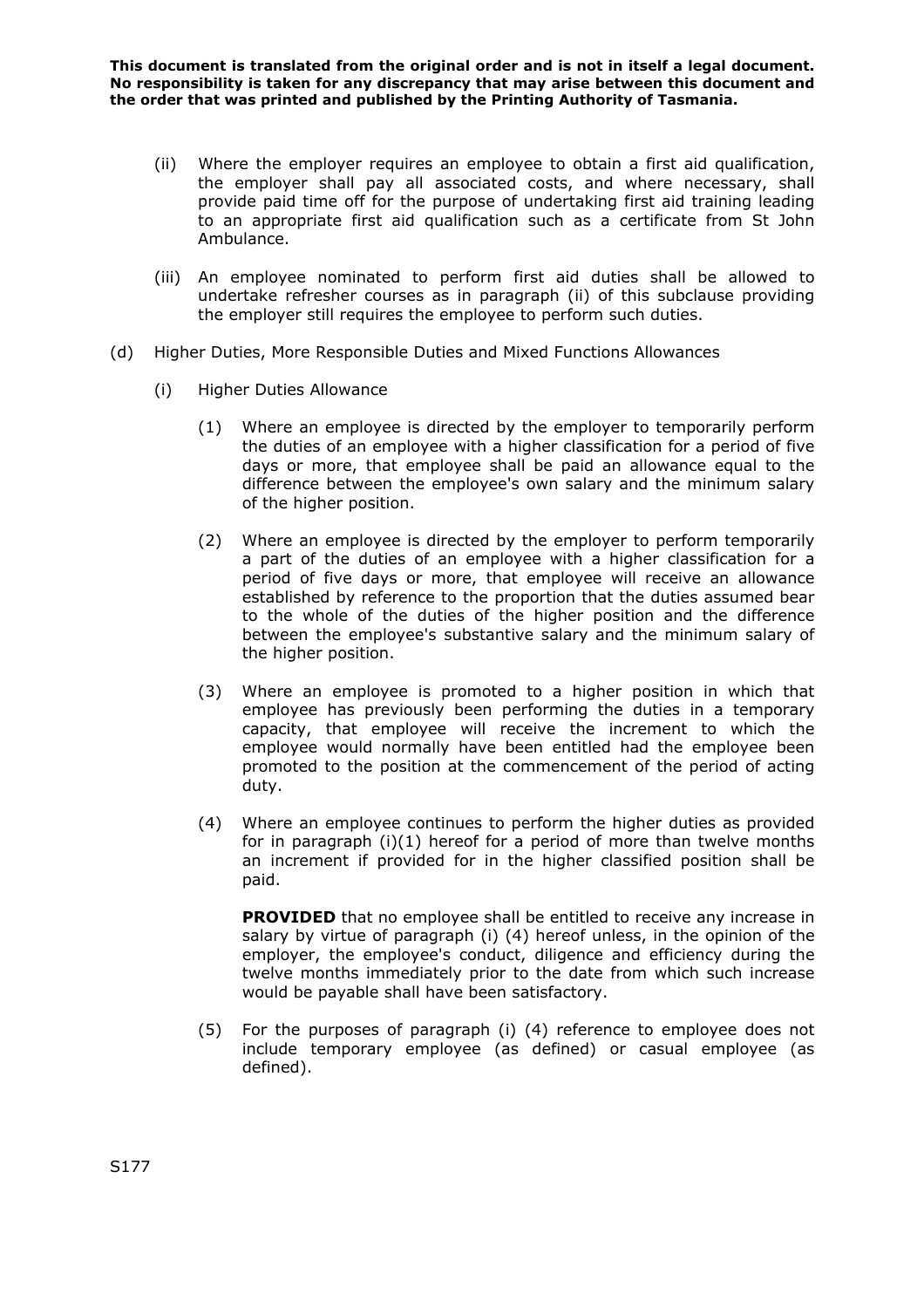(ii) Where the employer requires an employee to obtain a first aid qualification, the employer shall pay all associated costs, and where necessary, shall provide paid time off for the purpose of undertaking first aid training leading to an appropriate first aid qualification such as a certificate from St John Ambulance.

(iii) An employee nominated to perform first aid duties shall be allowed to undertake refresher courses as in paragraph (ii) of this subclause providing the employer still requires the employee to perform such duties.

(d) Higher Duties, More Responsible Duties and Mixed Functions Allowances

(i) Higher Duties Allowance

(1) Where an employee is directed by the employer to temporarily perform the duties of an employee with a higher classification for a period of five days or more, that employee shall be paid an allowance equal to the difference between the employee's own salary and the minimum salary of the higher position.

(2) Where an employee is directed by the employer to perform temporarily a part of the duties of an employee with a higher classification for a period of five days or more, that employee will receive an allowance established by reference to the proportion that the duties assumed bear to the whole of the duties of the higher position and the difference between the employee's substantive salary and the minimum salary of the higher position.

(3) Where an employee is promoted to a higher position in which that employee has previously been performing the duties in a temporary capacity, that employee will receive the increment to which the employee would normally have been entitled had the employee been promoted to the position at the commencement of the period of acting duty.

(4) Where an employee continues to perform the higher duties as provided for in paragraph (i)(1) hereof for a period of more than twelve months an increment if provided for in the higher classified position shall be paid.

**PROVIDED** that no employee shall be entitled to receive any increase in salary by virtue of paragraph (i) (4) hereof unless, in the opinion of the employer, the employee's conduct, diligence and efficiency during the twelve months immediately prior to the date from which such increase would be payable shall have been satisfactory.

(5) For the purposes of paragraph (i) (4) reference to employee does not include temporary employee (as defined) or casual employee (as defined).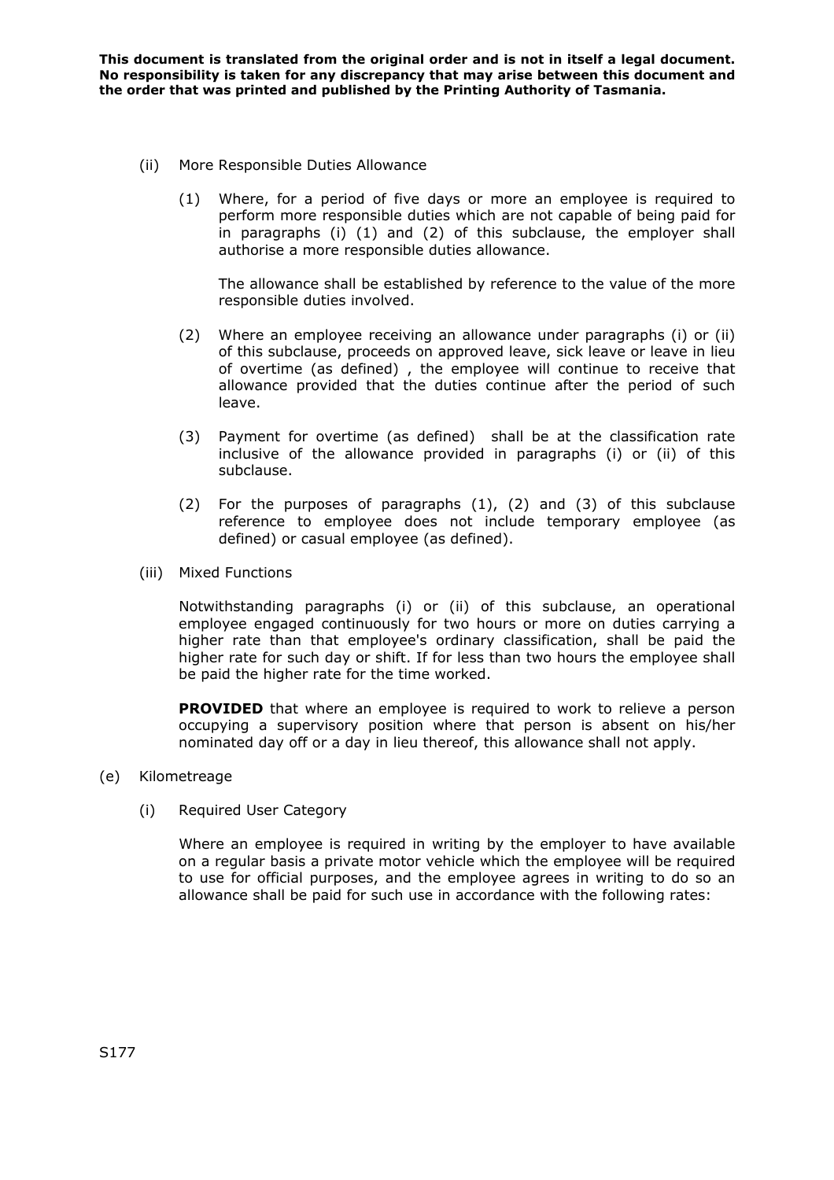(ii) More Responsible Duties Allowance

(1) Where, for a period of five days or more an employee is required to perform more responsible duties which are not capable of being paid for in paragraphs (i) (1) and (2) of this subclause, the employer shall authorise a more responsible duties allowance.

The allowance shall be established by reference to the value of the more responsible duties involved.

(2) Where an employee receiving an allowance under paragraphs (i) or (ii) of this subclause, proceeds on approved leave, sick leave or leave in lieu of overtime (as defined) , the employee will continue to receive that allowance provided that the duties continue after the period of such leave.

(3) Payment for overtime (as defined) shall be at the classification rate inclusive of the allowance provided in paragraphs (i) or (ii) of this subclause.

(2) For the purposes of paragraphs (1), (2) and (3) of this subclause reference to employee does not include temporary employee (as defined) or casual employee (as defined).

(iii) Mixed Functions

Notwithstanding paragraphs (i) or (ii) of this subclause, an operational employee engaged continuously for two hours or more on duties carrying a higher rate than that employee's ordinary classification, shall be paid the higher rate for such day or shift. If for less than two hours the employee shall be paid the higher rate for the time worked.

**PROVIDED** that where an employee is required to work to relieve a person occupying a supervisory position where that person is absent on his/her nominated day off or a day in lieu thereof, this allowance shall not apply.

(e) Kilometreage

(i) Required User Category

Where an employee is required in writing by the employer to have available on a regular basis a private motor vehicle which the employee will be required to use for official purposes, and the employee agrees in writing to do so an allowance shall be paid for such use in accordance with the following rates: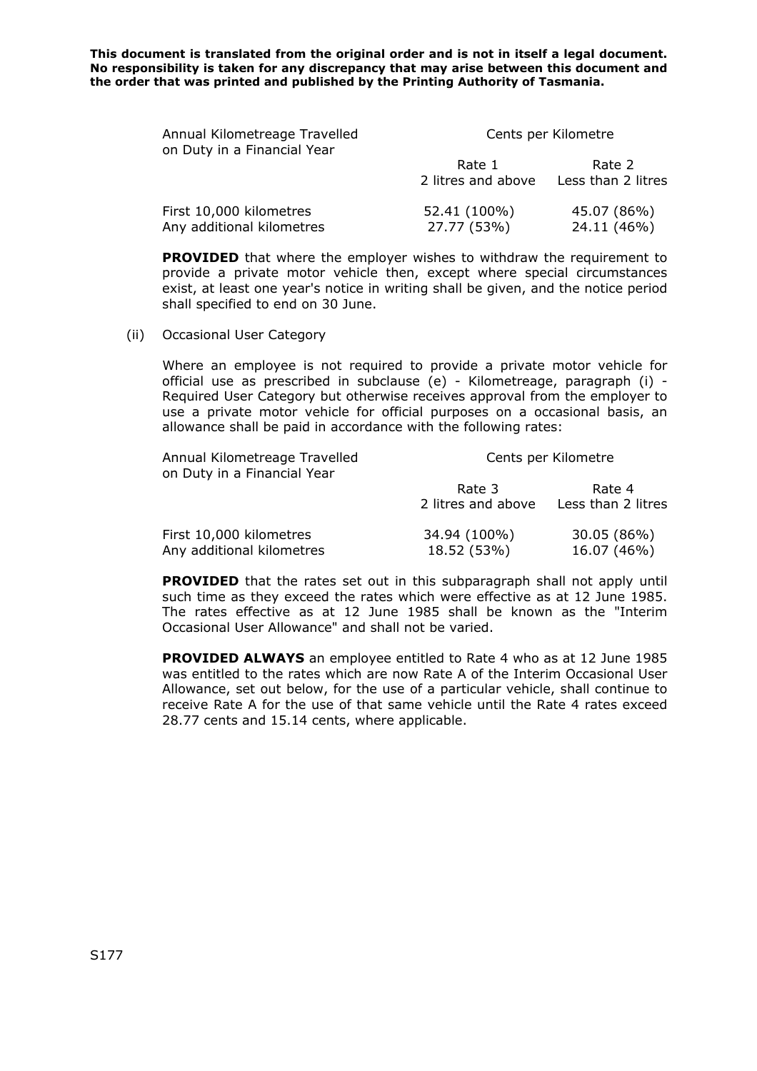**This document is translated from the original order and is not in itself a legal document. No responsibility is taken for any discrepancy that may arise between this document and the order that was printed and published by the Printing Authority of Tasmania.**

| Annual Kilometreage Travelled on Duty in a Financial Year | Cents per Kilometre | |
|---|---|---|
| | Rate 1<br>2 litres and above | Rate 2<br>Less than 2 litres |
| First 10,000 kilometres | 52.41 (100%) | 45.07 (86%) |
| Any additional kilometres | 27.77 (53%) | 24.11 (46%) |

**PROVIDED** that where the employer wishes to withdraw the requirement to provide a private motor vehicle then, except where special circumstances exist, at least one year's notice in writing shall be given, and the notice period shall specified to end on 30 June.

(ii) Occasional User Category

Where an employee is not required to provide a private motor vehicle for official use as prescribed in subclause (e) - Kilometreage, paragraph (i) - Required User Category but otherwise receives approval from the employer to use a private motor vehicle for official purposes on a occasional basis, an allowance shall be paid in accordance with the following rates:

| Annual Kilometreage Travelled on Duty in a Financial Year | Cents per Kilometre | |
|---|---|---|
| | Rate 3<br>2 litres and above | Rate 4<br>Less than 2 litres |
| First 10,000 kilometres | 34.94 (100%) | 30.05 (86%) |
| Any additional kilometres | 18.52 (53%) | 16.07 (46%) |

**PROVIDED** that the rates set out in this subparagraph shall not apply until such time as they exceed the rates which were effective as at 12 June 1985. The rates effective as at 12 June 1985 shall be known as the "Interim Occasional User Allowance" and shall not be varied.

**PROVIDED ALWAYS** an employee entitled to Rate 4 who as at 12 June 1985 was entitled to the rates which are now Rate A of the Interim Occasional User Allowance, set out below, for the use of a particular vehicle, shall continue to receive Rate A for the use of that same vehicle until the Rate 4 rates exceed 28.77 cents and 15.14 cents, where applicable.

S177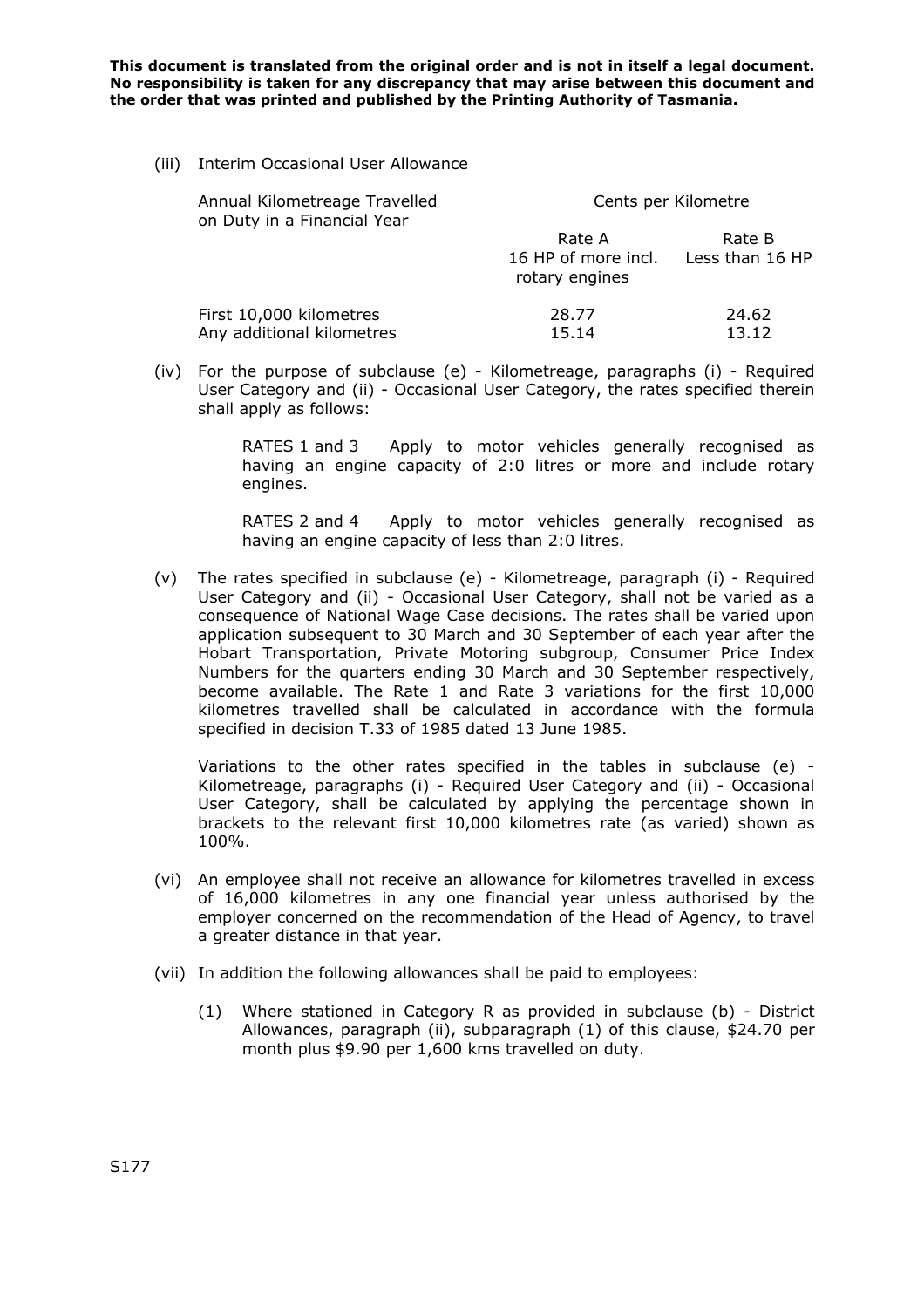(iii) Interim Occasional User Allowance

| Annual Kilometreage Travelled on Duty in a Financial Year | Cents per Kilometre | |
|---|---|---|
| | Rate A<br>16 HP of more incl. rotary engines | Rate B<br>Less than 16 HP |
| First 10,000 kilometres | 28.77 | 24.62 |
| Any additional kilometres | 15.14 | 13.12 |

(iv) For the purpose of subclause (e) - Kilometreage, paragraphs (i) - Required User Category and (ii) - Occasional User Category, the rates specified therein shall apply as follows:

RATES 1 and 3 Apply to motor vehicles generally recognised as having an engine capacity of 2:0 litres or more and include rotary engines.

RATES 2 and 4 Apply to motor vehicles generally recognised as having an engine capacity of less than 2:0 litres.

(v) The rates specified in subclause (e) - Kilometreage, paragraph (i) - Required User Category and (ii) - Occasional User Category, shall not be varied as a consequence of National Wage Case decisions. The rates shall be varied upon application subsequent to 30 March and 30 September of each year after the Hobart Transportation, Private Motoring subgroup, Consumer Price Index Numbers for the quarters ending 30 March and 30 September respectively, become available. The Rate 1 and Rate 3 variations for the first 10,000 kilometres travelled shall be calculated in accordance with the formula specified in decision T.33 of 1985 dated 13 June 1985.

Variations to the other rates specified in the tables in subclause (e) - Kilometreage, paragraphs (i) - Required User Category and (ii) - Occasional User Category, shall be calculated by applying the percentage shown in brackets to the relevant first 10,000 kilometres rate (as varied) shown as 100%.

(vi) An employee shall not receive an allowance for kilometres travelled in excess of 16,000 kilometres in any one financial year unless authorised by the employer concerned on the recommendation of the Head of Agency, to travel a greater distance in that year.

(vii) In addition the following allowances shall be paid to employees:

(1) Where stationed in Category R as provided in subclause (b) - District Allowances, paragraph (ii), subparagraph (1) of this clause, $24.70 per month plus $9.90 per 1,600 kms travelled on duty.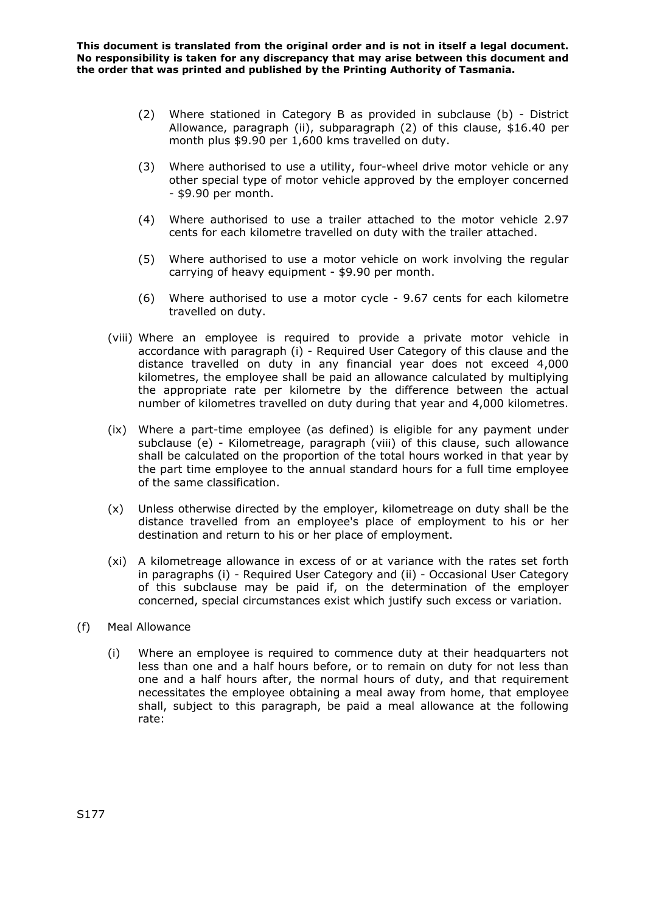(2) Where stationed in Category B as provided in subclause (b) - District Allowance, paragraph (ii), subparagraph (2) of this clause, $16.40 per month plus $9.90 per 1,600 kms travelled on duty.

(3) Where authorised to use a utility, four-wheel drive motor vehicle or any other special type of motor vehicle approved by the employer concerned - $9.90 per month.

(4) Where authorised to use a trailer attached to the motor vehicle 2.97 cents for each kilometre travelled on duty with the trailer attached.

(5) Where authorised to use a motor vehicle on work involving the regular carrying of heavy equipment - $9.90 per month.

(6) Where authorised to use a motor cycle - 9.67 cents for each kilometre travelled on duty.

(viii) Where an employee is required to provide a private motor vehicle in accordance with paragraph (i) - Required User Category of this clause and the distance travelled on duty in any financial year does not exceed 4,000 kilometres, the employee shall be paid an allowance calculated by multiplying the appropriate rate per kilometre by the difference between the actual number of kilometres travelled on duty during that year and 4,000 kilometres.

(ix) Where a part-time employee (as defined) is eligible for any payment under subclause (e) - Kilometreage, paragraph (viii) of this clause, such allowance shall be calculated on the proportion of the total hours worked in that year by the part time employee to the annual standard hours for a full time employee of the same classification.

(x) Unless otherwise directed by the employer, kilometreage on duty shall be the distance travelled from an employee's place of employment to his or her destination and return to his or her place of employment.

(xi) A kilometreage allowance in excess of or at variance with the rates set forth in paragraphs (i) - Required User Category and (ii) - Occasional User Category of this subclause may be paid if, on the determination of the employer concerned, special circumstances exist which justify such excess or variation.

(f) Meal Allowance

(i) Where an employee is required to commence duty at their headquarters not less than one and a half hours before, or to remain on duty for not less than one and a half hours after, the normal hours of duty, and that requirement necessitates the employee obtaining a meal away from home, that employee shall, subject to this paragraph, be paid a meal allowance at the following rate: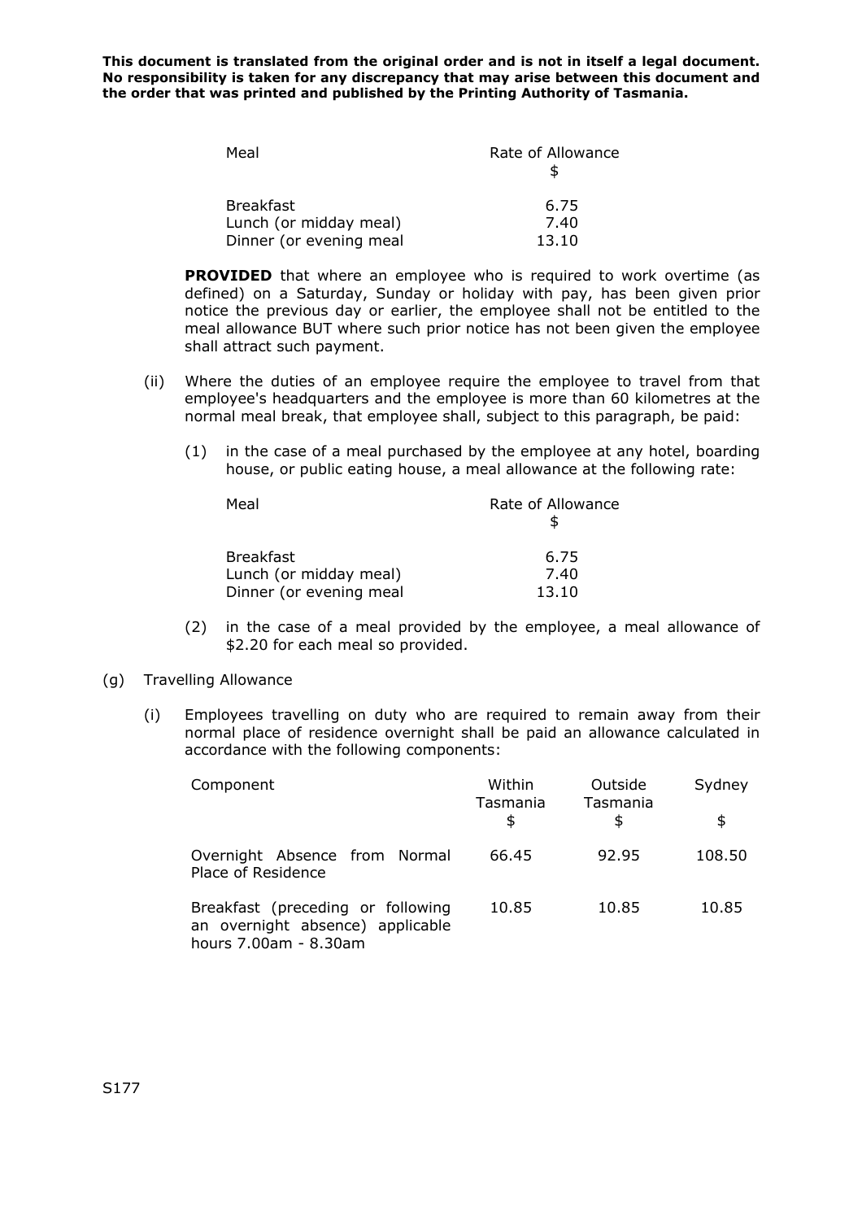**This document is translated from the original order and is not in itself a legal document. No responsibility is taken for any discrepancy that may arise between this document and the order that was printed and published by the Printing Authority of Tasmania.**

| Meal | Rate of Allowance $ |
|---|---|
| Breakfast | 6.75 |
| Lunch (or midday meal) | 7.40 |
| Dinner (or evening meal | 13.10 |

**PROVIDED** that where an employee who is required to work overtime (as defined) on a Saturday, Sunday or holiday with pay, has been given prior notice the previous day or earlier, the employee shall not be entitled to the meal allowance BUT where such prior notice has not been given the employee shall attract such payment.

(ii) Where the duties of an employee require the employee to travel from that employee's headquarters and the employee is more than 60 kilometres at the normal meal break, that employee shall, subject to this paragraph, be paid:

(1) in the case of a meal purchased by the employee at any hotel, boarding house, or public eating house, a meal allowance at the following rate:

| Meal | Rate of Allowance $ |
|---|---|
| Breakfast | 6.75 |
| Lunch (or midday meal) | 7.40 |
| Dinner (or evening meal | 13.10 |

(2) in the case of a meal provided by the employee, a meal allowance of $2.20 for each meal so provided.

(g) Travelling Allowance

(i) Employees travelling on duty who are required to remain away from their normal place of residence overnight shall be paid an allowance calculated in accordance with the following components:

| Component | Within Tasmania $ | Outside Tasmania $ | Sydney $ |
|---|---|---|---|
| Overnight Absence from Normal Place of Residence | 66.45 | 92.95 | 108.50 |
| Breakfast (preceding or following an overnight absence) applicable hours 7.00am - 8.30am | 10.85 | 10.85 | 10.85 |

S177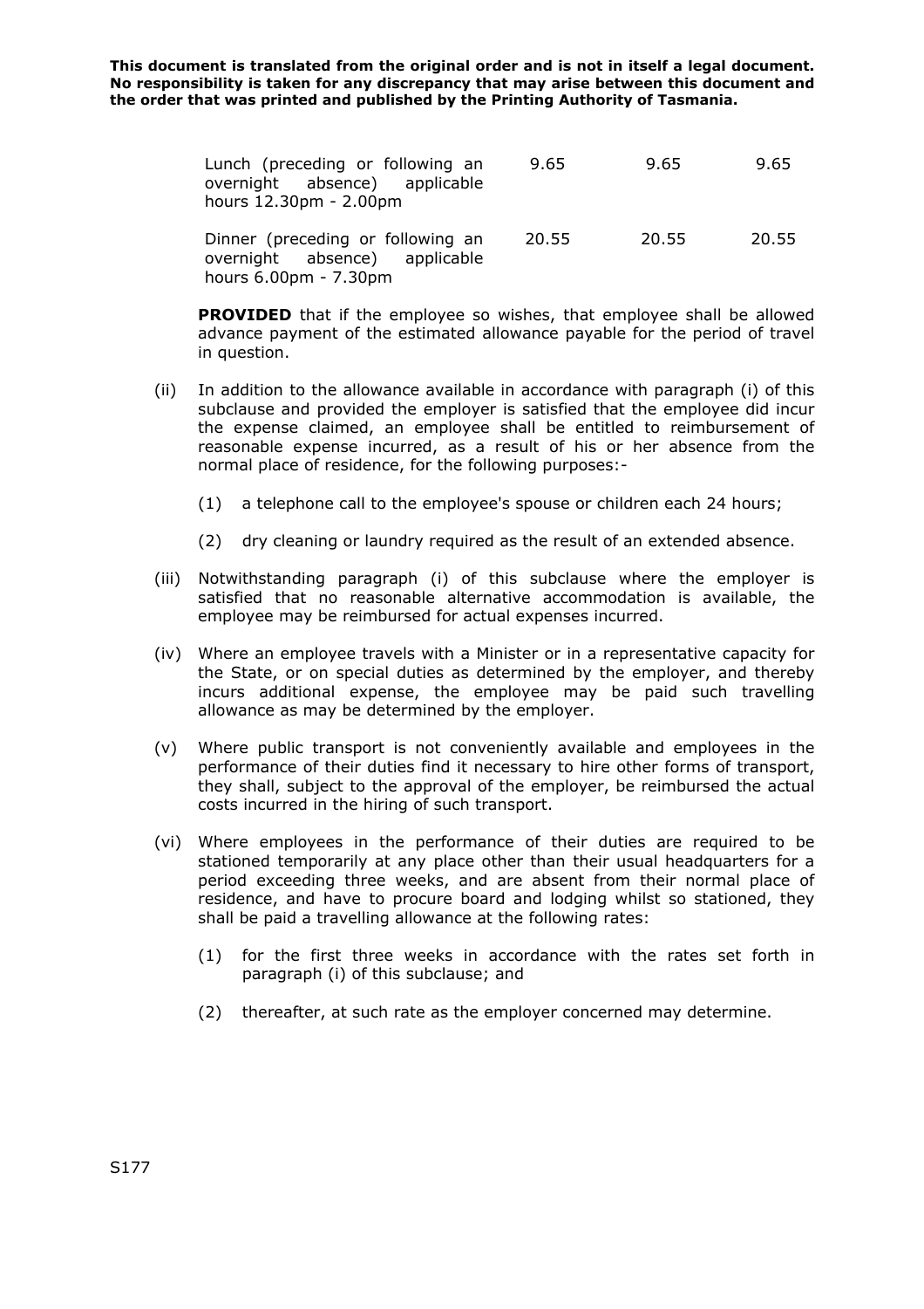| | | | |
|---|---|---|---|
| Lunch (preceding or following an overnight absence) applicable hours 12.30pm - 2.00pm | 9.65 | 9.65 | 9.65 |
| Dinner (preceding or following an overnight absence) applicable hours 6.00pm - 7.30pm | 20.55 | 20.55 | 20.55 |

**PROVIDED** that if the employee so wishes, that employee shall be allowed advance payment of the estimated allowance payable for the period of travel in question.

(ii) In addition to the allowance available in accordance with paragraph (i) of this subclause and provided the employer is satisfied that the employee did incur the expense claimed, an employee shall be entitled to reimbursement of reasonable expense incurred, as a result of his or her absence from the normal place of residence, for the following purposes:-

(1) a telephone call to the employee's spouse or children each 24 hours;

(2) dry cleaning or laundry required as the result of an extended absence.

(iii) Notwithstanding paragraph (i) of this subclause where the employer is satisfied that no reasonable alternative accommodation is available, the employee may be reimbursed for actual expenses incurred.

(iv) Where an employee travels with a Minister or in a representative capacity for the State, or on special duties as determined by the employer, and thereby incurs additional expense, the employee may be paid such travelling allowance as may be determined by the employer.

(v) Where public transport is not conveniently available and employees in the performance of their duties find it necessary to hire other forms of transport, they shall, subject to the approval of the employer, be reimbursed the actual costs incurred in the hiring of such transport.

(vi) Where employees in the performance of their duties are required to be stationed temporarily at any place other than their usual headquarters for a period exceeding three weeks, and are absent from their normal place of residence, and have to procure board and lodging whilst so stationed, they shall be paid a travelling allowance at the following rates:

(1) for the first three weeks in accordance with the rates set forth in paragraph (i) of this subclause; and

(2) thereafter, at such rate as the employer concerned may determine.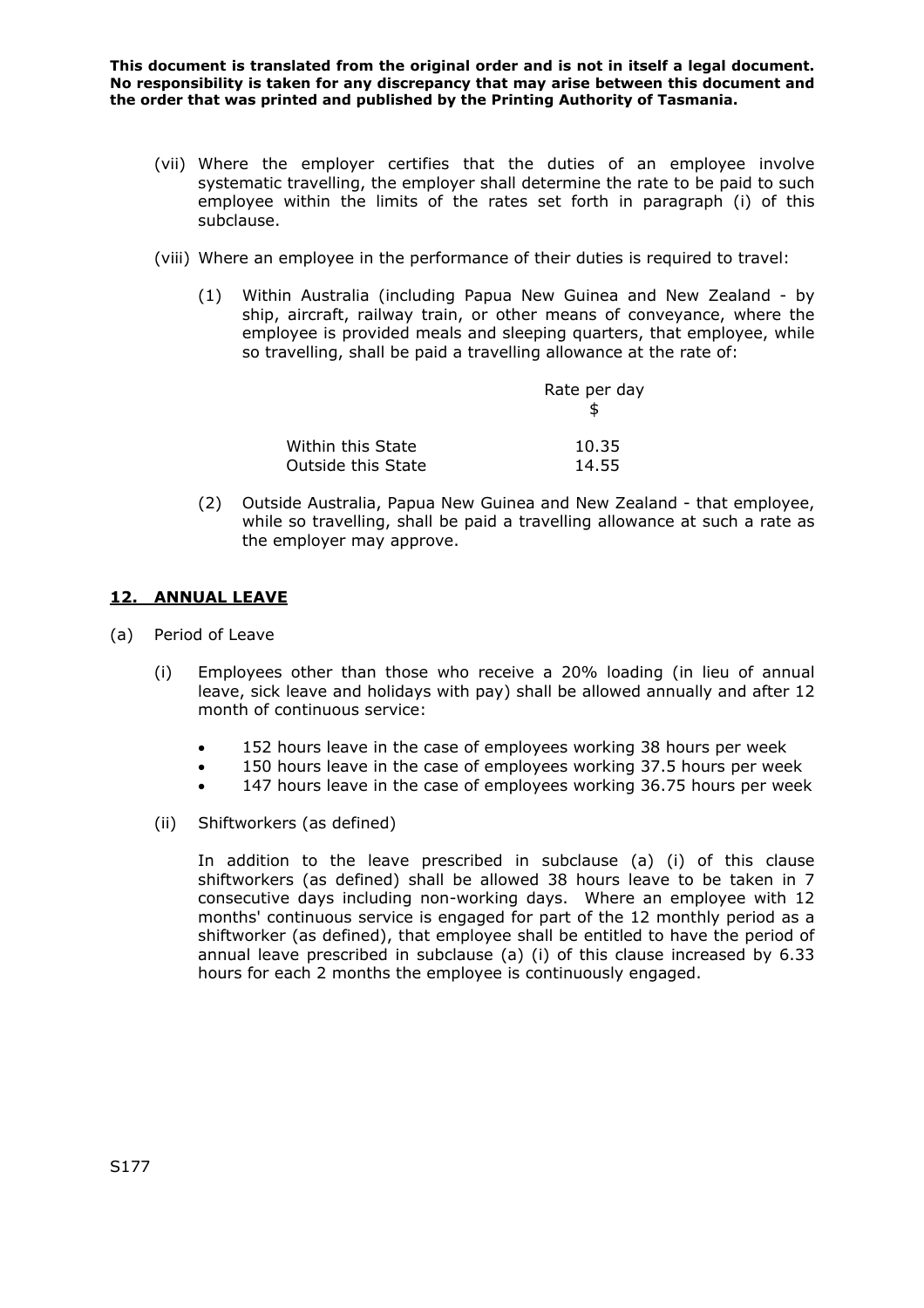**This document is translated from the original order and is not in itself a legal document. No responsibility is taken for any discrepancy that may arise between this document and the order that was printed and published by the Printing Authority of Tasmania.**

(vii) Where the employer certifies that the duties of an employee involve systematic travelling, the employer shall determine the rate to be paid to such employee within the limits of the rates set forth in paragraph (i) of this subclause.

(viii) Where an employee in the performance of their duties is required to travel:

(1) Within Australia (including Papua New Guinea and New Zealand - by ship, aircraft, railway train, or other means of conveyance, where the employee is provided meals and sleeping quarters, that employee, while so travelling, shall be paid a travelling allowance at the rate of:

| | Rate per day $ |
|---|---|
| Within this State | 10.35 |
| Outside this State | 14.55 |

(2) Outside Australia, Papua New Guinea and New Zealand - that employee, while so travelling, shall be paid a travelling allowance at such a rate as the employer may approve.

## 12. ANNUAL LEAVE

(a) Period of Leave

(i) Employees other than those who receive a 20% loading (in lieu of annual leave, sick leave and holidays with pay) shall be allowed annually and after 12 month of continuous service:

- 152 hours leave in the case of employees working 38 hours per week
- 150 hours leave in the case of employees working 37.5 hours per week
- 147 hours leave in the case of employees working 36.75 hours per week

(ii) Shiftworkers (as defined)

In addition to the leave prescribed in subclause (a) (i) of this clause shiftworkers (as defined) shall be allowed 38 hours leave to be taken in 7 consecutive days including non-working days. Where an employee with 12 months' continuous service is engaged for part of the 12 monthly period as a shiftworker (as defined), that employee shall be entitled to have the period of annual leave prescribed in subclause (a) (i) of this clause increased by 6.33 hours for each 2 months the employee is continuously engaged.

S177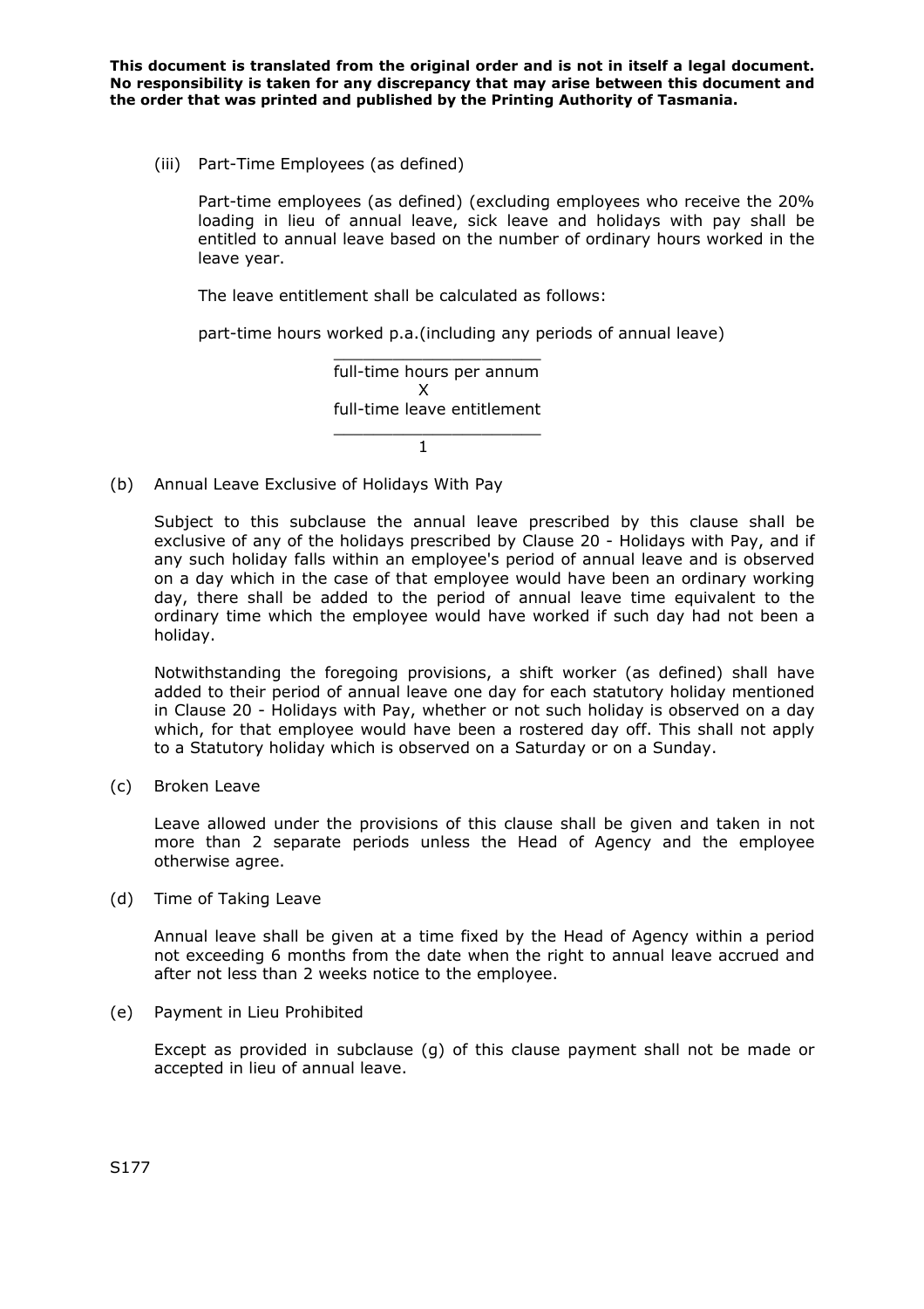**This document is translated from the original order and is not in itself a legal document. No responsibility is taken for any discrepancy that may arise between this document and the order that was printed and published by the Printing Authority of Tasmania.**

(iii) Part-Time Employees (as defined)

Part-time employees (as defined) (excluding employees who receive the 20% loading in lieu of annual leave, sick leave and holidays with pay shall be entitled to annual leave based on the number of ordinary hours worked in the leave year.

The leave entitlement shall be calculated as follows:

$$\frac{\text{part-time hours worked p.a.(including any periods of annual leave)}}{\text{full-time hours per annum}} \times \frac{\text{full-time leave entitlement}}{1}$$

(b) Annual Leave Exclusive of Holidays With Pay

Subject to this subclause the annual leave prescribed by this clause shall be exclusive of any of the holidays prescribed by Clause 20 - Holidays with Pay, and if any such holiday falls within an employee's period of annual leave and is observed on a day which in the case of that employee would have been an ordinary working day, there shall be added to the period of annual leave time equivalent to the ordinary time which the employee would have worked if such day had not been a holiday.

Notwithstanding the foregoing provisions, a shift worker (as defined) shall have added to their period of annual leave one day for each statutory holiday mentioned in Clause 20 - Holidays with Pay, whether or not such holiday is observed on a day which, for that employee would have been a rostered day off. This shall not apply to a Statutory holiday which is observed on a Saturday or on a Sunday.

(c) Broken Leave

Leave allowed under the provisions of this clause shall be given and taken in not more than 2 separate periods unless the Head of Agency and the employee otherwise agree.

(d) Time of Taking Leave

Annual leave shall be given at a time fixed by the Head of Agency within a period not exceeding 6 months from the date when the right to annual leave accrued and after not less than 2 weeks notice to the employee.

(e) Payment in Lieu Prohibited

Except as provided in subclause (g) of this clause payment shall not be made or accepted in lieu of annual leave.

S177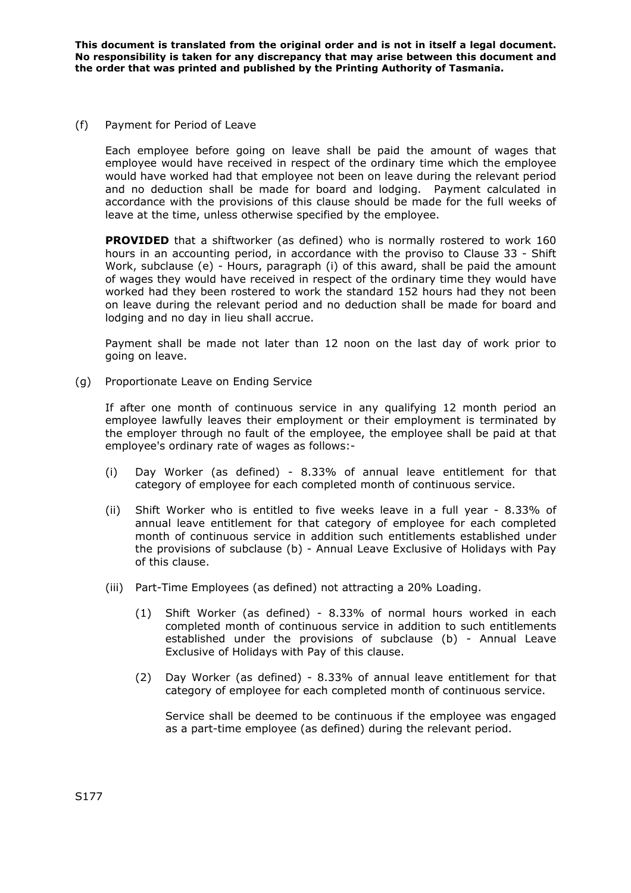(f) Payment for Period of Leave

Each employee before going on leave shall be paid the amount of wages that employee would have received in respect of the ordinary time which the employee would have worked had that employee not been on leave during the relevant period and no deduction shall be made for board and lodging. Payment calculated in accordance with the provisions of this clause should be made for the full weeks of leave at the time, unless otherwise specified by the employee.

**PROVIDED** that a shiftworker (as defined) who is normally rostered to work 160 hours in an accounting period, in accordance with the proviso to Clause 33 - Shift Work, subclause (e) - Hours, paragraph (i) of this award, shall be paid the amount of wages they would have received in respect of the ordinary time they would have worked had they been rostered to work the standard 152 hours had they not been on leave during the relevant period and no deduction shall be made for board and lodging and no day in lieu shall accrue.

Payment shall be made not later than 12 noon on the last day of work prior to going on leave.

(g) Proportionate Leave on Ending Service

If after one month of continuous service in any qualifying 12 month period an employee lawfully leaves their employment or their employment is terminated by the employer through no fault of the employee, the employee shall be paid at that employee's ordinary rate of wages as follows:-

(i) Day Worker (as defined) - 8.33% of annual leave entitlement for that category of employee for each completed month of continuous service.

(ii) Shift Worker who is entitled to five weeks leave in a full year - 8.33% of annual leave entitlement for that category of employee for each completed month of continuous service in addition such entitlements established under the provisions of subclause (b) - Annual Leave Exclusive of Holidays with Pay of this clause.

(iii) Part-Time Employees (as defined) not attracting a 20% Loading.

(1) Shift Worker (as defined) - 8.33% of normal hours worked in each completed month of continuous service in addition to such entitlements established under the provisions of subclause (b) - Annual Leave Exclusive of Holidays with Pay of this clause.

(2) Day Worker (as defined) - 8.33% of annual leave entitlement for that category of employee for each completed month of continuous service.

Service shall be deemed to be continuous if the employee was engaged as a part-time employee (as defined) during the relevant period.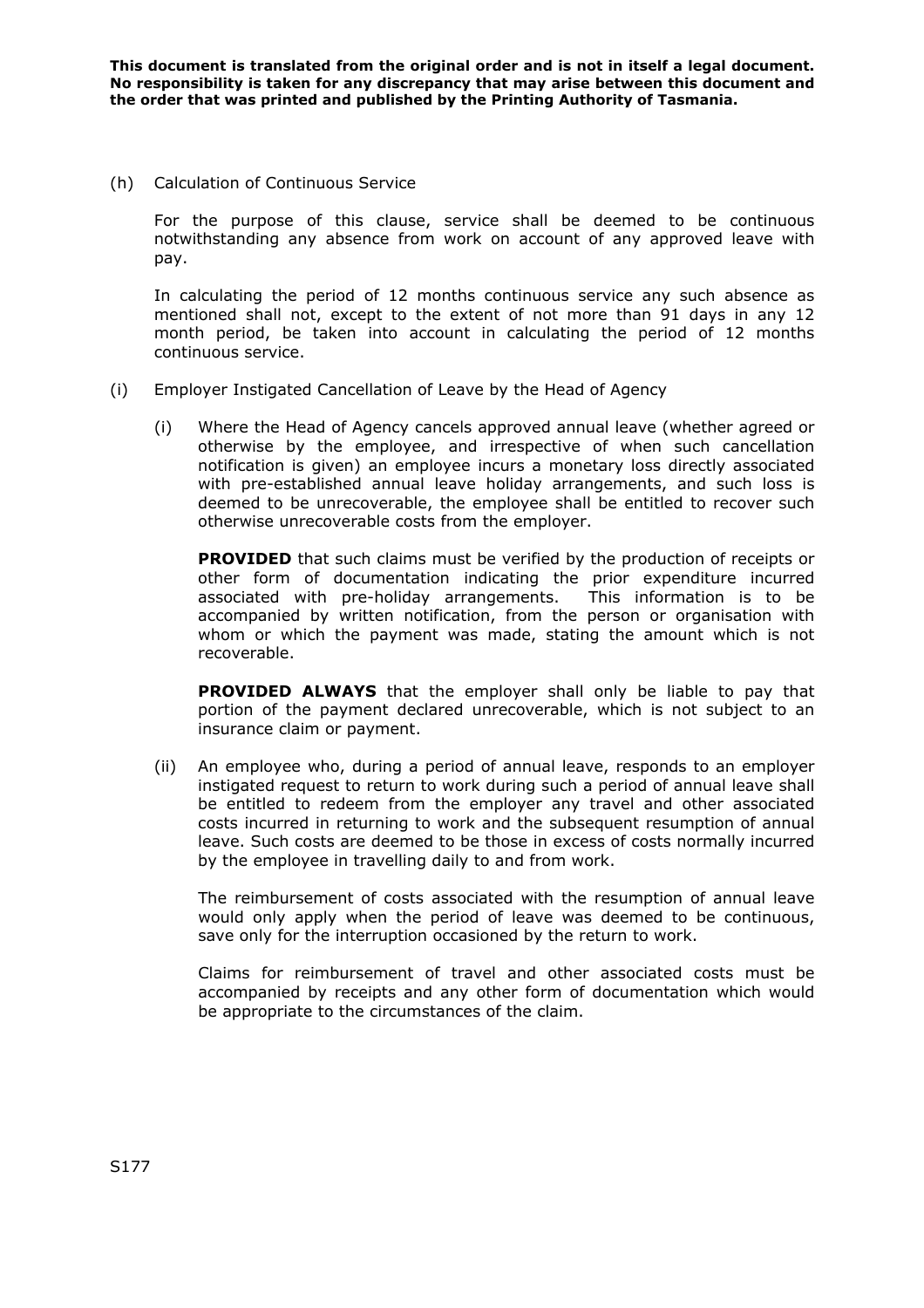(h) Calculation of Continuous Service

For the purpose of this clause, service shall be deemed to be continuous notwithstanding any absence from work on account of any approved leave with pay.

In calculating the period of 12 months continuous service any such absence as mentioned shall not, except to the extent of not more than 91 days in any 12 month period, be taken into account in calculating the period of 12 months continuous service.

(i) Employer Instigated Cancellation of Leave by the Head of Agency

(i) Where the Head of Agency cancels approved annual leave (whether agreed or otherwise by the employee, and irrespective of when such cancellation notification is given) an employee incurs a monetary loss directly associated with pre-established annual leave holiday arrangements, and such loss is deemed to be unrecoverable, the employee shall be entitled to recover such otherwise unrecoverable costs from the employer.

**PROVIDED** that such claims must be verified by the production of receipts or other form of documentation indicating the prior expenditure incurred associated with pre-holiday arrangements. This information is to be accompanied by written notification, from the person or organisation with whom or which the payment was made, stating the amount which is not recoverable.

**PROVIDED ALWAYS** that the employer shall only be liable to pay that portion of the payment declared unrecoverable, which is not subject to an insurance claim or payment.

(ii) An employee who, during a period of annual leave, responds to an employer instigated request to return to work during such a period of annual leave shall be entitled to redeem from the employer any travel and other associated costs incurred in returning to work and the subsequent resumption of annual leave. Such costs are deemed to be those in excess of costs normally incurred by the employee in travelling daily to and from work.

The reimbursement of costs associated with the resumption of annual leave would only apply when the period of leave was deemed to be continuous, save only for the interruption occasioned by the return to work.

Claims for reimbursement of travel and other associated costs must be accompanied by receipts and any other form of documentation which would be appropriate to the circumstances of the claim.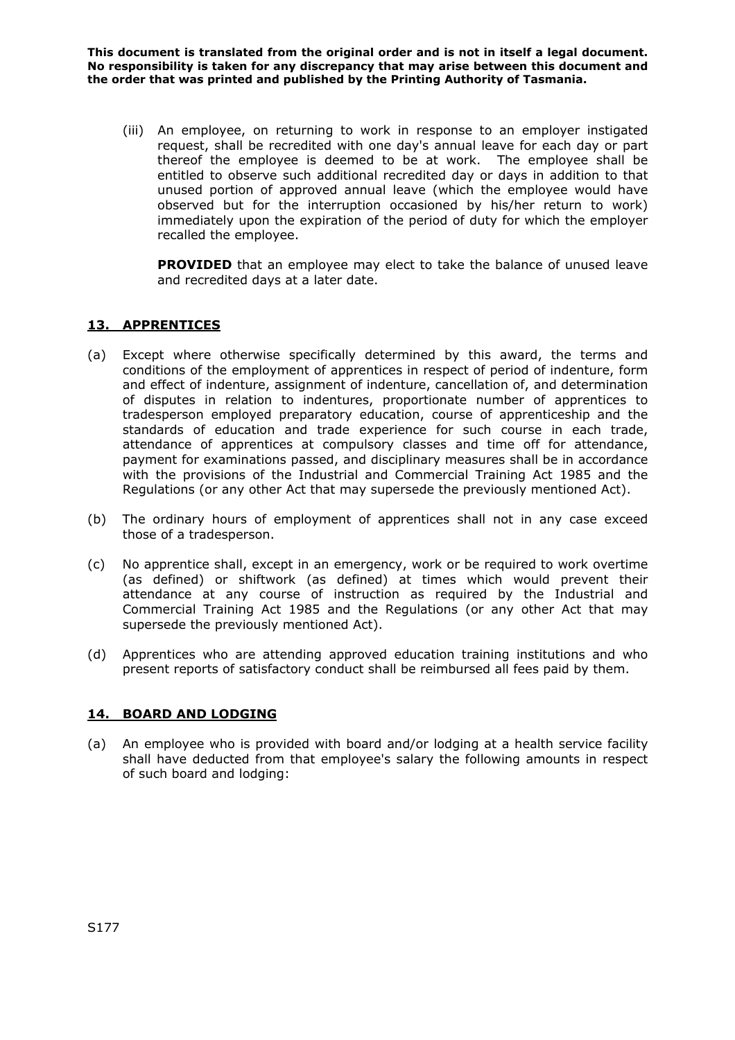(iii) An employee, on returning to work in response to an employer instigated request, shall be recredited with one day's annual leave for each day or part thereof the employee is deemed to be at work. The employee shall be entitled to observe such additional recredited day or days in addition to that unused portion of approved annual leave (which the employee would have observed but for the interruption occasioned by his/her return to work) immediately upon the expiration of the period of duty for which the employer recalled the employee.

**PROVIDED** that an employee may elect to take the balance of unused leave and recredited days at a later date.

## 13. APPRENTICES

(a) Except where otherwise specifically determined by this award, the terms and conditions of the employment of apprentices in respect of period of indenture, form and effect of indenture, assignment of indenture, cancellation of, and determination of disputes in relation to indentures, proportionate number of apprentices to tradesperson employed preparatory education, course of apprenticeship and the standards of education and trade experience for such course in each trade, attendance of apprentices at compulsory classes and time off for attendance, payment for examinations passed, and disciplinary measures shall be in accordance with the provisions of the Industrial and Commercial Training Act 1985 and the Regulations (or any other Act that may supersede the previously mentioned Act).

(b) The ordinary hours of employment of apprentices shall not in any case exceed those of a tradesperson.

(c) No apprentice shall, except in an emergency, work or be required to work overtime (as defined) or shiftwork (as defined) at times which would prevent their attendance at any course of instruction as required by the Industrial and Commercial Training Act 1985 and the Regulations (or any other Act that may supersede the previously mentioned Act).

(d) Apprentices who are attending approved education training institutions and who present reports of satisfactory conduct shall be reimbursed all fees paid by them.

## 14. BOARD AND LODGING

(a) An employee who is provided with board and/or lodging at a health service facility shall have deducted from that employee's salary the following amounts in respect of such board and lodging: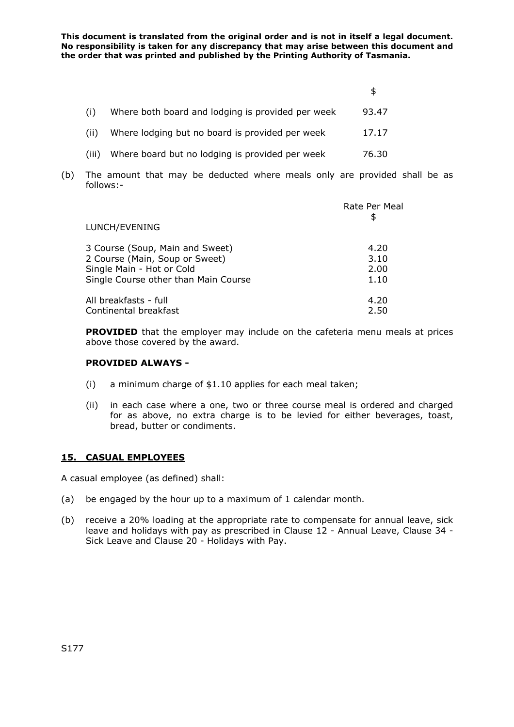| | | $ |
|---|---|---|
| (i) | Where both board and lodging is provided per week | 93.47 |
| (ii) | Where lodging but no board is provided per week | 17.17 |
| (iii) | Where board but no lodging is provided per week | 76.30 |

(b) The amount that may be deducted where meals only are provided shall be as follows:-

| | Rate Per Meal $ |
|---|---|
| LUNCH/EVENING | |
| 3 Course (Soup, Main and Sweet) | 4.20 |
| 2 Course (Main, Soup or Sweet) | 3.10 |
| Single Main - Hot or Cold | 2.00 |
| Single Course other than Main Course | 1.10 |
| All breakfasts - full | 4.20 |
| Continental breakfast | 2.50 |

**PROVIDED** that the employer may include on the cafeteria menu meals at prices above those covered by the award.

**PROVIDED ALWAYS -**

(i) a minimum charge of $1.10 applies for each meal taken;

(ii) in each case where a one, two or three course meal is ordered and charged for as above, no extra charge is to be levied for either beverages, toast, bread, butter or condiments.

## 15. CASUAL EMPLOYEES

A casual employee (as defined) shall:

(a) be engaged by the hour up to a maximum of 1 calendar month.

(b) receive a 20% loading at the appropriate rate to compensate for annual leave, sick leave and holidays with pay as prescribed in Clause 12 - Annual Leave, Clause 34 - Sick Leave and Clause 20 - Holidays with Pay.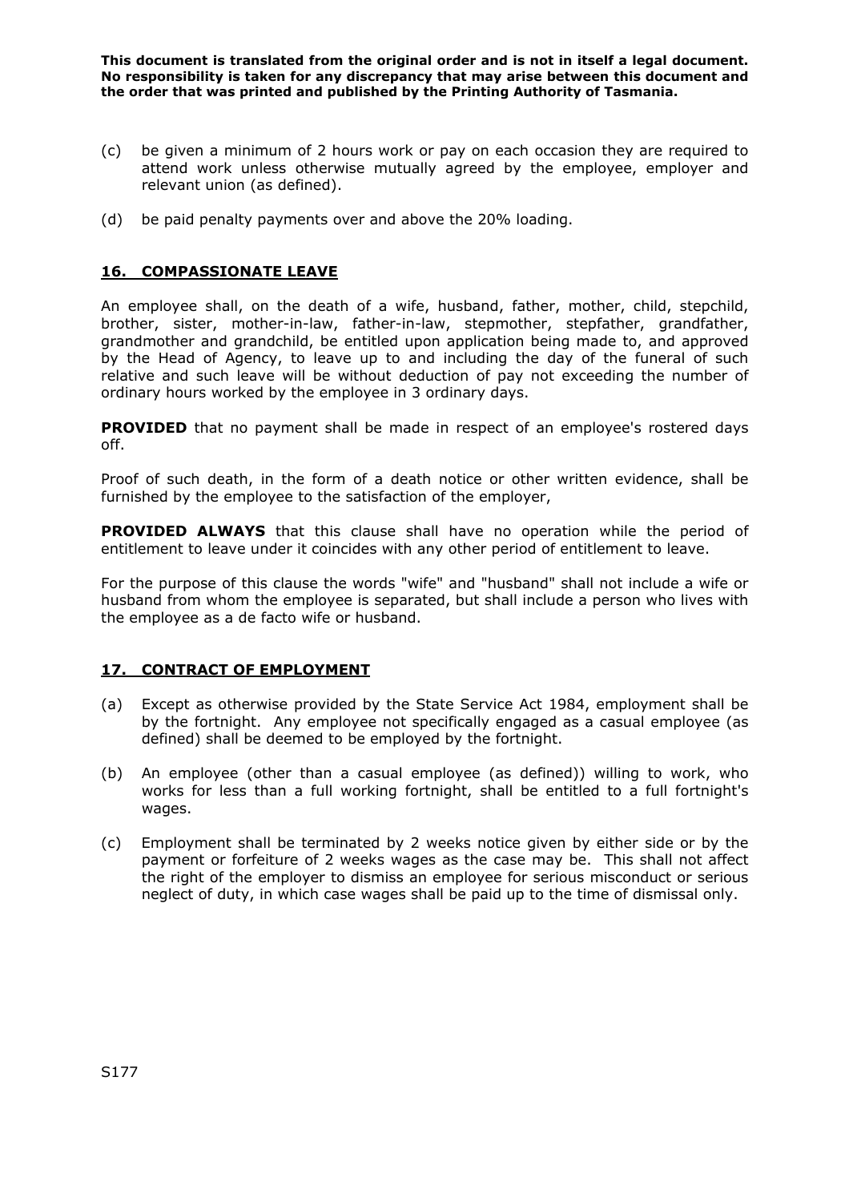**This document is translated from the original order and is not in itself a legal document. No responsibility is taken for any discrepancy that may arise between this document and the order that was printed and published by the Printing Authority of Tasmania.**

(c) be given a minimum of 2 hours work or pay on each occasion they are required to attend work unless otherwise mutually agreed by the employee, employer and relevant union (as defined).

(d) be paid penalty payments over and above the 20% loading.

## 16. COMPASSIONATE LEAVE

An employee shall, on the death of a wife, husband, father, mother, child, stepchild, brother, sister, mother-in-law, father-in-law, stepmother, stepfather, grandfather, grandmother and grandchild, be entitled upon application being made to, and approved by the Head of Agency, to leave up to and including the day of the funeral of such relative and such leave will be without deduction of pay not exceeding the number of ordinary hours worked by the employee in 3 ordinary days.

**PROVIDED** that no payment shall be made in respect of an employee's rostered days off.

Proof of such death, in the form of a death notice or other written evidence, shall be furnished by the employee to the satisfaction of the employer,

**PROVIDED ALWAYS** that this clause shall have no operation while the period of entitlement to leave under it coincides with any other period of entitlement to leave.

For the purpose of this clause the words "wife" and "husband" shall not include a wife or husband from whom the employee is separated, but shall include a person who lives with the employee as a de facto wife or husband.

## 17. CONTRACT OF EMPLOYMENT

(a) Except as otherwise provided by the State Service Act 1984, employment shall be by the fortnight. Any employee not specifically engaged as a casual employee (as defined) shall be deemed to be employed by the fortnight.

(b) An employee (other than a casual employee (as defined)) willing to work, who works for less than a full working fortnight, shall be entitled to a full fortnight's wages.

(c) Employment shall be terminated by 2 weeks notice given by either side or by the payment or forfeiture of 2 weeks wages as the case may be. This shall not affect the right of the employer to dismiss an employee for serious misconduct or serious neglect of duty, in which case wages shall be paid up to the time of dismissal only.

S177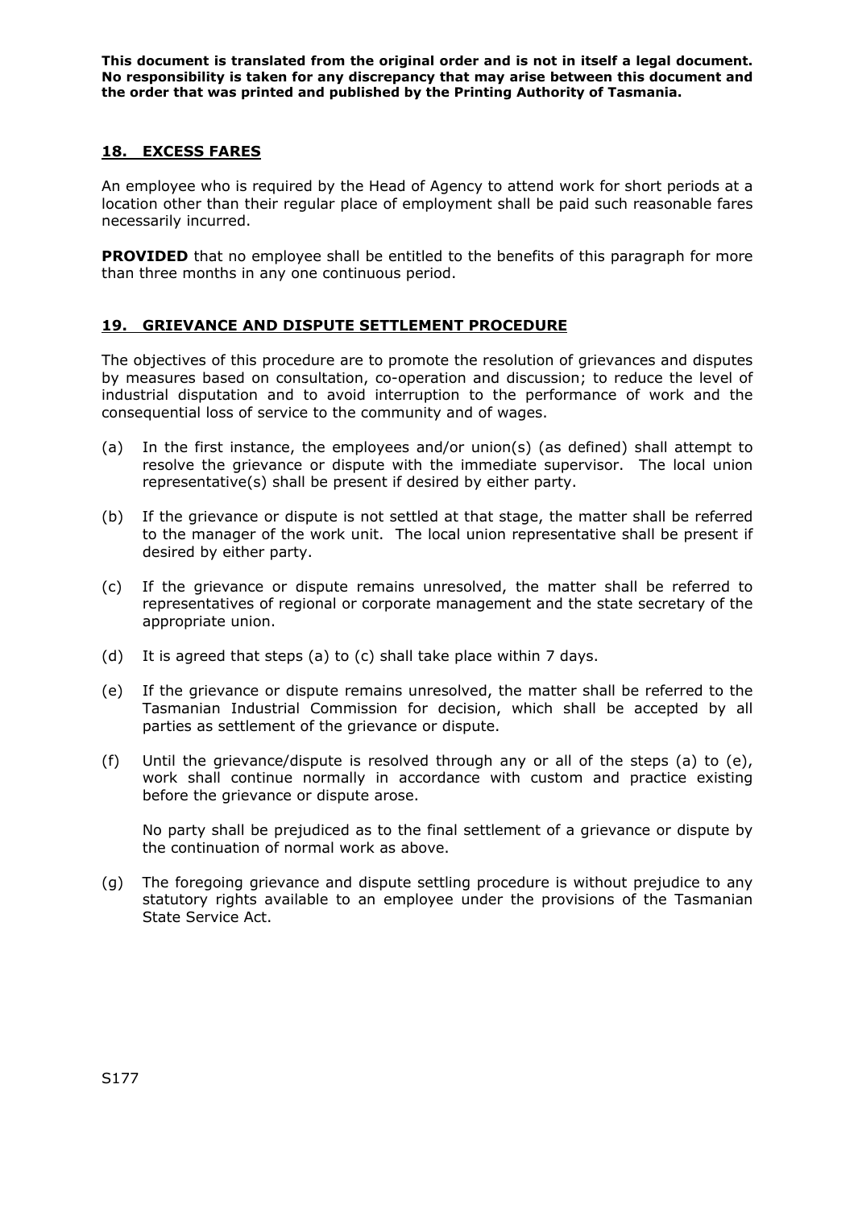**This document is translated from the original order and is not in itself a legal document. No responsibility is taken for any discrepancy that may arise between this document and the order that was printed and published by the Printing Authority of Tasmania.**

## 18. EXCESS FARES

An employee who is required by the Head of Agency to attend work for short periods at a location other than their regular place of employment shall be paid such reasonable fares necessarily incurred.

**PROVIDED** that no employee shall be entitled to the benefits of this paragraph for more than three months in any one continuous period.

## 19. GRIEVANCE AND DISPUTE SETTLEMENT PROCEDURE

The objectives of this procedure are to promote the resolution of grievances and disputes by measures based on consultation, co-operation and discussion; to reduce the level of industrial disputation and to avoid interruption to the performance of work and the consequential loss of service to the community and of wages.

(a) In the first instance, the employees and/or union(s) (as defined) shall attempt to resolve the grievance or dispute with the immediate supervisor. The local union representative(s) shall be present if desired by either party.

(b) If the grievance or dispute is not settled at that stage, the matter shall be referred to the manager of the work unit. The local union representative shall be present if desired by either party.

(c) If the grievance or dispute remains unresolved, the matter shall be referred to representatives of regional or corporate management and the state secretary of the appropriate union.

(d) It is agreed that steps (a) to (c) shall take place within 7 days.

(e) If the grievance or dispute remains unresolved, the matter shall be referred to the Tasmanian Industrial Commission for decision, which shall be accepted by all parties as settlement of the grievance or dispute.

(f) Until the grievance/dispute is resolved through any or all of the steps (a) to (e), work shall continue normally in accordance with custom and practice existing before the grievance or dispute arose.

    No party shall be prejudiced as to the final settlement of a grievance or dispute by the continuation of normal work as above.

(g) The foregoing grievance and dispute settling procedure is without prejudice to any statutory rights available to an employee under the provisions of the Tasmanian State Service Act.

S177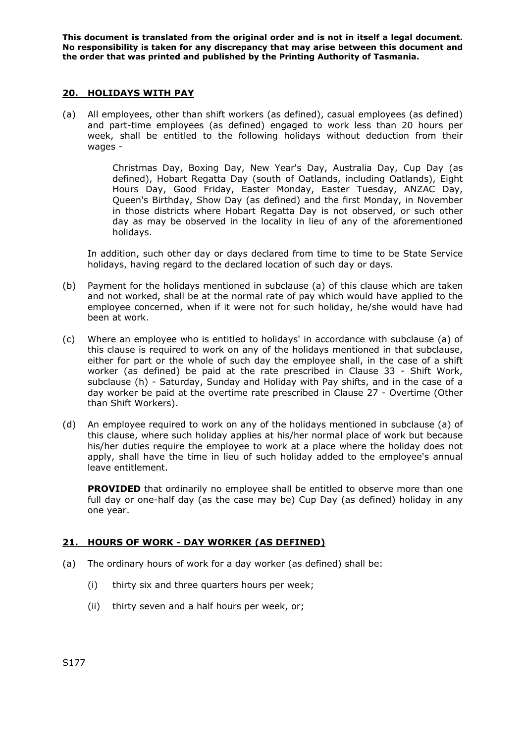**This document is translated from the original order and is not in itself a legal document. No responsibility is taken for any discrepancy that may arise between this document and the order that was printed and published by the Printing Authority of Tasmania.**

## 20. HOLIDAYS WITH PAY

(a) All employees, other than shift workers (as defined), casual employees (as defined) and part-time employees (as defined) engaged to work less than 20 hours per week, shall be entitled to the following holidays without deduction from their wages -

> Christmas Day, Boxing Day, New Year's Day, Australia Day, Cup Day (as defined), Hobart Regatta Day (south of Oatlands, including Oatlands), Eight Hours Day, Good Friday, Easter Monday, Easter Tuesday, ANZAC Day, Queen's Birthday, Show Day (as defined) and the first Monday, in November in those districts where Hobart Regatta Day is not observed, or such other day as may be observed in the locality in lieu of any of the aforementioned holidays.

In addition, such other day or days declared from time to time to be State Service holidays, having regard to the declared location of such day or days.

(b) Payment for the holidays mentioned in subclause (a) of this clause which are taken and not worked, shall be at the normal rate of pay which would have applied to the employee concerned, when if it were not for such holiday, he/she would have had been at work.

(c) Where an employee who is entitled to holidays' in accordance with subclause (a) of this clause is required to work on any of the holidays mentioned in that subclause, either for part or the whole of such day the employee shall, in the case of a shift worker (as defined) be paid at the rate prescribed in Clause 33 - Shift Work, subclause (h) - Saturday, Sunday and Holiday with Pay shifts, and in the case of a day worker be paid at the overtime rate prescribed in Clause 27 - Overtime (Other than Shift Workers).

(d) An employee required to work on any of the holidays mentioned in subclause (a) of this clause, where such holiday applies at his/her normal place of work but because his/her duties require the employee to work at a place where the holiday does not apply, shall have the time in lieu of such holiday added to the employee's annual leave entitlement.

**PROVIDED** that ordinarily no employee shall be entitled to observe more than one full day or one-half day (as the case may be) Cup Day (as defined) holiday in any one year.

## 21. HOURS OF WORK - DAY WORKER (AS DEFINED)

(a) The ordinary hours of work for a day worker (as defined) shall be:

(i) thirty six and three quarters hours per week;

(ii) thirty seven and a half hours per week, or;

S177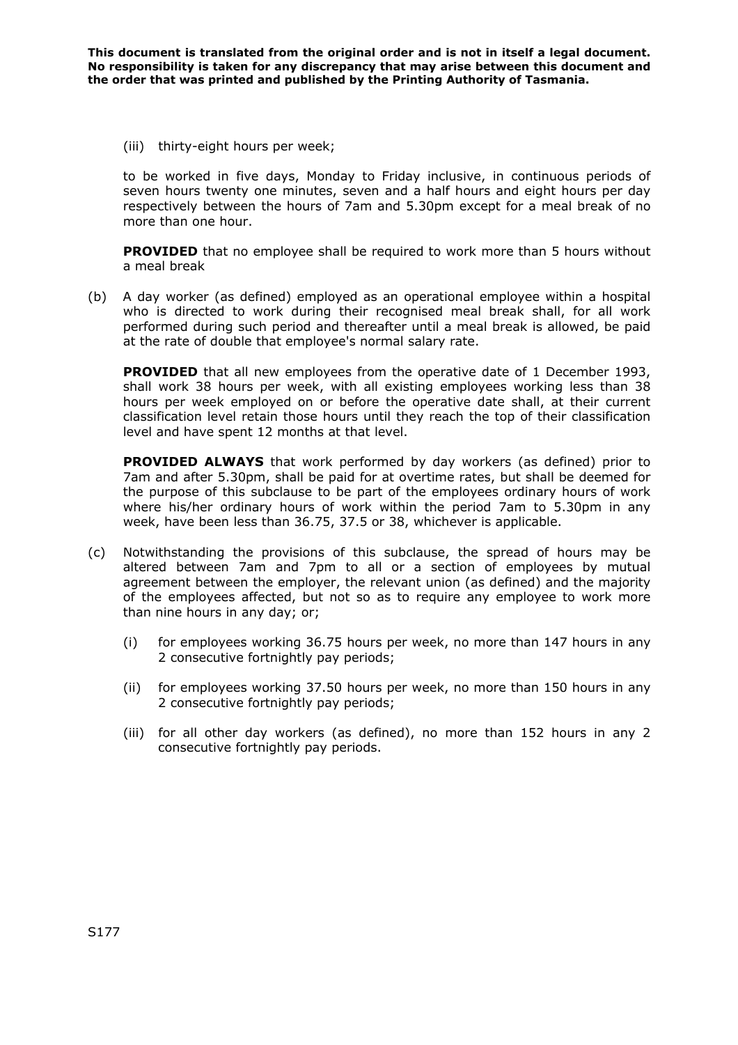(iii) thirty-eight hours per week;

to be worked in five days, Monday to Friday inclusive, in continuous periods of seven hours twenty one minutes, seven and a half hours and eight hours per day respectively between the hours of 7am and 5.30pm except for a meal break of no more than one hour.

**PROVIDED** that no employee shall be required to work more than 5 hours without a meal break

(b) A day worker (as defined) employed as an operational employee within a hospital who is directed to work during their recognised meal break shall, for all work performed during such period and thereafter until a meal break is allowed, be paid at the rate of double that employee's normal salary rate.

**PROVIDED** that all new employees from the operative date of 1 December 1993, shall work 38 hours per week, with all existing employees working less than 38 hours per week employed on or before the operative date shall, at their current classification level retain those hours until they reach the top of their classification level and have spent 12 months at that level.

**PROVIDED ALWAYS** that work performed by day workers (as defined) prior to 7am and after 5.30pm, shall be paid for at overtime rates, but shall be deemed for the purpose of this subclause to be part of the employees ordinary hours of work where his/her ordinary hours of work within the period 7am to 5.30pm in any week, have been less than 36.75, 37.5 or 38, whichever is applicable.

(c) Notwithstanding the provisions of this subclause, the spread of hours may be altered between 7am and 7pm to all or a section of employees by mutual agreement between the employer, the relevant union (as defined) and the majority of the employees affected, but not so as to require any employee to work more than nine hours in any day; or;

   (i) for employees working 36.75 hours per week, no more than 147 hours in any 2 consecutive fortnightly pay periods;

   (ii) for employees working 37.50 hours per week, no more than 150 hours in any 2 consecutive fortnightly pay periods;

   (iii) for all other day workers (as defined), no more than 152 hours in any 2 consecutive fortnightly pay periods.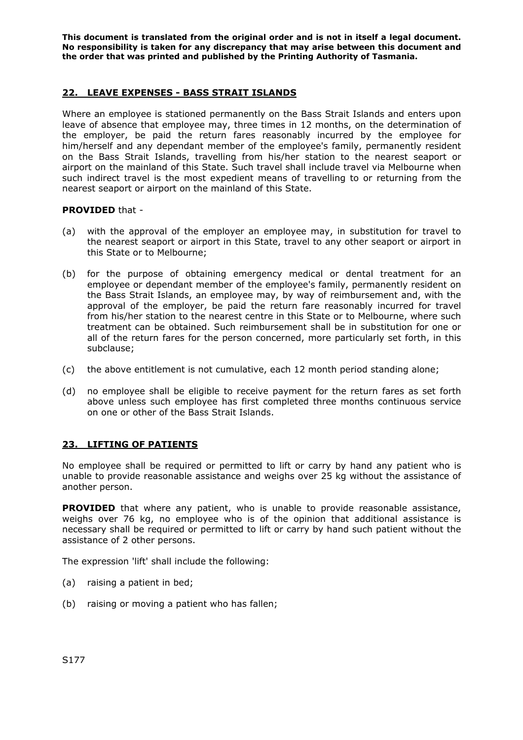**This document is translated from the original order and is not in itself a legal document. No responsibility is taken for any discrepancy that may arise between this document and the order that was printed and published by the Printing Authority of Tasmania.**

## 22. LEAVE EXPENSES - BASS STRAIT ISLANDS

Where an employee is stationed permanently on the Bass Strait Islands and enters upon leave of absence that employee may, three times in 12 months, on the determination of the employer, be paid the return fares reasonably incurred by the employee for him/herself and any dependant member of the employee's family, permanently resident on the Bass Strait Islands, travelling from his/her station to the nearest seaport or airport on the mainland of this State. Such travel shall include travel via Melbourne when such indirect travel is the most expedient means of travelling to or returning from the nearest seaport or airport on the mainland of this State.

**PROVIDED** that -

(a) with the approval of the employer an employee may, in substitution for travel to the nearest seaport or airport in this State, travel to any other seaport or airport in this State or to Melbourne;

(b) for the purpose of obtaining emergency medical or dental treatment for an employee or dependant member of the employee's family, permanently resident on the Bass Strait Islands, an employee may, by way of reimbursement and, with the approval of the employer, be paid the return fare reasonably incurred for travel from his/her station to the nearest centre in this State or to Melbourne, where such treatment can be obtained. Such reimbursement shall be in substitution for one or all of the return fares for the person concerned, more particularly set forth, in this subclause;

(c) the above entitlement is not cumulative, each 12 month period standing alone;

(d) no employee shall be eligible to receive payment for the return fares as set forth above unless such employee has first completed three months continuous service on one or other of the Bass Strait Islands.

## 23. LIFTING OF PATIENTS

No employee shall be required or permitted to lift or carry by hand any patient who is unable to provide reasonable assistance and weighs over 25 kg without the assistance of another person.

**PROVIDED** that where any patient, who is unable to provide reasonable assistance, weighs over 76 kg, no employee who is of the opinion that additional assistance is necessary shall be required or permitted to lift or carry by hand such patient without the assistance of 2 other persons.

The expression 'lift' shall include the following:

(a) raising a patient in bed;

(b) raising or moving a patient who has fallen;

S177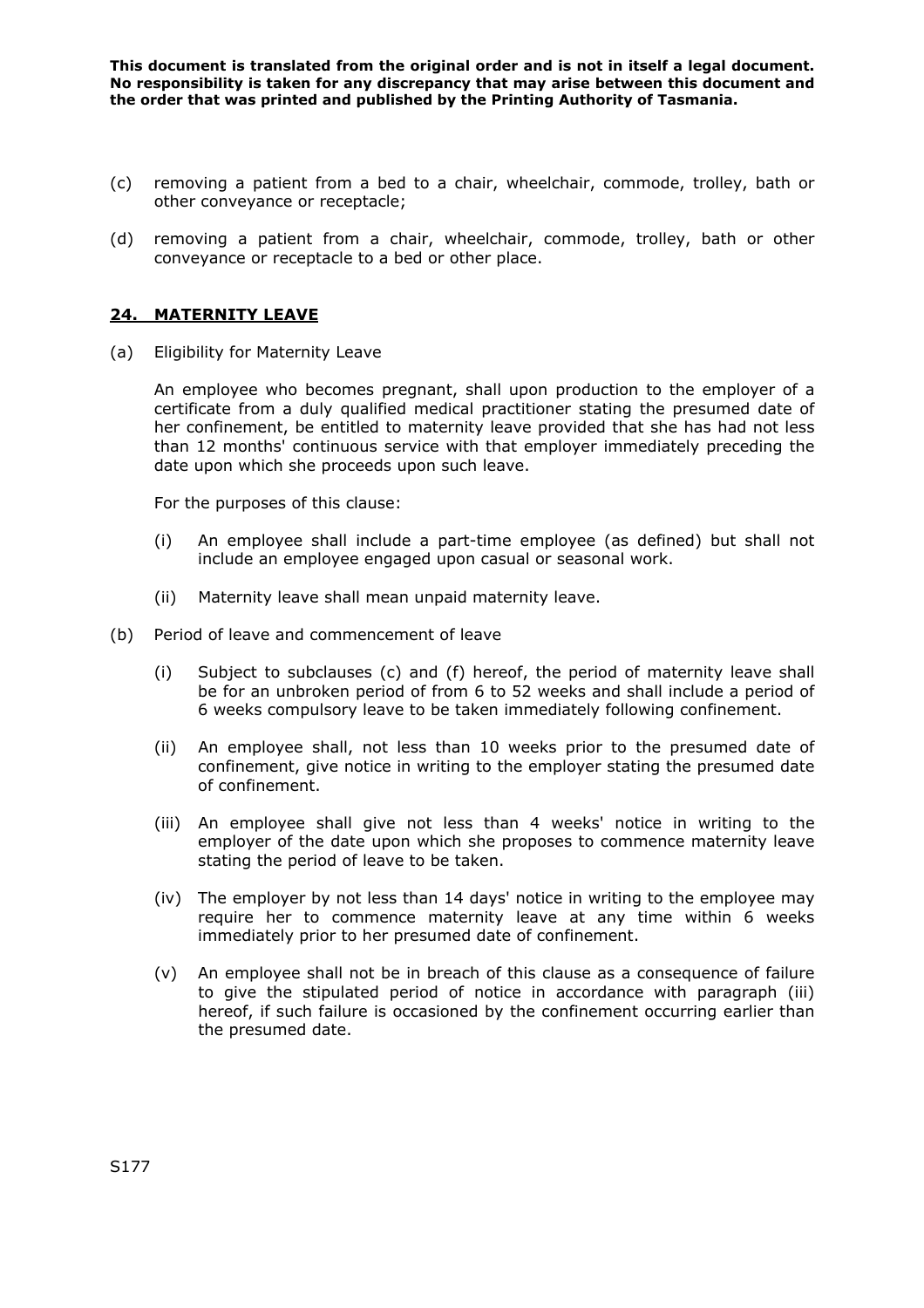(c) removing a patient from a bed to a chair, wheelchair, commode, trolley, bath or other conveyance or receptacle;

(d) removing a patient from a chair, wheelchair, commode, trolley, bath or other conveyance or receptacle to a bed or other place.

## 24. MATERNITY LEAVE

(a) Eligibility for Maternity Leave

An employee who becomes pregnant, shall upon production to the employer of a certificate from a duly qualified medical practitioner stating the presumed date of her confinement, be entitled to maternity leave provided that she has had not less than 12 months' continuous service with that employer immediately preceding the date upon which she proceeds upon such leave.

For the purposes of this clause:

(i) An employee shall include a part-time employee (as defined) but shall not include an employee engaged upon casual or seasonal work.

(ii) Maternity leave shall mean unpaid maternity leave.

(b) Period of leave and commencement of leave

(i) Subject to subclauses (c) and (f) hereof, the period of maternity leave shall be for an unbroken period of from 6 to 52 weeks and shall include a period of 6 weeks compulsory leave to be taken immediately following confinement.

(ii) An employee shall, not less than 10 weeks prior to the presumed date of confinement, give notice in writing to the employer stating the presumed date of confinement.

(iii) An employee shall give not less than 4 weeks' notice in writing to the employer of the date upon which she proposes to commence maternity leave stating the period of leave to be taken.

(iv) The employer by not less than 14 days' notice in writing to the employee may require her to commence maternity leave at any time within 6 weeks immediately prior to her presumed date of confinement.

(v) An employee shall not be in breach of this clause as a consequence of failure to give the stipulated period of notice in accordance with paragraph (iii) hereof, if such failure is occasioned by the confinement occurring earlier than the presumed date.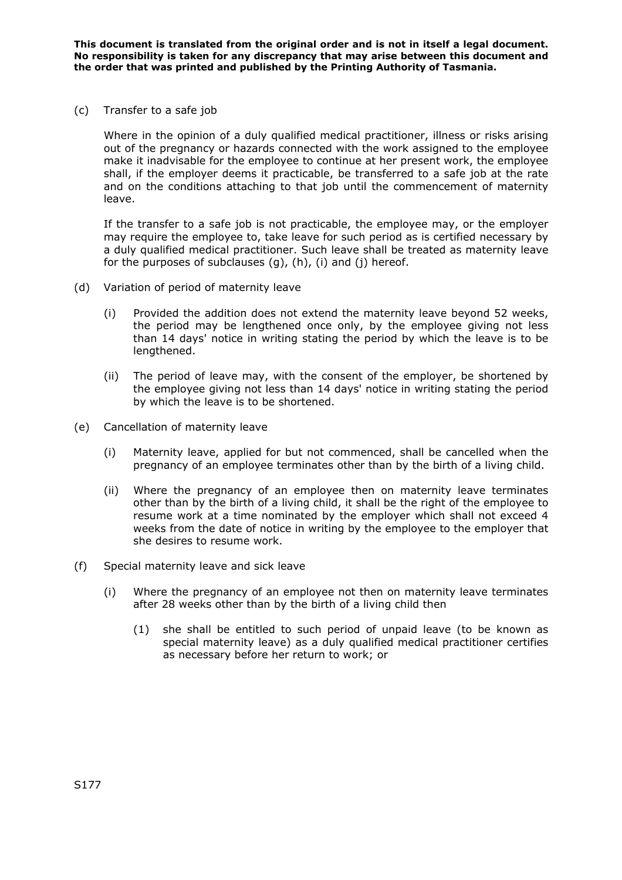**This document is translated from the original order and is not in itself a legal document. No responsibility is taken for any discrepancy that may arise between this document and the order that was printed and published by the Printing Authority of Tasmania.**

(c) Transfer to a safe job

Where in the opinion of a duly qualified medical practitioner, illness or risks arising out of the pregnancy or hazards connected with the work assigned to the employee make it inadvisable for the employee to continue at her present work, the employee shall, if the employer deems it practicable, be transferred to a safe job at the rate and on the conditions attaching to that job until the commencement of maternity leave.

If the transfer to a safe job is not practicable, the employee may, or the employer may require the employee to, take leave for such period as is certified necessary by a duly qualified medical practitioner. Such leave shall be treated as maternity leave for the purposes of subclauses (g), (h), (i) and (j) hereof.

(d) Variation of period of maternity leave

(i) Provided the addition does not extend the maternity leave beyond 52 weeks, the period may be lengthened once only, by the employee giving not less than 14 days' notice in writing stating the period by which the leave is to be lengthened.

(ii) The period of leave may, with the consent of the employer, be shortened by the employee giving not less than 14 days' notice in writing stating the period by which the leave is to be shortened.

(e) Cancellation of maternity leave

(i) Maternity leave, applied for but not commenced, shall be cancelled when the pregnancy of an employee terminates other than by the birth of a living child.

(ii) Where the pregnancy of an employee then on maternity leave terminates other than by the birth of a living child, it shall be the right of the employee to resume work at a time nominated by the employer which shall not exceed 4 weeks from the date of notice in writing by the employee to the employer that she desires to resume work.

(f) Special maternity leave and sick leave

(i) Where the pregnancy of an employee not then on maternity leave terminates after 28 weeks other than by the birth of a living child then

(1) she shall be entitled to such period of unpaid leave (to be known as special maternity leave) as a duly qualified medical practitioner certifies as necessary before her return to work; or

S177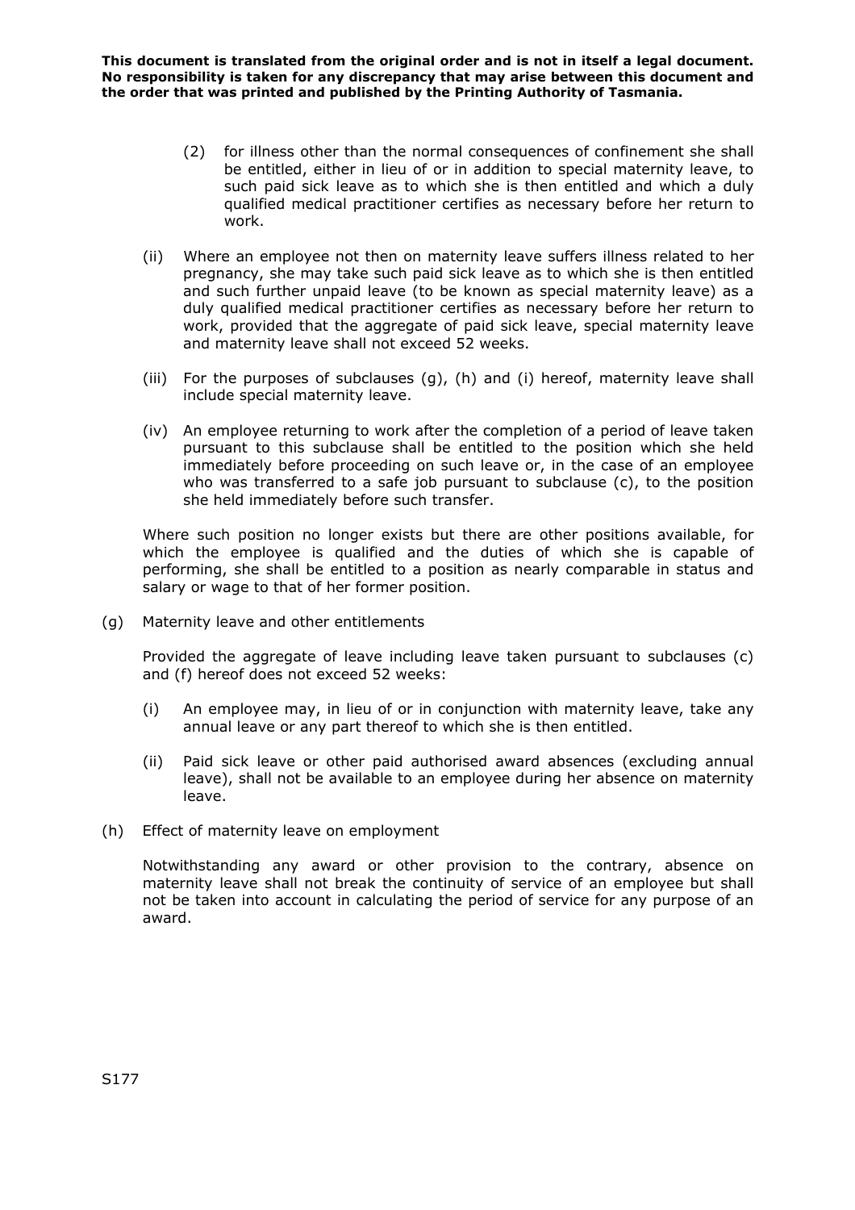(2) for illness other than the normal consequences of confinement she shall be entitled, either in lieu of or in addition to special maternity leave, to such paid sick leave as to which she is then entitled and which a duly qualified medical practitioner certifies as necessary before her return to work.

(ii) Where an employee not then on maternity leave suffers illness related to her pregnancy, she may take such paid sick leave as to which she is then entitled and such further unpaid leave (to be known as special maternity leave) as a duly qualified medical practitioner certifies as necessary before her return to work, provided that the aggregate of paid sick leave, special maternity leave and maternity leave shall not exceed 52 weeks.

(iii) For the purposes of subclauses (g), (h) and (i) hereof, maternity leave shall include special maternity leave.

(iv) An employee returning to work after the completion of a period of leave taken pursuant to this subclause shall be entitled to the position which she held immediately before proceeding on such leave or, in the case of an employee who was transferred to a safe job pursuant to subclause (c), to the position she held immediately before such transfer.

Where such position no longer exists but there are other positions available, for which the employee is qualified and the duties of which she is capable of performing, she shall be entitled to a position as nearly comparable in status and salary or wage to that of her former position.

(g) Maternity leave and other entitlements

Provided the aggregate of leave including leave taken pursuant to subclauses (c) and (f) hereof does not exceed 52 weeks:

(i) An employee may, in lieu of or in conjunction with maternity leave, take any annual leave or any part thereof to which she is then entitled.

(ii) Paid sick leave or other paid authorised award absences (excluding annual leave), shall not be available to an employee during her absence on maternity leave.

(h) Effect of maternity leave on employment

Notwithstanding any award or other provision to the contrary, absence on maternity leave shall not break the continuity of service of an employee but shall not be taken into account in calculating the period of service for any purpose of an award.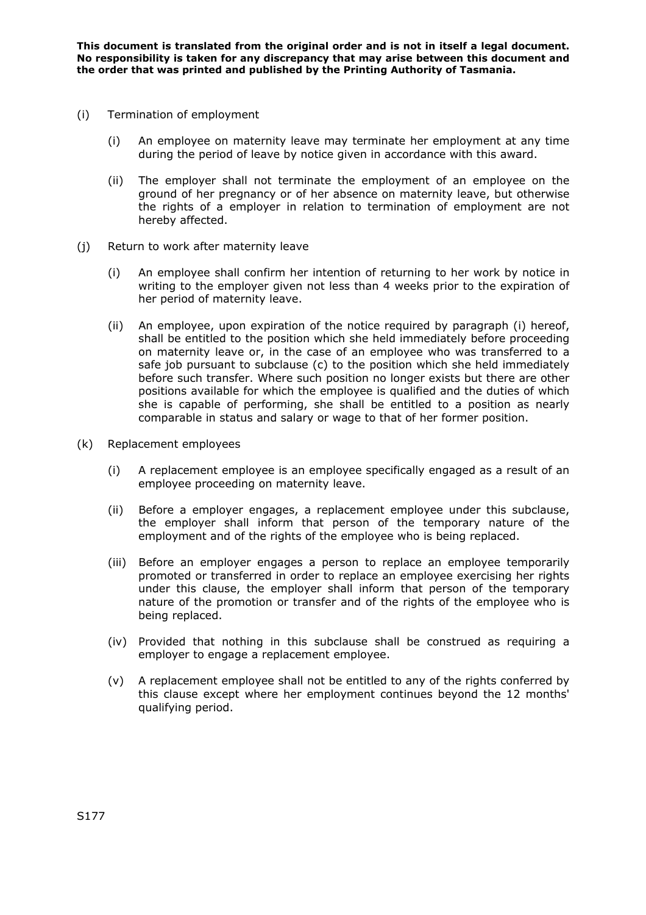(i) Termination of employment

(i) An employee on maternity leave may terminate her employment at any time during the period of leave by notice given in accordance with this award.

(ii) The employer shall not terminate the employment of an employee on the ground of her pregnancy or of her absence on maternity leave, but otherwise the rights of a employer in relation to termination of employment are not hereby affected.

(j) Return to work after maternity leave

(i) An employee shall confirm her intention of returning to her work by notice in writing to the employer given not less than 4 weeks prior to the expiration of her period of maternity leave.

(ii) An employee, upon expiration of the notice required by paragraph (i) hereof, shall be entitled to the position which she held immediately before proceeding on maternity leave or, in the case of an employee who was transferred to a safe job pursuant to subclause (c) to the position which she held immediately before such transfer. Where such position no longer exists but there are other positions available for which the employee is qualified and the duties of which she is capable of performing, she shall be entitled to a position as nearly comparable in status and salary or wage to that of her former position.

(k) Replacement employees

(i) A replacement employee is an employee specifically engaged as a result of an employee proceeding on maternity leave.

(ii) Before a employer engages, a replacement employee under this subclause, the employer shall inform that person of the temporary nature of the employment and of the rights of the employee who is being replaced.

(iii) Before an employer engages a person to replace an employee temporarily promoted or transferred in order to replace an employee exercising her rights under this clause, the employer shall inform that person of the temporary nature of the promotion or transfer and of the rights of the employee who is being replaced.

(iv) Provided that nothing in this subclause shall be construed as requiring a employer to engage a replacement employee.

(v) A replacement employee shall not be entitled to any of the rights conferred by this clause except where her employment continues beyond the 12 months' qualifying period.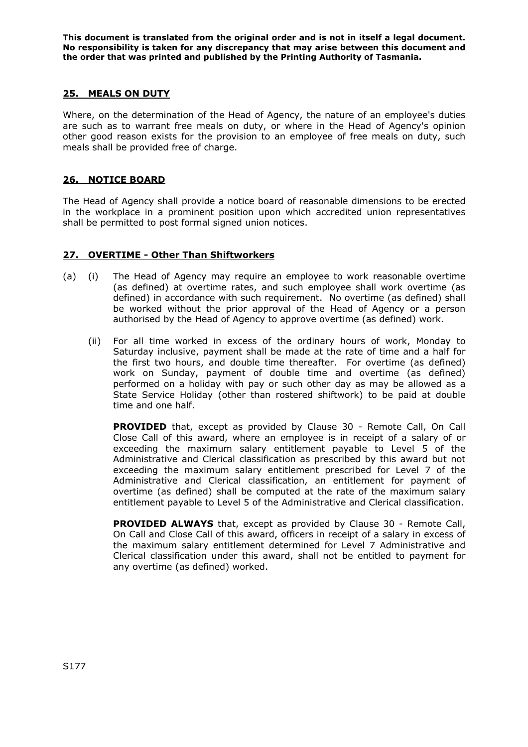## 25. MEALS ON DUTY

Where, on the determination of the Head of Agency, the nature of an employee's duties are such as to warrant free meals on duty, or where in the Head of Agency's opinion other good reason exists for the provision to an employee of free meals on duty, such meals shall be provided free of charge.

## 26. NOTICE BOARD

The Head of Agency shall provide a notice board of reasonable dimensions to be erected in the workplace in a prominent position upon which accredited union representatives shall be permitted to post formal signed union notices.

## 27. OVERTIME - Other Than Shiftworkers

(a) (i) The Head of Agency may require an employee to work reasonable overtime (as defined) at overtime rates, and such employee shall work overtime (as defined) in accordance with such requirement. No overtime (as defined) shall be worked without the prior approval of the Head of Agency or a person authorised by the Head of Agency to approve overtime (as defined) work.

(ii) For all time worked in excess of the ordinary hours of work, Monday to Saturday inclusive, payment shall be made at the rate of time and a half for the first two hours, and double time thereafter. For overtime (as defined) work on Sunday, payment of double time and overtime (as defined) performed on a holiday with pay or such other day as may be allowed as a State Service Holiday (other than rostered shiftwork) to be paid at double time and one half.

**PROVIDED** that, except as provided by Clause 30 - Remote Call, On Call Close Call of this award, where an employee is in receipt of a salary of or exceeding the maximum salary entitlement payable to Level 5 of the Administrative and Clerical classification as prescribed by this award but not exceeding the maximum salary entitlement prescribed for Level 7 of the Administrative and Clerical classification, an entitlement for payment of overtime (as defined) shall be computed at the rate of the maximum salary entitlement payable to Level 5 of the Administrative and Clerical classification.

**PROVIDED ALWAYS** that, except as provided by Clause 30 - Remote Call, On Call and Close Call of this award, officers in receipt of a salary in excess of the maximum salary entitlement determined for Level 7 Administrative and Clerical classification under this award, shall not be entitled to payment for any overtime (as defined) worked.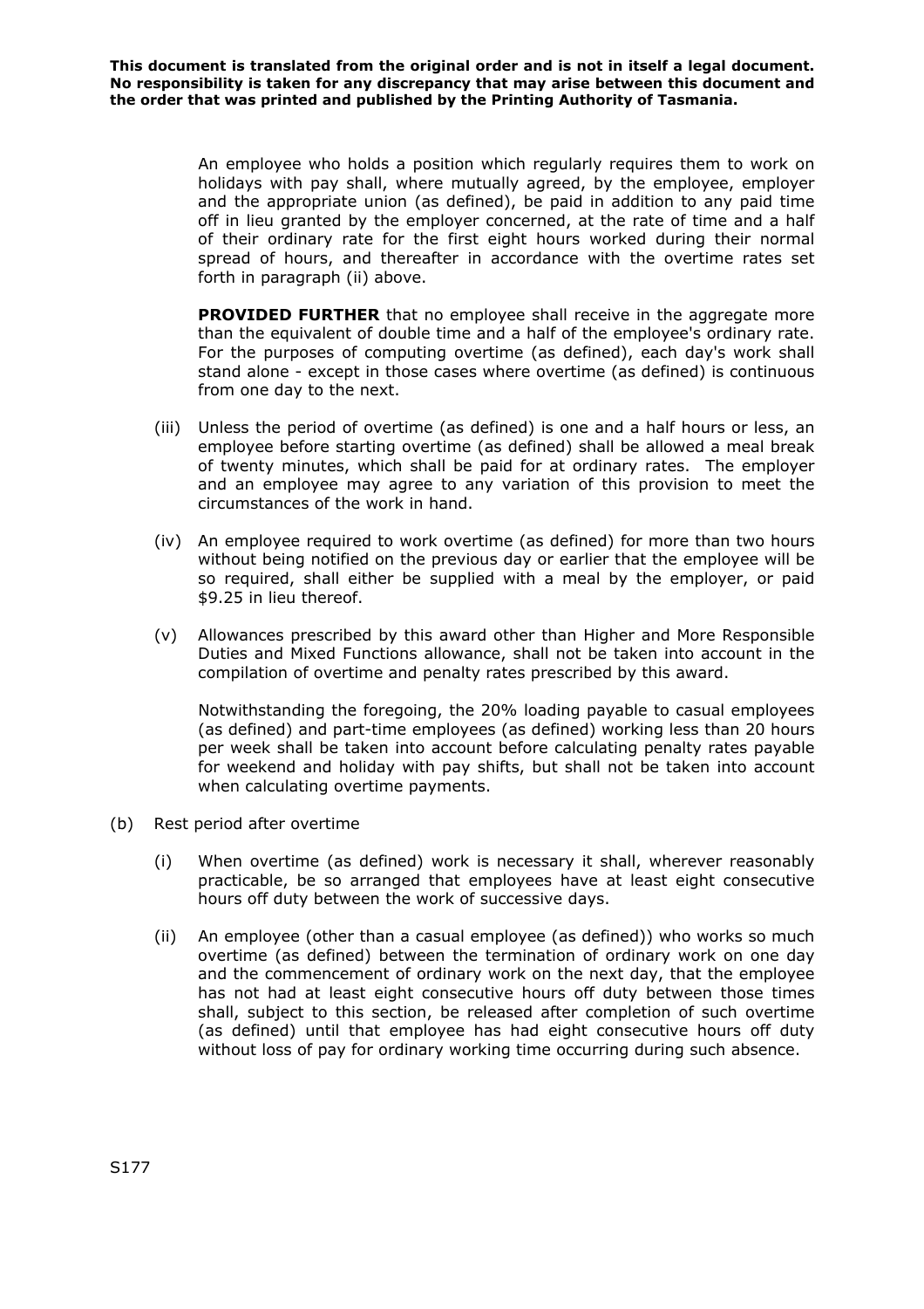**This document is translated from the original order and is not in itself a legal document. No responsibility is taken for any discrepancy that may arise between this document and the order that was printed and published by the Printing Authority of Tasmania.**

An employee who holds a position which regularly requires them to work on holidays with pay shall, where mutually agreed, by the employee, employer and the appropriate union (as defined), be paid in addition to any paid time off in lieu granted by the employer concerned, at the rate of time and a half of their ordinary rate for the first eight hours worked during their normal spread of hours, and thereafter in accordance with the overtime rates set forth in paragraph (ii) above.

**PROVIDED FURTHER** that no employee shall receive in the aggregate more than the equivalent of double time and a half of the employee's ordinary rate. For the purposes of computing overtime (as defined), each day's work shall stand alone - except in those cases where overtime (as defined) is continuous from one day to the next.

(iii) Unless the period of overtime (as defined) is one and a half hours or less, an employee before starting overtime (as defined) shall be allowed a meal break of twenty minutes, which shall be paid for at ordinary rates. The employer and an employee may agree to any variation of this provision to meet the circumstances of the work in hand.

(iv) An employee required to work overtime (as defined) for more than two hours without being notified on the previous day or earlier that the employee will be so required, shall either be supplied with a meal by the employer, or paid $9.25 in lieu thereof.

(v) Allowances prescribed by this award other than Higher and More Responsible Duties and Mixed Functions allowance, shall not be taken into account in the compilation of overtime and penalty rates prescribed by this award.

Notwithstanding the foregoing, the 20% loading payable to casual employees (as defined) and part-time employees (as defined) working less than 20 hours per week shall be taken into account before calculating penalty rates payable for weekend and holiday with pay shifts, but shall not be taken into account when calculating overtime payments.

(b) Rest period after overtime

(i) When overtime (as defined) work is necessary it shall, wherever reasonably practicable, be so arranged that employees have at least eight consecutive hours off duty between the work of successive days.

(ii) An employee (other than a casual employee (as defined)) who works so much overtime (as defined) between the termination of ordinary work on one day and the commencement of ordinary work on the next day, that the employee has not had at least eight consecutive hours off duty between those times shall, subject to this section, be released after completion of such overtime (as defined) until that employee has had eight consecutive hours off duty without loss of pay for ordinary working time occurring during such absence.

S177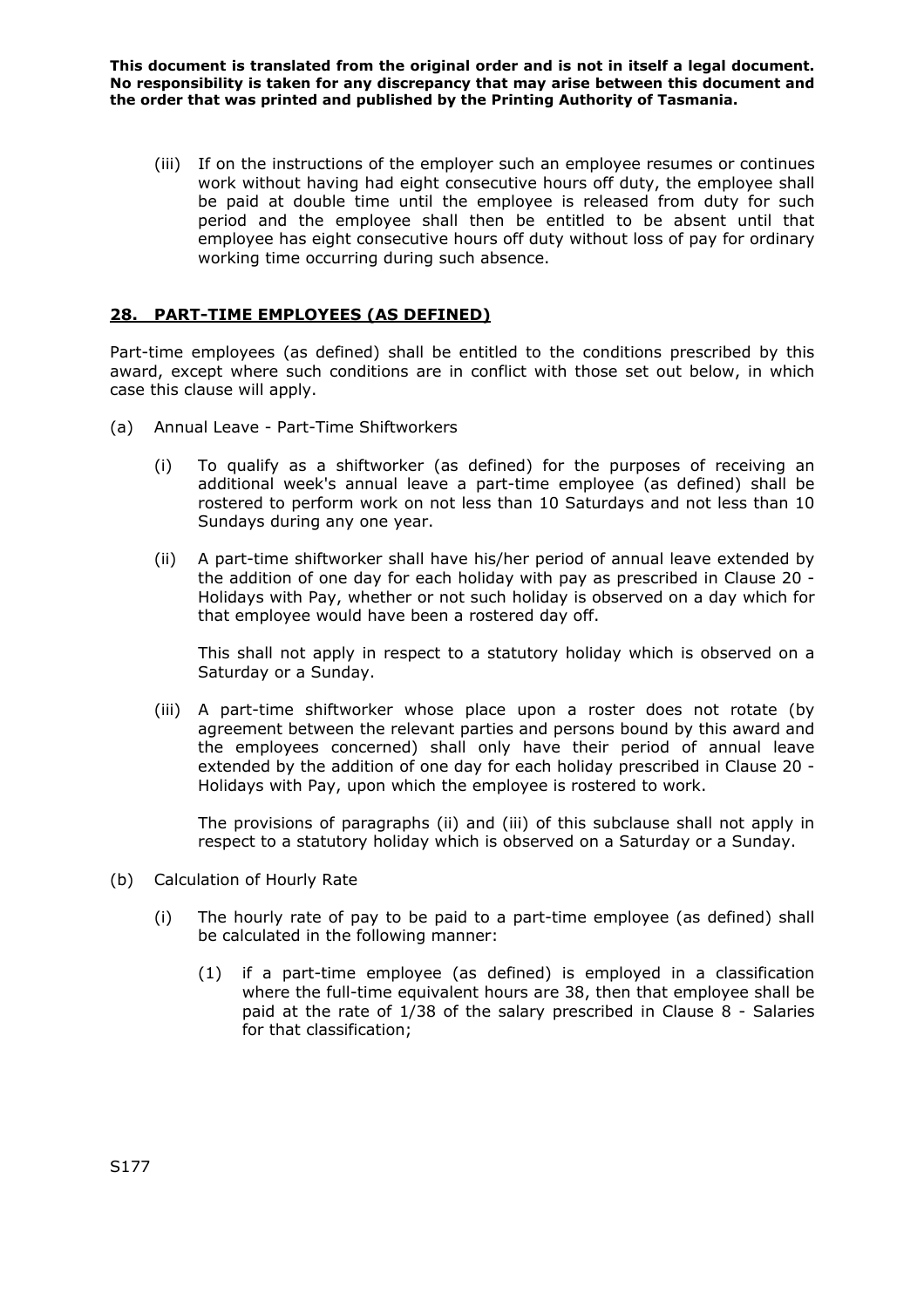**This document is translated from the original order and is not in itself a legal document. No responsibility is taken for any discrepancy that may arise between this document and the order that was printed and published by the Printing Authority of Tasmania.**

(iii) If on the instructions of the employer such an employee resumes or continues work without having had eight consecutive hours off duty, the employee shall be paid at double time until the employee is released from duty for such period and the employee shall then be entitled to be absent until that employee has eight consecutive hours off duty without loss of pay for ordinary working time occurring during such absence.

## 28. PART-TIME EMPLOYEES (AS DEFINED)

Part-time employees (as defined) shall be entitled to the conditions prescribed by this award, except where such conditions are in conflict with those set out below, in which case this clause will apply.

(a) Annual Leave - Part-Time Shiftworkers

(i) To qualify as a shiftworker (as defined) for the purposes of receiving an additional week's annual leave a part-time employee (as defined) shall be rostered to perform work on not less than 10 Saturdays and not less than 10 Sundays during any one year.

(ii) A part-time shiftworker shall have his/her period of annual leave extended by the addition of one day for each holiday with pay as prescribed in Clause 20 - Holidays with Pay, whether or not such holiday is observed on a day which for that employee would have been a rostered day off.

This shall not apply in respect to a statutory holiday which is observed on a Saturday or a Sunday.

(iii) A part-time shiftworker whose place upon a roster does not rotate (by agreement between the relevant parties and persons bound by this award and the employees concerned) shall only have their period of annual leave extended by the addition of one day for each holiday prescribed in Clause 20 - Holidays with Pay, upon which the employee is rostered to work.

The provisions of paragraphs (ii) and (iii) of this subclause shall not apply in respect to a statutory holiday which is observed on a Saturday or a Sunday.

(b) Calculation of Hourly Rate

(i) The hourly rate of pay to be paid to a part-time employee (as defined) shall be calculated in the following manner:

(1) if a part-time employee (as defined) is employed in a classification where the full-time equivalent hours are 38, then that employee shall be paid at the rate of 1/38 of the salary prescribed in Clause 8 - Salaries for that classification;

S177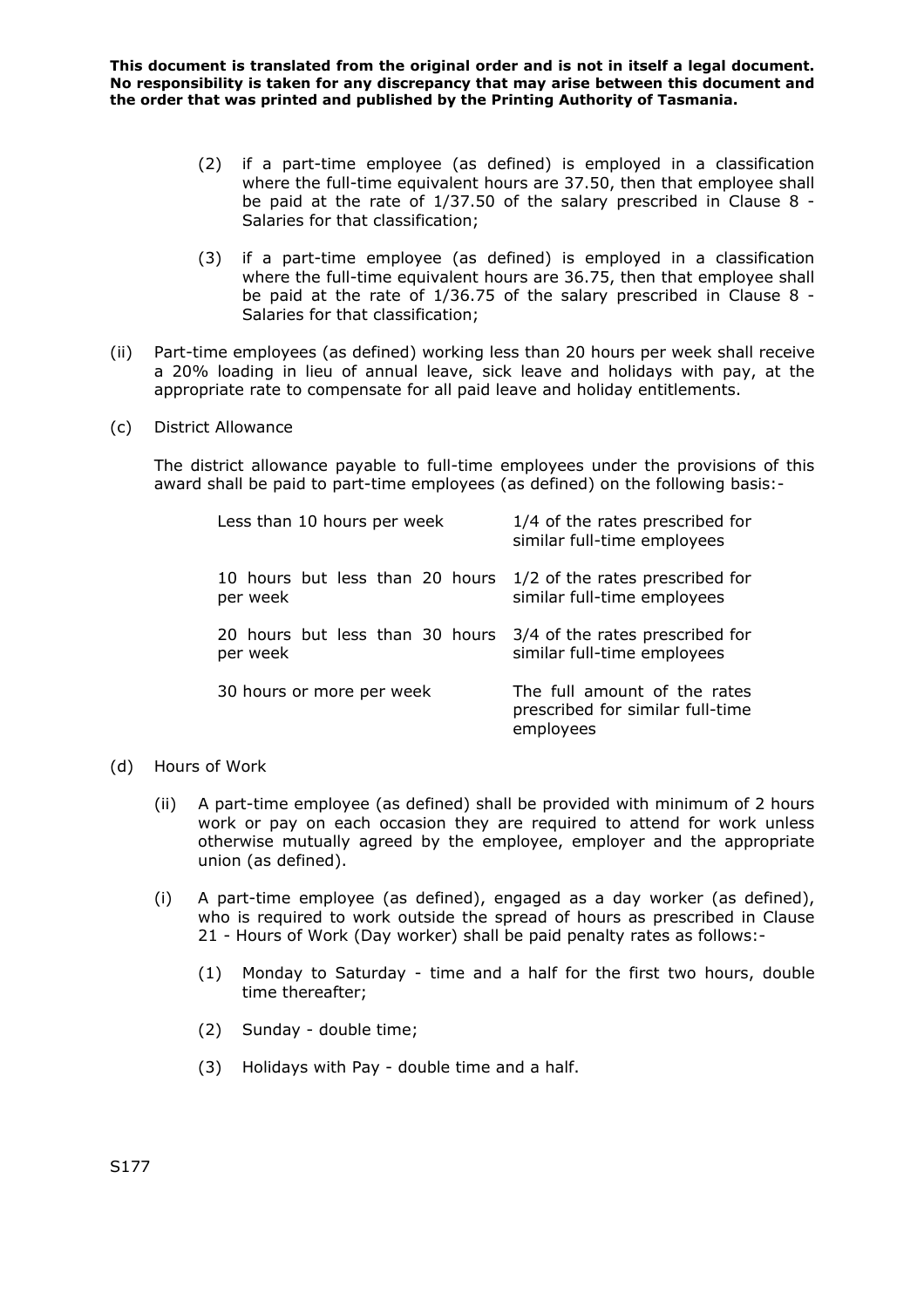**This document is translated from the original order and is not in itself a legal document. No responsibility is taken for any discrepancy that may arise between this document and the order that was printed and published by the Printing Authority of Tasmania.**

(2) if a part-time employee (as defined) is employed in a classification where the full-time equivalent hours are 37.50, then that employee shall be paid at the rate of 1/37.50 of the salary prescribed in Clause 8 - Salaries for that classification;

(3) if a part-time employee (as defined) is employed in a classification where the full-time equivalent hours are 36.75, then that employee shall be paid at the rate of 1/36.75 of the salary prescribed in Clause 8 - Salaries for that classification;

(ii) Part-time employees (as defined) working less than 20 hours per week shall receive a 20% loading in lieu of annual leave, sick leave and holidays with pay, at the appropriate rate to compensate for all paid leave and holiday entitlements.

(c) District Allowance

The district allowance payable to full-time employees under the provisions of this award shall be paid to part-time employees (as defined) on the following basis:-

| | |
|---|---|
| Less than 10 hours per week | 1/4 of the rates prescribed for similar full-time employees |
| 10 hours but less than 20 hours per week | 1/2 of the rates prescribed for similar full-time employees |
| 20 hours but less than 30 hours per week | 3/4 of the rates prescribed for similar full-time employees |
| 30 hours or more per week | The full amount of the rates prescribed for similar full-time employees |

(d) Hours of Work

(ii) A part-time employee (as defined) shall be provided with minimum of 2 hours work or pay on each occasion they are required to attend for work unless otherwise mutually agreed by the employee, employer and the appropriate union (as defined).

(i) A part-time employee (as defined), engaged as a day worker (as defined), who is required to work outside the spread of hours as prescribed in Clause 21 - Hours of Work (Day worker) shall be paid penalty rates as follows:-

(1) Monday to Saturday - time and a half for the first two hours, double time thereafter;

(2) Sunday - double time;

(3) Holidays with Pay - double time and a half.

S177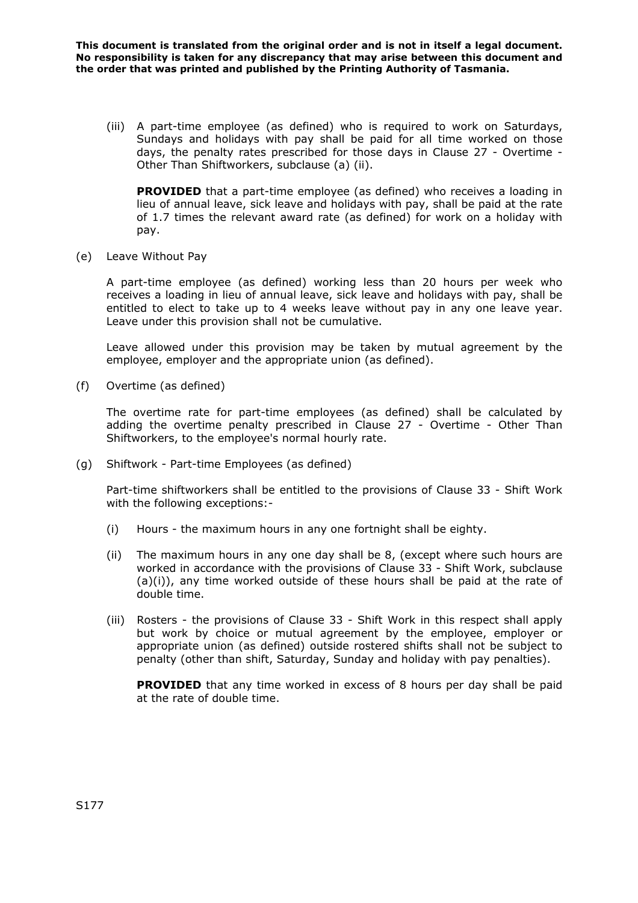(iii) A part-time employee (as defined) who is required to work on Saturdays, Sundays and holidays with pay shall be paid for all time worked on those days, the penalty rates prescribed for those days in Clause 27 - Overtime - Other Than Shiftworkers, subclause (a) (ii).

**PROVIDED** that a part-time employee (as defined) who receives a loading in lieu of annual leave, sick leave and holidays with pay, shall be paid at the rate of 1.7 times the relevant award rate (as defined) for work on a holiday with pay.

(e) Leave Without Pay

A part-time employee (as defined) working less than 20 hours per week who receives a loading in lieu of annual leave, sick leave and holidays with pay, shall be entitled to elect to take up to 4 weeks leave without pay in any one leave year. Leave under this provision shall not be cumulative.

Leave allowed under this provision may be taken by mutual agreement by the employee, employer and the appropriate union (as defined).

(f) Overtime (as defined)

The overtime rate for part-time employees (as defined) shall be calculated by adding the overtime penalty prescribed in Clause 27 - Overtime - Other Than Shiftworkers, to the employee's normal hourly rate.

(g) Shiftwork - Part-time Employees (as defined)

Part-time shiftworkers shall be entitled to the provisions of Clause 33 - Shift Work with the following exceptions:-

(i) Hours - the maximum hours in any one fortnight shall be eighty.

(ii) The maximum hours in any one day shall be 8, (except where such hours are worked in accordance with the provisions of Clause 33 - Shift Work, subclause (a)(i)), any time worked outside of these hours shall be paid at the rate of double time.

(iii) Rosters - the provisions of Clause 33 - Shift Work in this respect shall apply but work by choice or mutual agreement by the employee, employer or appropriate union (as defined) outside rostered shifts shall not be subject to penalty (other than shift, Saturday, Sunday and holiday with pay penalties).

**PROVIDED** that any time worked in excess of 8 hours per day shall be paid at the rate of double time.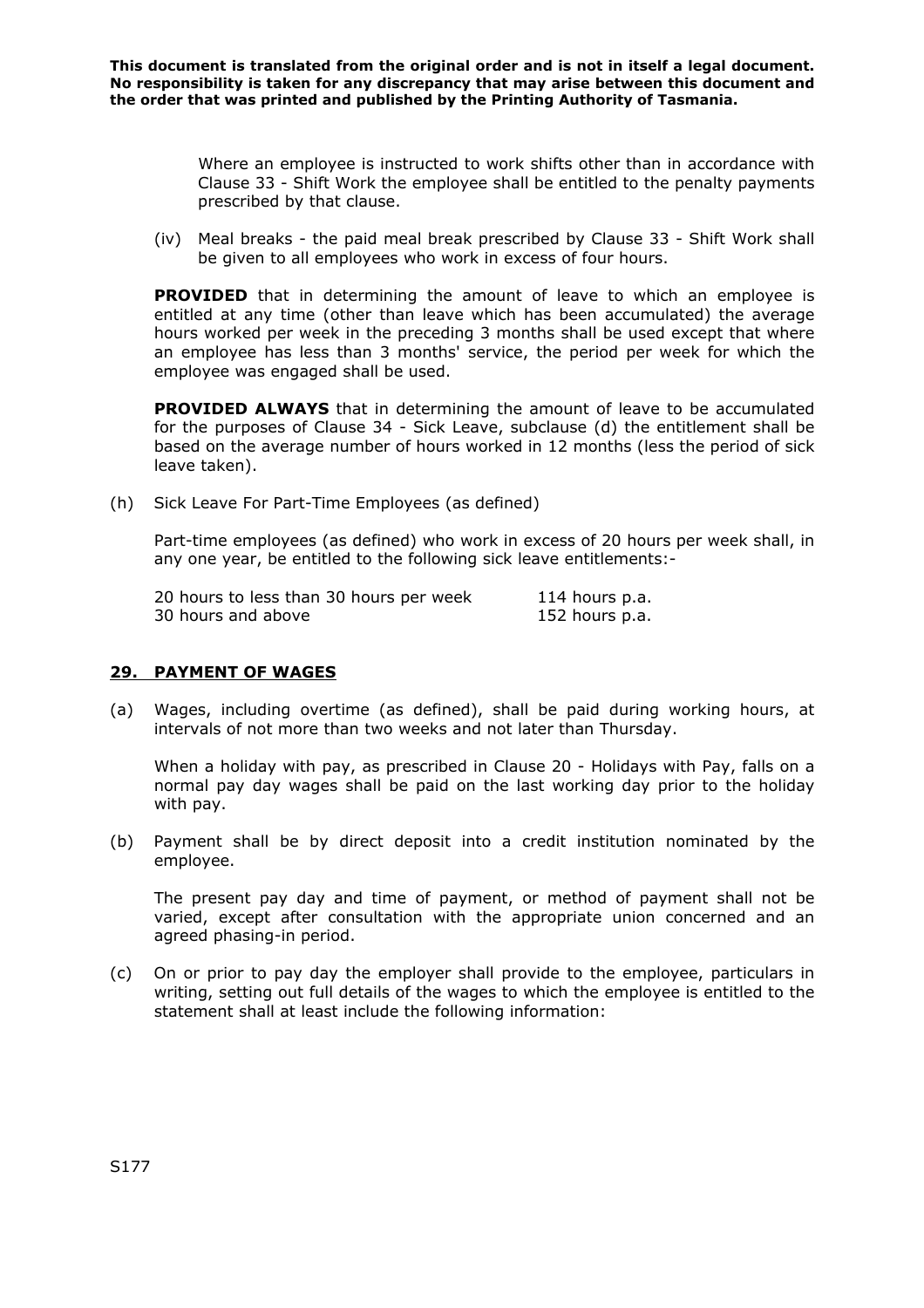Where an employee is instructed to work shifts other than in accordance with Clause 33 - Shift Work the employee shall be entitled to the penalty payments prescribed by that clause.

(iv) Meal breaks - the paid meal break prescribed by Clause 33 - Shift Work shall be given to all employees who work in excess of four hours.

**PROVIDED** that in determining the amount of leave to which an employee is entitled at any time (other than leave which has been accumulated) the average hours worked per week in the preceding 3 months shall be used except that where an employee has less than 3 months' service, the period per week for which the employee was engaged shall be used.

**PROVIDED ALWAYS** that in determining the amount of leave to be accumulated for the purposes of Clause 34 - Sick Leave, subclause (d) the entitlement shall be based on the average number of hours worked in 12 months (less the period of sick leave taken).

(h) Sick Leave For Part-Time Employees (as defined)

Part-time employees (as defined) who work in excess of 20 hours per week shall, in any one year, be entitled to the following sick leave entitlements:-

| | |
|---|---|
| 20 hours to less than 30 hours per week | 114 hours p.a. |
| 30 hours and above | 152 hours p.a. |

## 29. PAYMENT OF WAGES

(a) Wages, including overtime (as defined), shall be paid during working hours, at intervals of not more than two weeks and not later than Thursday.

When a holiday with pay, as prescribed in Clause 20 - Holidays with Pay, falls on a normal pay day wages shall be paid on the last working day prior to the holiday with pay.

(b) Payment shall be by direct deposit into a credit institution nominated by the employee.

The present pay day and time of payment, or method of payment shall not be varied, except after consultation with the appropriate union concerned and an agreed phasing-in period.

(c) On or prior to pay day the employer shall provide to the employee, particulars in writing, setting out full details of the wages to which the employee is entitled to the statement shall at least include the following information: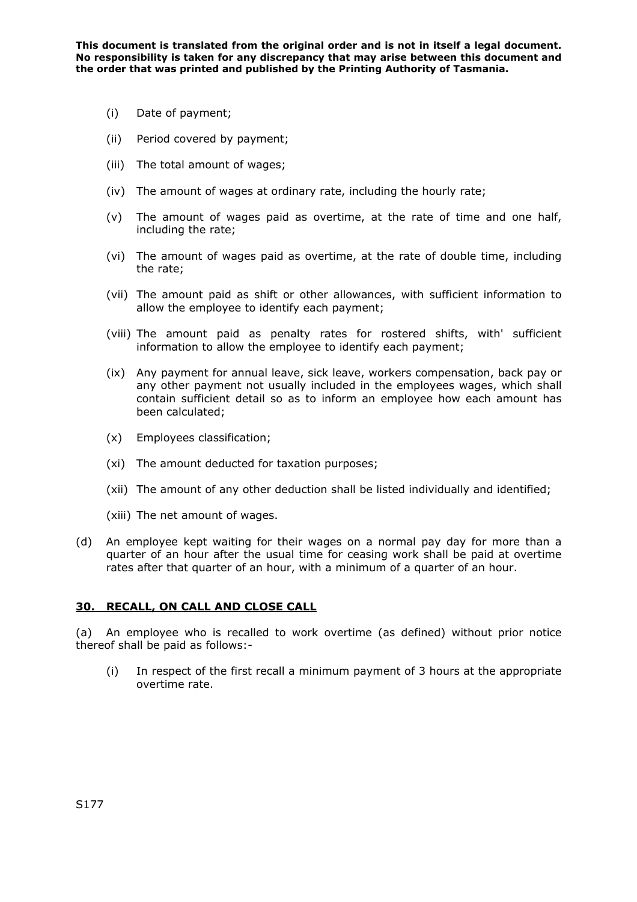(i) Date of payment;

(ii) Period covered by payment;

(iii) The total amount of wages;

(iv) The amount of wages at ordinary rate, including the hourly rate;

(v) The amount of wages paid as overtime, at the rate of time and one half, including the rate;

(vi) The amount of wages paid as overtime, at the rate of double time, including the rate;

(vii) The amount paid as shift or other allowances, with sufficient information to allow the employee to identify each payment;

(viii) The amount paid as penalty rates for rostered shifts, with' sufficient information to allow the employee to identify each payment;

(ix) Any payment for annual leave, sick leave, workers compensation, back pay or any other payment not usually included in the employees wages, which shall contain sufficient detail so as to inform an employee how each amount has been calculated;

(x) Employees classification;

(xi) The amount deducted for taxation purposes;

(xii) The amount of any other deduction shall be listed individually and identified;

(xiii) The net amount of wages.

(d) An employee kept waiting for their wages on a normal pay day for more than a quarter of an hour after the usual time for ceasing work shall be paid at overtime rates after that quarter of an hour, with a minimum of a quarter of an hour.

## 30. RECALL, ON CALL AND CLOSE CALL

(a) An employee who is recalled to work overtime (as defined) without prior notice thereof shall be paid as follows:-

(i) In respect of the first recall a minimum payment of 3 hours at the appropriate overtime rate.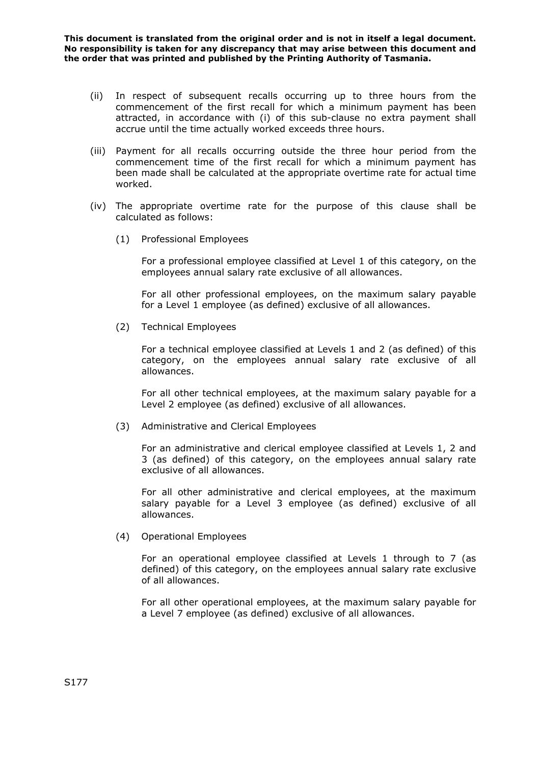**This document is translated from the original order and is not in itself a legal document. No responsibility is taken for any discrepancy that may arise between this document and the order that was printed and published by the Printing Authority of Tasmania.**

(ii) In respect of subsequent recalls occurring up to three hours from the commencement of the first recall for which a minimum payment has been attracted, in accordance with (i) of this sub-clause no extra payment shall accrue until the time actually worked exceeds three hours.

(iii) Payment for all recalls occurring outside the three hour period from the commencement time of the first recall for which a minimum payment has been made shall be calculated at the appropriate overtime rate for actual time worked.

(iv) The appropriate overtime rate for the purpose of this clause shall be calculated as follows:

(1) Professional Employees

For a professional employee classified at Level 1 of this category, on the employees annual salary rate exclusive of all allowances.

For all other professional employees, on the maximum salary payable for a Level 1 employee (as defined) exclusive of all allowances.

(2) Technical Employees

For a technical employee classified at Levels 1 and 2 (as defined) of this category, on the employees annual salary rate exclusive of all allowances.

For all other technical employees, at the maximum salary payable for a Level 2 employee (as defined) exclusive of all allowances.

(3) Administrative and Clerical Employees

For an administrative and clerical employee classified at Levels 1, 2 and 3 (as defined) of this category, on the employees annual salary rate exclusive of all allowances.

For all other administrative and clerical employees, at the maximum salary payable for a Level 3 employee (as defined) exclusive of all allowances.

(4) Operational Employees

For an operational employee classified at Levels 1 through to 7 (as defined) of this category, on the employees annual salary rate exclusive of all allowances.

For all other operational employees, at the maximum salary payable for a Level 7 employee (as defined) exclusive of all allowances.

S177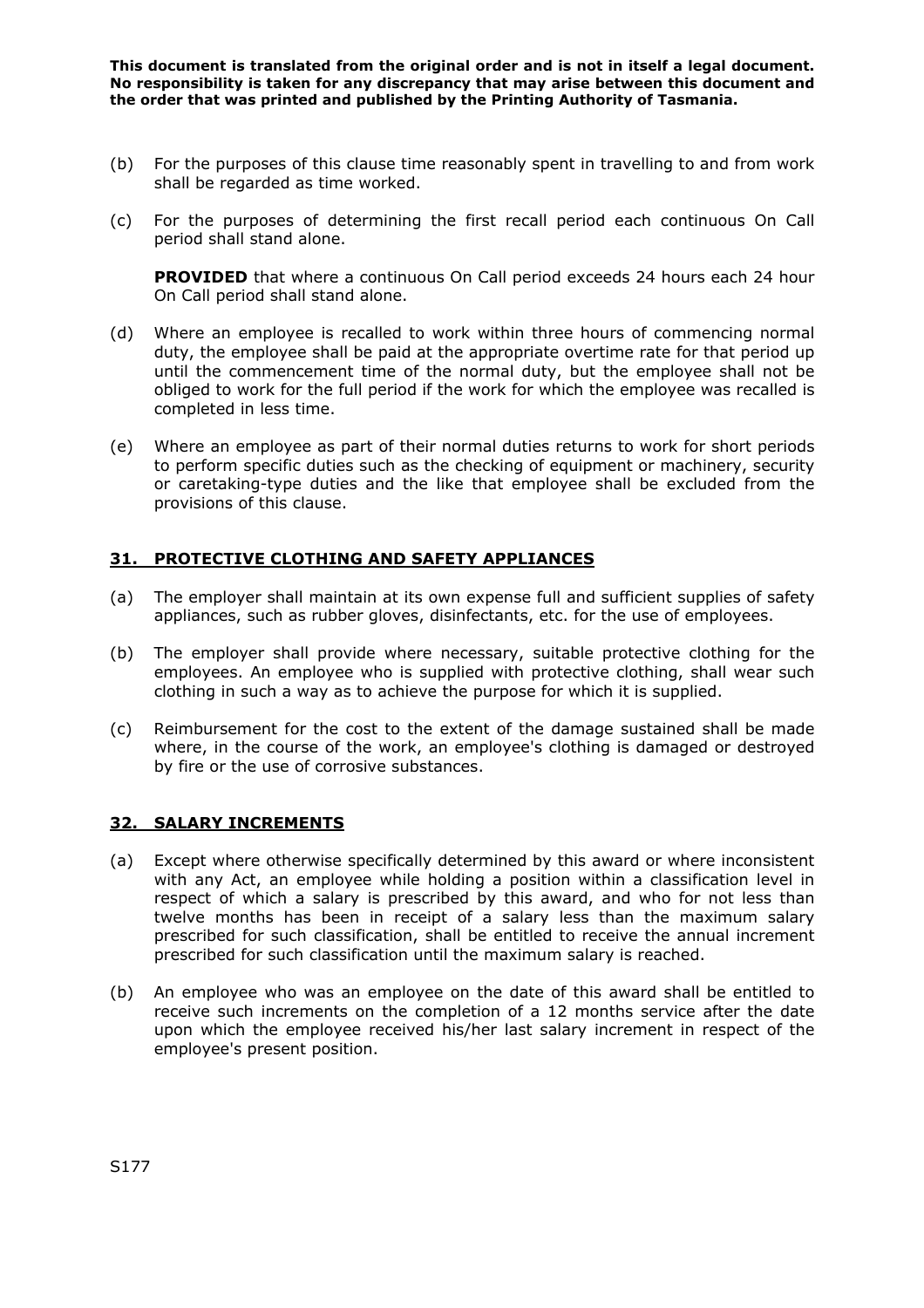(b) For the purposes of this clause time reasonably spent in travelling to and from work shall be regarded as time worked.

(c) For the purposes of determining the first recall period each continuous On Call period shall stand alone.

**PROVIDED** that where a continuous On Call period exceeds 24 hours each 24 hour On Call period shall stand alone.

(d) Where an employee is recalled to work within three hours of commencing normal duty, the employee shall be paid at the appropriate overtime rate for that period up until the commencement time of the normal duty, but the employee shall not be obliged to work for the full period if the work for which the employee was recalled is completed in less time.

(e) Where an employee as part of their normal duties returns to work for short periods to perform specific duties such as the checking of equipment or machinery, security or caretaking-type duties and the like that employee shall be excluded from the provisions of this clause.

## 31. PROTECTIVE CLOTHING AND SAFETY APPLIANCES

(a) The employer shall maintain at its own expense full and sufficient supplies of safety appliances, such as rubber gloves, disinfectants, etc. for the use of employees.

(b) The employer shall provide where necessary, suitable protective clothing for the employees. An employee who is supplied with protective clothing, shall wear such clothing in such a way as to achieve the purpose for which it is supplied.

(c) Reimbursement for the cost to the extent of the damage sustained shall be made where, in the course of the work, an employee's clothing is damaged or destroyed by fire or the use of corrosive substances.

## 32. SALARY INCREMENTS

(a) Except where otherwise specifically determined by this award or where inconsistent with any Act, an employee while holding a position within a classification level in respect of which a salary is prescribed by this award, and who for not less than twelve months has been in receipt of a salary less than the maximum salary prescribed for such classification, shall be entitled to receive the annual increment prescribed for such classification until the maximum salary is reached.

(b) An employee who was an employee on the date of this award shall be entitled to receive such increments on the completion of a 12 months service after the date upon which the employee received his/her last salary increment in respect of the employee's present position.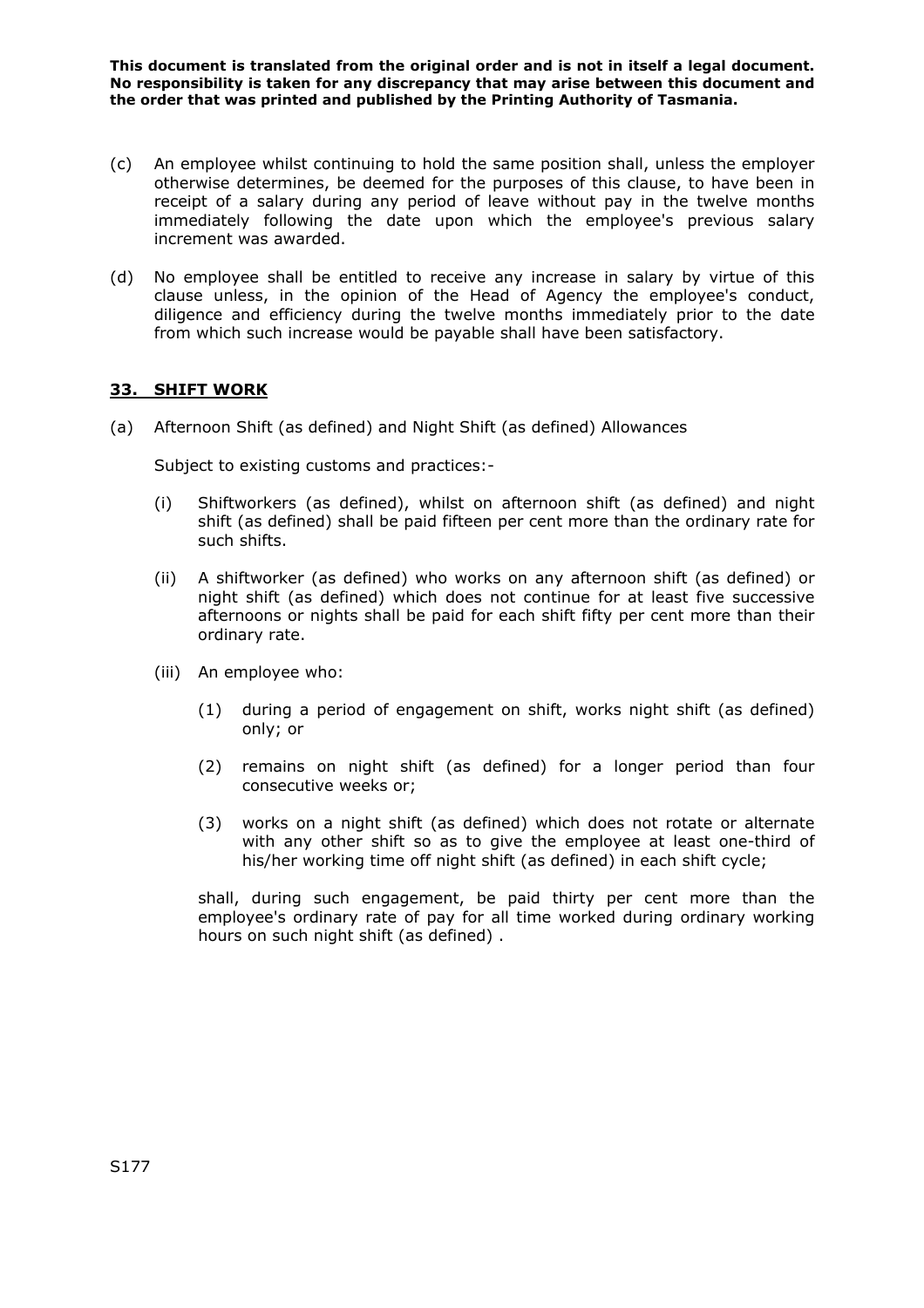**This document is translated from the original order and is not in itself a legal document. No responsibility is taken for any discrepancy that may arise between this document and the order that was printed and published by the Printing Authority of Tasmania.**

(c) An employee whilst continuing to hold the same position shall, unless the employer otherwise determines, be deemed for the purposes of this clause, to have been in receipt of a salary during any period of leave without pay in the twelve months immediately following the date upon which the employee's previous salary increment was awarded.

(d) No employee shall be entitled to receive any increase in salary by virtue of this clause unless, in the opinion of the Head of Agency the employee's conduct, diligence and efficiency during the twelve months immediately prior to the date from which such increase would be payable shall have been satisfactory.

## 33. SHIFT WORK

(a) Afternoon Shift (as defined) and Night Shift (as defined) Allowances

Subject to existing customs and practices:-

(i) Shiftworkers (as defined), whilst on afternoon shift (as defined) and night shift (as defined) shall be paid fifteen per cent more than the ordinary rate for such shifts.

(ii) A shiftworker (as defined) who works on any afternoon shift (as defined) or night shift (as defined) which does not continue for at least five successive afternoons or nights shall be paid for each shift fifty per cent more than their ordinary rate.

(iii) An employee who:

(1) during a period of engagement on shift, works night shift (as defined) only; or

(2) remains on night shift (as defined) for a longer period than four consecutive weeks or;

(3) works on a night shift (as defined) which does not rotate or alternate with any other shift so as to give the employee at least one-third of his/her working time off night shift (as defined) in each shift cycle;

shall, during such engagement, be paid thirty per cent more than the employee's ordinary rate of pay for all time worked during ordinary working hours on such night shift (as defined) .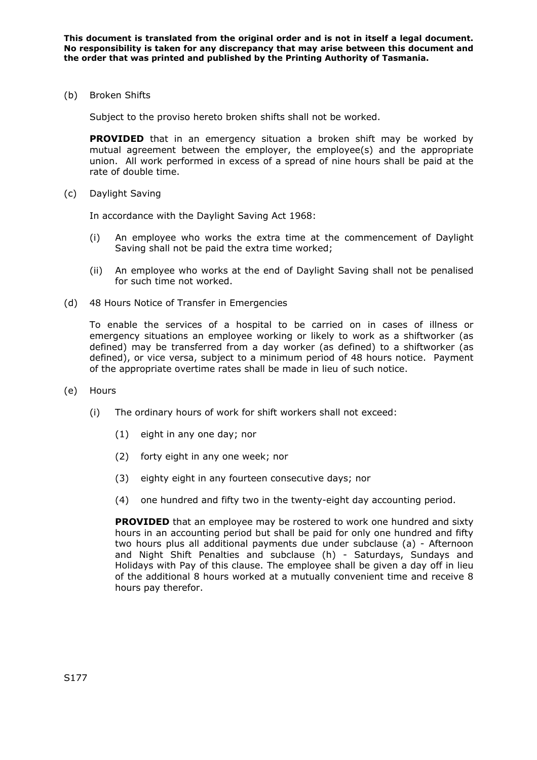**This document is translated from the original order and is not in itself a legal document. No responsibility is taken for any discrepancy that may arise between this document and the order that was printed and published by the Printing Authority of Tasmania.**

(b) Broken Shifts

Subject to the proviso hereto broken shifts shall not be worked.

**PROVIDED** that in an emergency situation a broken shift may be worked by mutual agreement between the employer, the employee(s) and the appropriate union. All work performed in excess of a spread of nine hours shall be paid at the rate of double time.

(c) Daylight Saving

In accordance with the Daylight Saving Act 1968:

(i) An employee who works the extra time at the commencement of Daylight Saving shall not be paid the extra time worked;

(ii) An employee who works at the end of Daylight Saving shall not be penalised for such time not worked.

(d) 48 Hours Notice of Transfer in Emergencies

To enable the services of a hospital to be carried on in cases of illness or emergency situations an employee working or likely to work as a shiftworker (as defined) may be transferred from a day worker (as defined) to a shiftworker (as defined), or vice versa, subject to a minimum period of 48 hours notice. Payment of the appropriate overtime rates shall be made in lieu of such notice.

(e) Hours

(i) The ordinary hours of work for shift workers shall not exceed:

(1) eight in any one day; nor

(2) forty eight in any one week; nor

(3) eighty eight in any fourteen consecutive days; nor

(4) one hundred and fifty two in the twenty-eight day accounting period.

**PROVIDED** that an employee may be rostered to work one hundred and sixty hours in an accounting period but shall be paid for only one hundred and fifty two hours plus all additional payments due under subclause (a) - Afternoon and Night Shift Penalties and subclause (h) - Saturdays, Sundays and Holidays with Pay of this clause. The employee shall be given a day off in lieu of the additional 8 hours worked at a mutually convenient time and receive 8 hours pay therefor.

S177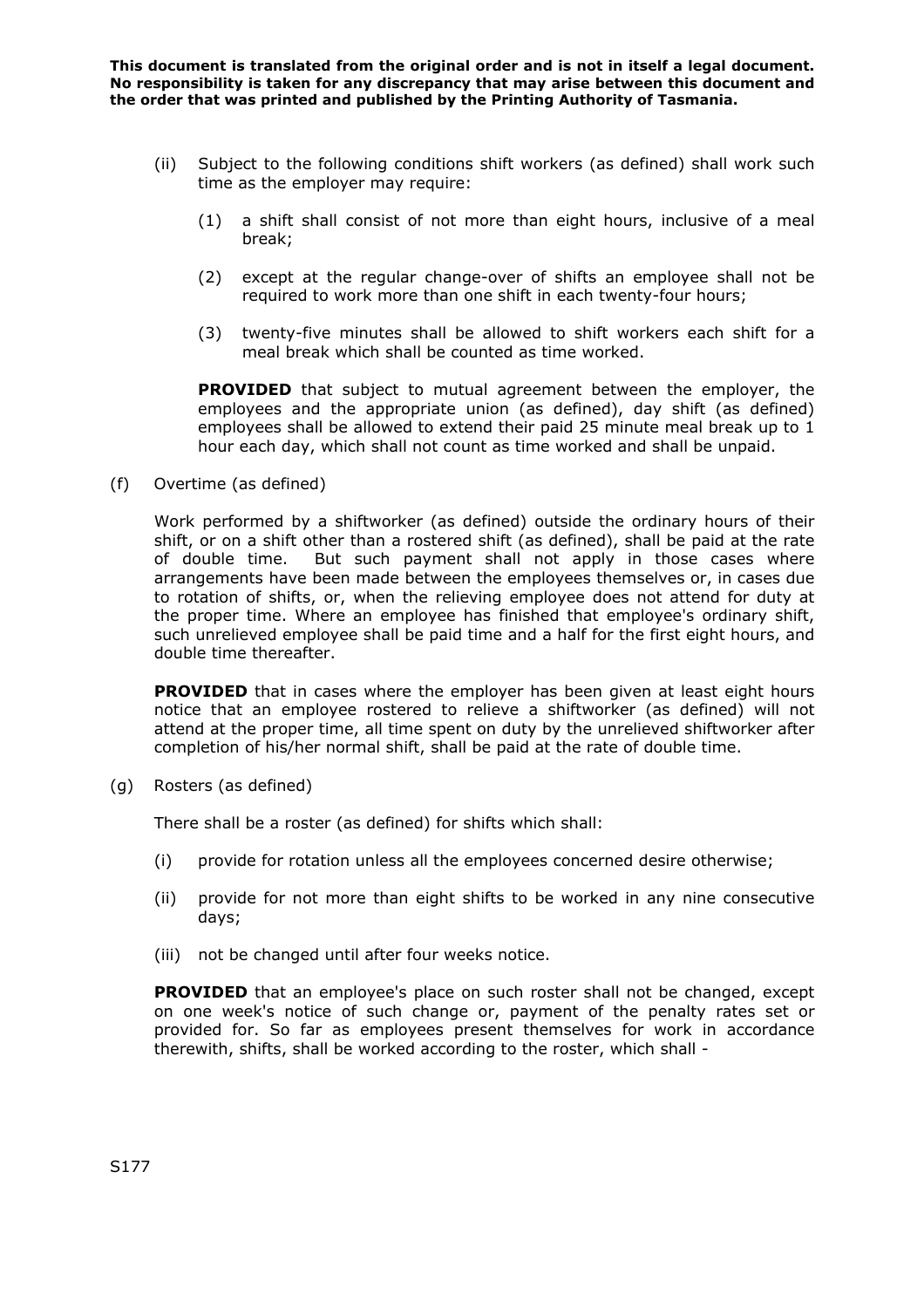(ii) Subject to the following conditions shift workers (as defined) shall work such time as the employer may require:

(1) a shift shall consist of not more than eight hours, inclusive of a meal break;

(2) except at the regular change-over of shifts an employee shall not be required to work more than one shift in each twenty-four hours;

(3) twenty-five minutes shall be allowed to shift workers each shift for a meal break which shall be counted as time worked.

**PROVIDED** that subject to mutual agreement between the employer, the employees and the appropriate union (as defined), day shift (as defined) employees shall be allowed to extend their paid 25 minute meal break up to 1 hour each day, which shall not count as time worked and shall be unpaid.

(f) Overtime (as defined)

Work performed by a shiftworker (as defined) outside the ordinary hours of their shift, or on a shift other than a rostered shift (as defined), shall be paid at the rate of double time. But such payment shall not apply in those cases where arrangements have been made between the employees themselves or, in cases due to rotation of shifts, or, when the relieving employee does not attend for duty at the proper time. Where an employee has finished that employee's ordinary shift, such unrelieved employee shall be paid time and a half for the first eight hours, and double time thereafter.

**PROVIDED** that in cases where the employer has been given at least eight hours notice that an employee rostered to relieve a shiftworker (as defined) will not attend at the proper time, all time spent on duty by the unrelieved shiftworker after completion of his/her normal shift, shall be paid at the rate of double time.

(g) Rosters (as defined)

There shall be a roster (as defined) for shifts which shall:

(i) provide for rotation unless all the employees concerned desire otherwise;

(ii) provide for not more than eight shifts to be worked in any nine consecutive days;

(iii) not be changed until after four weeks notice.

**PROVIDED** that an employee's place on such roster shall not be changed, except on one week's notice of such change or, payment of the penalty rates set or provided for. So far as employees present themselves for work in accordance therewith, shifts, shall be worked according to the roster, which shall -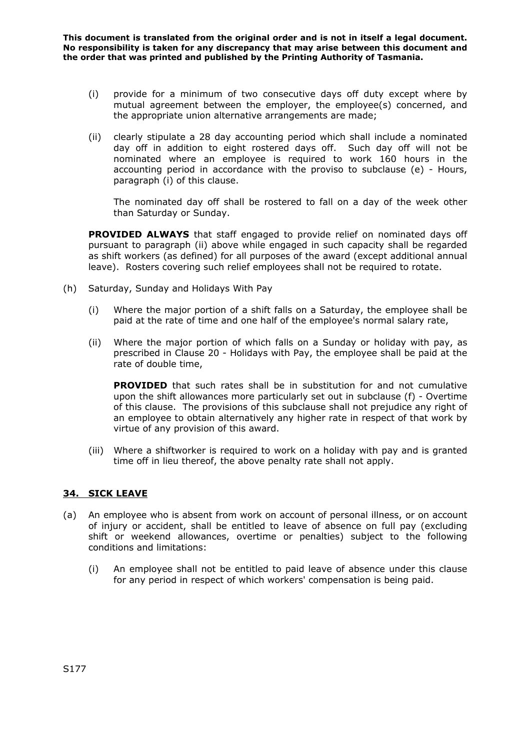(i) provide for a minimum of two consecutive days off duty except where by mutual agreement between the employer, the employee(s) concerned, and the appropriate union alternative arrangements are made;

(ii) clearly stipulate a 28 day accounting period which shall include a nominated day off in addition to eight rostered days off. Such day off will not be nominated where an employee is required to work 160 hours in the accounting period in accordance with the proviso to subclause (e) - Hours, paragraph (i) of this clause.

The nominated day off shall be rostered to fall on a day of the week other than Saturday or Sunday.

**PROVIDED ALWAYS** that staff engaged to provide relief on nominated days off pursuant to paragraph (ii) above while engaged in such capacity shall be regarded as shift workers (as defined) for all purposes of the award (except additional annual leave). Rosters covering such relief employees shall not be required to rotate.

(h) Saturday, Sunday and Holidays With Pay

(i) Where the major portion of a shift falls on a Saturday, the employee shall be paid at the rate of time and one half of the employee's normal salary rate,

(ii) Where the major portion of which falls on a Sunday or holiday with pay, as prescribed in Clause 20 - Holidays with Pay, the employee shall be paid at the rate of double time,

**PROVIDED** that such rates shall be in substitution for and not cumulative upon the shift allowances more particularly set out in subclause (f) - Overtime of this clause. The provisions of this subclause shall not prejudice any right of an employee to obtain alternatively any higher rate in respect of that work by virtue of any provision of this award.

(iii) Where a shiftworker is required to work on a holiday with pay and is granted time off in lieu thereof, the above penalty rate shall not apply.

## 34. SICK LEAVE

(a) An employee who is absent from work on account of personal illness, or on account of injury or accident, shall be entitled to leave of absence on full pay (excluding shift or weekend allowances, overtime or penalties) subject to the following conditions and limitations:

(i) An employee shall not be entitled to paid leave of absence under this clause for any period in respect of which workers' compensation is being paid.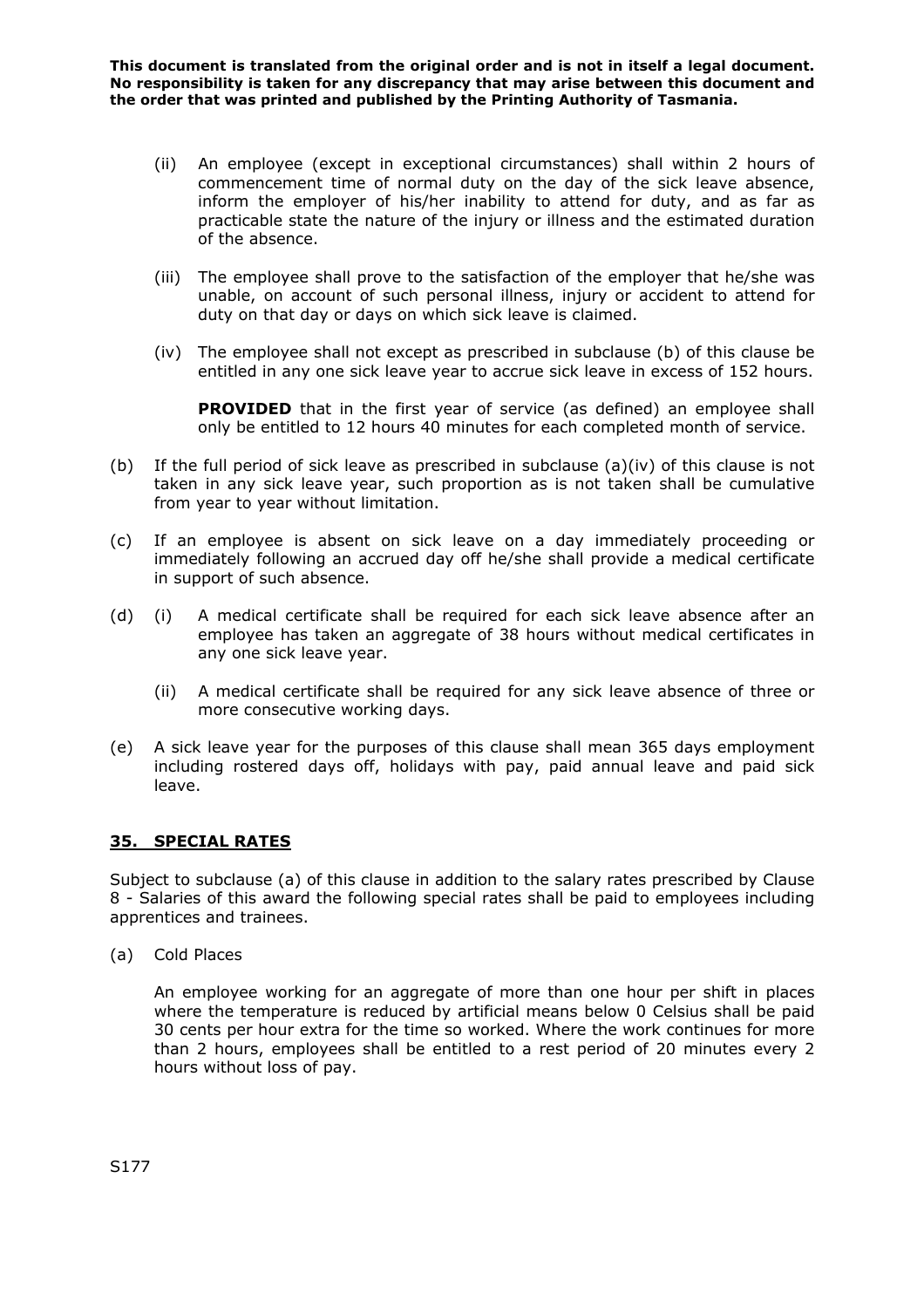(ii) An employee (except in exceptional circumstances) shall within 2 hours of commencement time of normal duty on the day of the sick leave absence, inform the employer of his/her inability to attend for duty, and as far as practicable state the nature of the injury or illness and the estimated duration of the absence.

(iii) The employee shall prove to the satisfaction of the employer that he/she was unable, on account of such personal illness, injury or accident to attend for duty on that day or days on which sick leave is claimed.

(iv) The employee shall not except as prescribed in subclause (b) of this clause be entitled in any one sick leave year to accrue sick leave in excess of 152 hours.

**PROVIDED** that in the first year of service (as defined) an employee shall only be entitled to 12 hours 40 minutes for each completed month of service.

(b) If the full period of sick leave as prescribed in subclause (a)(iv) of this clause is not taken in any sick leave year, such proportion as is not taken shall be cumulative from year to year without limitation.

(c) If an employee is absent on sick leave on a day immediately proceeding or immediately following an accrued day off he/she shall provide a medical certificate in support of such absence.

(d) (i) A medical certificate shall be required for each sick leave absence after an employee has taken an aggregate of 38 hours without medical certificates in any one sick leave year.

(ii) A medical certificate shall be required for any sick leave absence of three or more consecutive working days.

(e) A sick leave year for the purposes of this clause shall mean 365 days employment including rostered days off, holidays with pay, paid annual leave and paid sick leave.

## 35. SPECIAL RATES

Subject to subclause (a) of this clause in addition to the salary rates prescribed by Clause 8 - Salaries of this award the following special rates shall be paid to employees including apprentices and trainees.

(a) Cold Places

An employee working for an aggregate of more than one hour per shift in places where the temperature is reduced by artificial means below 0 Celsius shall be paid 30 cents per hour extra for the time so worked. Where the work continues for more than 2 hours, employees shall be entitled to a rest period of 20 minutes every 2 hours without loss of pay.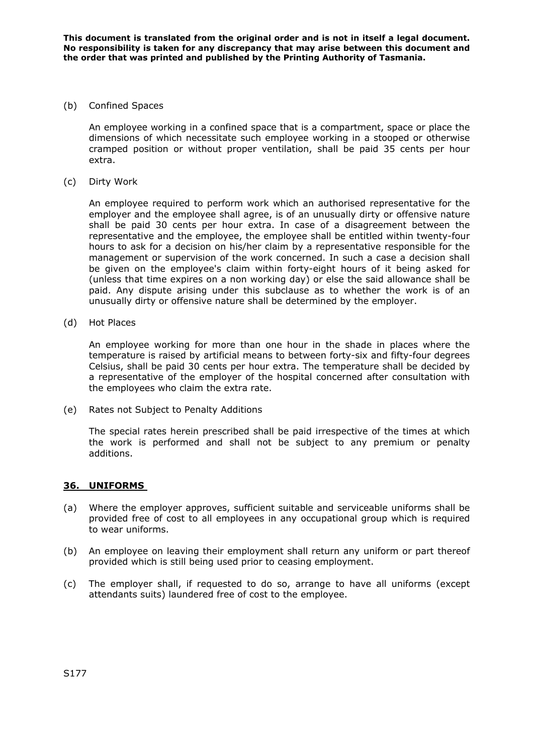(b) Confined Spaces

An employee working in a confined space that is a compartment, space or place the dimensions of which necessitate such employee working in a stooped or otherwise cramped position or without proper ventilation, shall be paid 35 cents per hour extra.

(c) Dirty Work

An employee required to perform work which an authorised representative for the employer and the employee shall agree, is of an unusually dirty or offensive nature shall be paid 30 cents per hour extra. In case of a disagreement between the representative and the employee, the employee shall be entitled within twenty-four hours to ask for a decision on his/her claim by a representative responsible for the management or supervision of the work concerned. In such a case a decision shall be given on the employee's claim within forty-eight hours of it being asked for (unless that time expires on a non working day) or else the said allowance shall be paid. Any dispute arising under this subclause as to whether the work is of an unusually dirty or offensive nature shall be determined by the employer.

(d) Hot Places

An employee working for more than one hour in the shade in places where the temperature is raised by artificial means to between forty-six and fifty-four degrees Celsius, shall be paid 30 cents per hour extra. The temperature shall be decided by a representative of the employer of the hospital concerned after consultation with the employees who claim the extra rate.

(e) Rates not Subject to Penalty Additions

The special rates herein prescribed shall be paid irrespective of the times at which the work is performed and shall not be subject to any premium or penalty additions.

## 36. UNIFORMS

(a) Where the employer approves, sufficient suitable and serviceable uniforms shall be provided free of cost to all employees in any occupational group which is required to wear uniforms.

(b) An employee on leaving their employment shall return any uniform or part thereof provided which is still being used prior to ceasing employment.

(c) The employer shall, if requested to do so, arrange to have all uniforms (except attendants suits) laundered free of cost to the employee.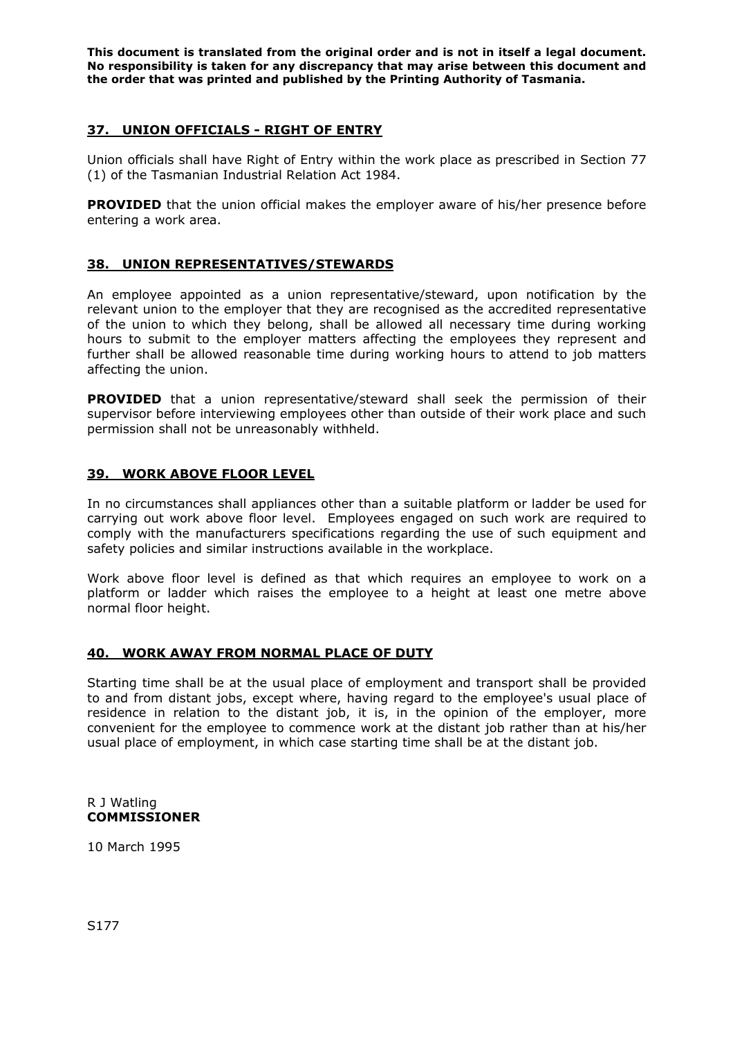**This document is translated from the original order and is not in itself a legal document. No responsibility is taken for any discrepancy that may arise between this document and the order that was printed and published by the Printing Authority of Tasmania.**

## 37. UNION OFFICIALS - RIGHT OF ENTRY

Union officials shall have Right of Entry within the work place as prescribed in Section 77 (1) of the Tasmanian Industrial Relation Act 1984.

**PROVIDED** that the union official makes the employer aware of his/her presence before entering a work area.

## 38. UNION REPRESENTATIVES/STEWARDS

An employee appointed as a union representative/steward, upon notification by the relevant union to the employer that they are recognised as the accredited representative of the union to which they belong, shall be allowed all necessary time during working hours to submit to the employer matters affecting the employees they represent and further shall be allowed reasonable time during working hours to attend to job matters affecting the union.

**PROVIDED** that a union representative/steward shall seek the permission of their supervisor before interviewing employees other than outside of their work place and such permission shall not be unreasonably withheld.

## 39. WORK ABOVE FLOOR LEVEL

In no circumstances shall appliances other than a suitable platform or ladder be used for carrying out work above floor level. Employees engaged on such work are required to comply with the manufacturers specifications regarding the use of such equipment and safety policies and similar instructions available in the workplace.

Work above floor level is defined as that which requires an employee to work on a platform or ladder which raises the employee to a height at least one metre above normal floor height.

## 40. WORK AWAY FROM NORMAL PLACE OF DUTY

Starting time shall be at the usual place of employment and transport shall be provided to and from distant jobs, except where, having regard to the employee's usual place of residence in relation to the distant job, it is, in the opinion of the employer, more convenient for the employee to commence work at the distant job rather than at his/her usual place of employment, in which case starting time shall be at the distant job.

R J Watling
**COMMISSIONER**

10 March 1995

S177